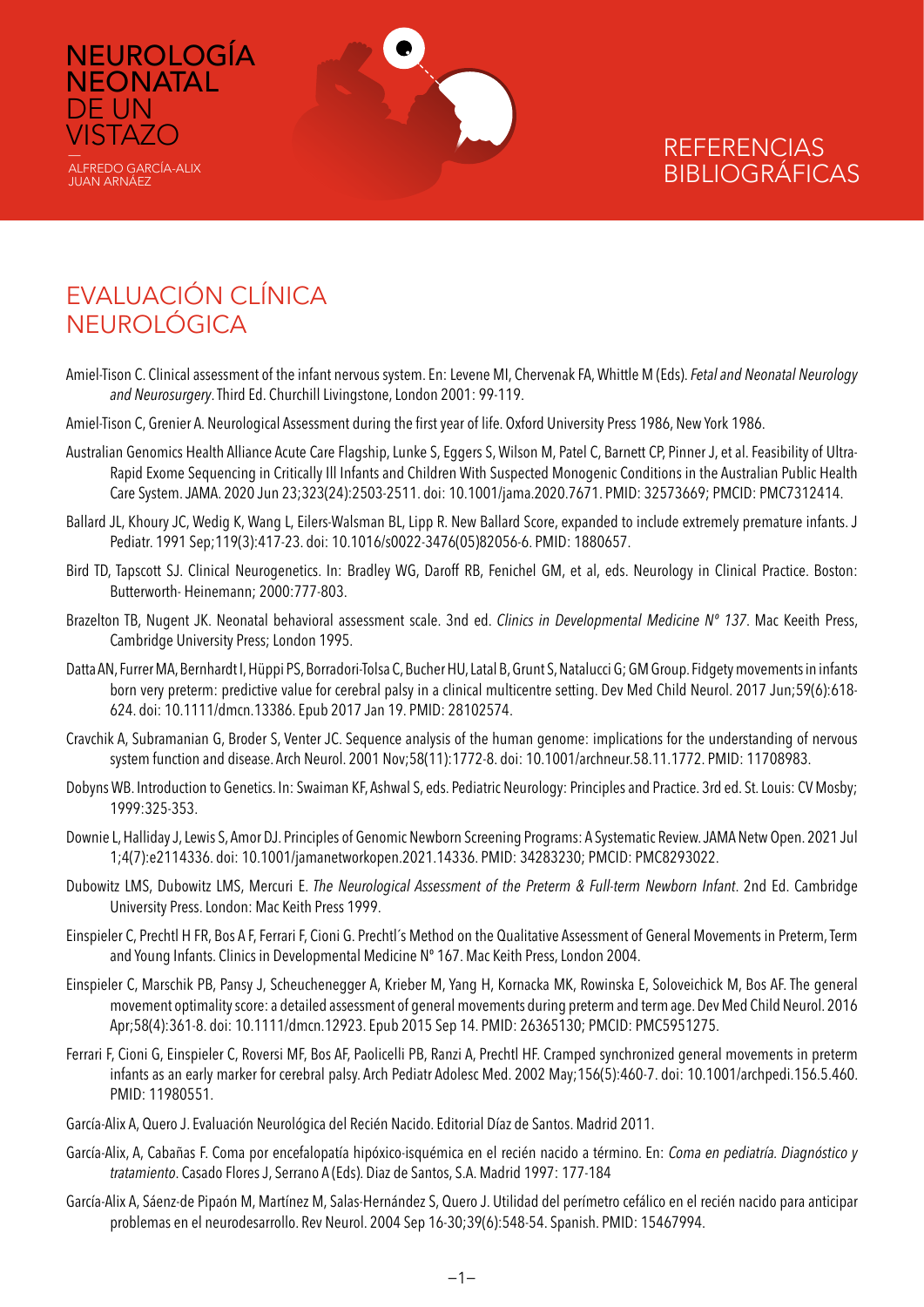# NEUROLOGÍA NEONATAL DE UN VISTAZO

ALFREDO GARCÍA-ALIX
JUAN ARNÁEZ

# REFERENCIAS BIBLIOGRÁFICAS

## EVALUACIÓN CLÍNICA NEUROLÓGICA

Amiel-Tison C. Clinical assessment of the infant nervous system. En: Levene MI, Chervenak FA, Whittle M (Eds). *Fetal and Neonatal Neurology and Neurosurgery*. Third Ed. Churchill Livingstone, London 2001: 99-119.

Amiel-Tison C, Grenier A. Neurological Assessment during the first year of life. Oxford University Press 1986, New York 1986.

Australian Genomics Health Alliance Acute Care Flagship, Lunke S, Eggers S, Wilson M, Patel C, Barnett CP, Pinner J, et al. Feasibility of Ultra-Rapid Exome Sequencing in Critically Ill Infants and Children With Suspected Monogenic Conditions in the Australian Public Health Care System. JAMA. 2020 Jun 23;323(24):2503-2511. doi: 10.1001/jama.2020.7671. PMID: 32573669; PMCID: PMC7312414.

Ballard JL, Khoury JC, Wedig K, Wang L, Eilers-Walsman BL, Lipp R. New Ballard Score, expanded to include extremely premature infants. J Pediatr. 1991 Sep;119(3):417-23. doi: 10.1016/s0022-3476(05)82056-6. PMID: 1880657.

Bird TD, Tapscott SJ. Clinical Neurogenetics. In: Bradley WG, Daroff RB, Fenichel GM, et al, eds. Neurology in Clinical Practice. Boston: Butterworth- Heinemann; 2000:777-803.

Brazelton TB, Nugent JK. Neonatal behavioral assessment scale. 3nd ed. *Clinics in Developmental Medicine Nº 137*. Mac Keeith Press, Cambridge University Press; London 1995.

Datta AN, Furrer MA, Bernhardt I, Hüppi PS, Borradori-Tolsa C, Bucher HU, Latal B, Grunt S, Natalucci G; GM Group. Fidgety movements in infants born very preterm: predictive value for cerebral palsy in a clinical multicentre setting. Dev Med Child Neurol. 2017 Jun;59(6):618-624. doi: 10.1111/dmcn.13386. Epub 2017 Jan 19. PMID: 28102574.

Cravchik A, Subramanian G, Broder S, Venter JC. Sequence analysis of the human genome: implications for the understanding of nervous system function and disease. Arch Neurol. 2001 Nov;58(11):1772-8. doi: 10.1001/archneur.58.11.1772. PMID: 11708983.

Dobyns WB. Introduction to Genetics. In: Swaiman KF, Ashwal S, eds. Pediatric Neurology: Principles and Practice. 3rd ed. St. Louis: CV Mosby; 1999:325-353.

Downie L, Halliday J, Lewis S, Amor DJ. Principles of Genomic Newborn Screening Programs: A Systematic Review. JAMA Netw Open. 2021 Jul 1;4(7):e2114336. doi: 10.1001/jamanetworkopen.2021.14336. PMID: 34283230; PMCID: PMC8293022.

Dubowitz LMS, Dubowitz LMS, Mercuri E. *The Neurological Assessment of the Preterm & Full-term Newborn Infant*. 2nd Ed. Cambridge University Press. London: Mac Keith Press 1999.

Einspieler C, Prechtl H FR, Bos A F, Ferrari F, Cioni G. Prechtl´s Method on the Qualitative Assessment of General Movements in Preterm, Term and Young Infants. Clinics in Developmental Medicine Nº 167. Mac Keith Press, London 2004.

Einspieler C, Marschik PB, Pansy J, Scheuchenegger A, Krieber M, Yang H, Kornacka MK, Rowinska E, Soloveichick M, Bos AF. The general movement optimality score: a detailed assessment of general movements during preterm and term age. Dev Med Child Neurol. 2016 Apr;58(4):361-8. doi: 10.1111/dmcn.12923. Epub 2015 Sep 14. PMID: 26365130; PMCID: PMC5951275.

Ferrari F, Cioni G, Einspieler C, Roversi MF, Bos AF, Paolicelli PB, Ranzi A, Prechtl HF. Cramped synchronized general movements in preterm infants as an early marker for cerebral palsy. Arch Pediatr Adolesc Med. 2002 May;156(5):460-7. doi: 10.1001/archpedi.156.5.460. PMID: 11980551.

García-Alix A, Quero J. Evaluación Neurológica del Recién Nacido. Editorial Díaz de Santos. Madrid 2011.

García-Alix, A, Cabañas F. Coma por encefalopatía hipóxico-isquémica en el recién nacido a término. En: *Coma en pediatría. Diagnóstico y tratamiento*. Casado Flores J, Serrano A (Eds). Diaz de Santos, S.A. Madrid 1997: 177-184

García-Alix A, Sáenz-de Pipaón M, Martínez M, Salas-Hernández S, Quero J. Utilidad del perímetro cefálico en el recién nacido para anticipar problemas en el neurodesarrollo. Rev Neurol. 2004 Sep 16-30;39(6):548-54. Spanish. PMID: 15467994.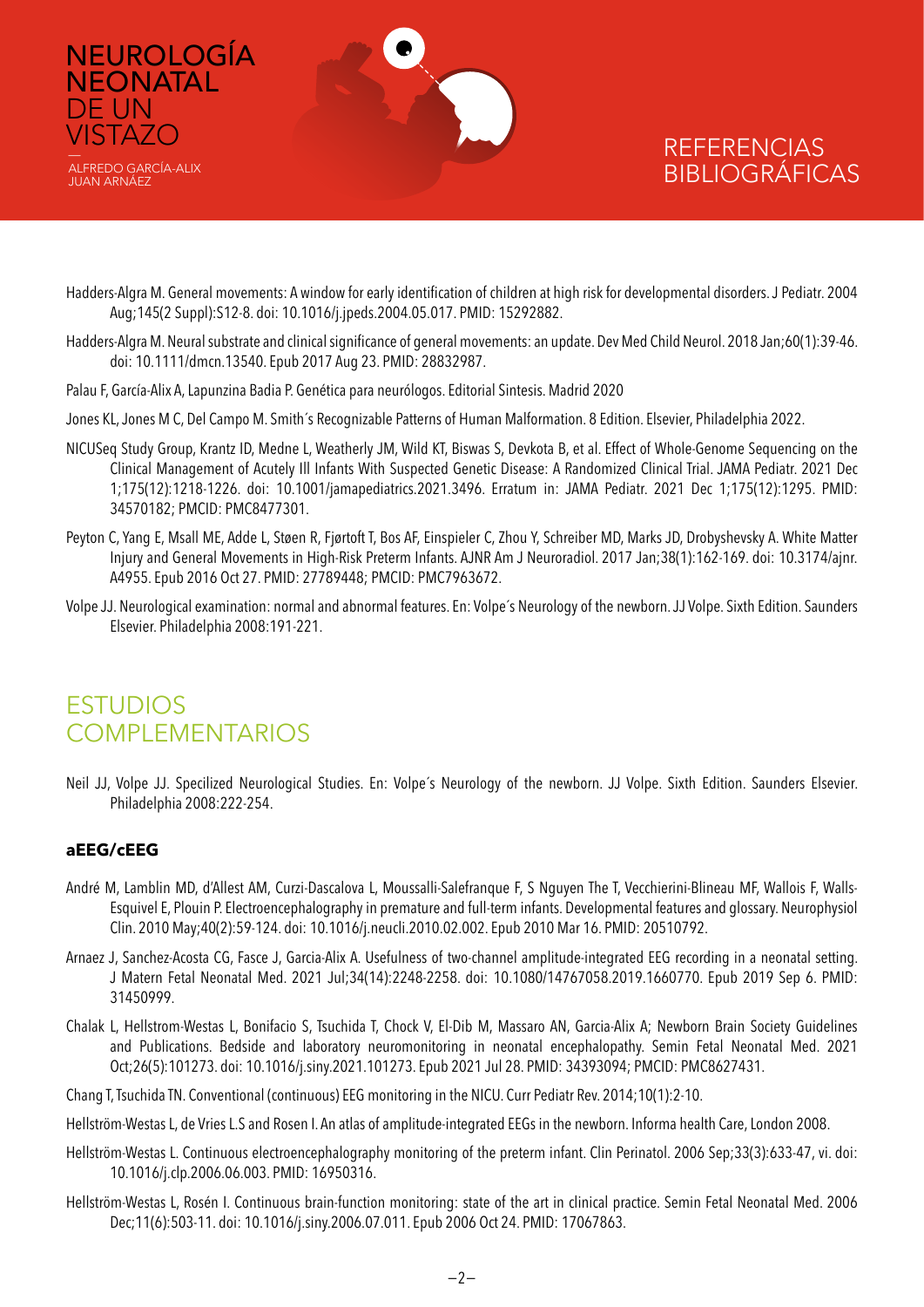Hadders-Algra M. General movements: A window for early identification of children at high risk for developmental disorders. J Pediatr. 2004 Aug;145(2 Suppl):S12-8. doi: 10.1016/j.jpeds.2004.05.017. PMID: 15292882.

Hadders-Algra M. Neural substrate and clinical significance of general movements: an update. Dev Med Child Neurol. 2018 Jan;60(1):39-46. doi: 10.1111/dmcn.13540. Epub 2017 Aug 23. PMID: 28832987.

Palau F, García-Alix A, Lapunzina Badia P. Genética para neurólogos. Editorial Sintesis. Madrid 2020

Jones KL, Jones M C, Del Campo M. Smith´s Recognizable Patterns of Human Malformation. 8 Edition. Elsevier, Philadelphia 2022.

NICUSeq Study Group, Krantz ID, Medne L, Weatherly JM, Wild KT, Biswas S, Devkota B, et al. Effect of Whole-Genome Sequencing on the Clinical Management of Acutely Ill Infants With Suspected Genetic Disease: A Randomized Clinical Trial. JAMA Pediatr. 2021 Dec 1;175(12):1218-1226. doi: 10.1001/jamapediatrics.2021.3496. Erratum in: JAMA Pediatr. 2021 Dec 1;175(12):1295. PMID: 34570182; PMCID: PMC8477301.

Peyton C, Yang E, Msall ME, Adde L, Støen R, Fjørtoft T, Bos AF, Einspieler C, Zhou Y, Schreiber MD, Marks JD, Drobyshevsky A. White Matter Injury and General Movements in High-Risk Preterm Infants. AJNR Am J Neuroradiol. 2017 Jan;38(1):162-169. doi: 10.3174/ajnr.A4955. Epub 2016 Oct 27. PMID: 27789448; PMCID: PMC7963672.

Volpe JJ. Neurological examination: normal and abnormal features. En: Volpe´s Neurology of the newborn. JJ Volpe. Sixth Edition. Saunders Elsevier. Philadelphia 2008:191-221.

## ESTUDIOS COMPLEMENTARIOS

Neil JJ, Volpe JJ. Specilized Neurological Studies. En: Volpe´s Neurology of the newborn. JJ Volpe. Sixth Edition. Saunders Elsevier. Philadelphia 2008:222-254.

### aEEG/cEEG

André M, Lamblin MD, d'Allest AM, Curzi-Dascalova L, Moussalli-Salefranque F, S Nguyen The T, Vecchierini-Blineau MF, Wallois F, Walls-Esquivel E, Plouin P. Electroencephalography in premature and full-term infants. Developmental features and glossary. Neurophysiol Clin. 2010 May;40(2):59-124. doi: 10.1016/j.neucli.2010.02.002. Epub 2010 Mar 16. PMID: 20510792.

Arnaez J, Sanchez-Acosta CG, Fasce J, Garcia-Alix A. Usefulness of two-channel amplitude-integrated EEG recording in a neonatal setting. J Matern Fetal Neonatal Med. 2021 Jul;34(14):2248-2258. doi: 10.1080/14767058.2019.1660770. Epub 2019 Sep 6. PMID: 31450999.

Chalak L, Hellstrom-Westas L, Bonifacio S, Tsuchida T, Chock V, El-Dib M, Massaro AN, Garcia-Alix A; Newborn Brain Society Guidelines and Publications. Bedside and laboratory neuromonitoring in neonatal encephalopathy. Semin Fetal Neonatal Med. 2021 Oct;26(5):101273. doi: 10.1016/j.siny.2021.101273. Epub 2021 Jul 28. PMID: 34393094; PMCID: PMC8627431.

Chang T, Tsuchida TN. Conventional (continuous) EEG monitoring in the NICU. Curr Pediatr Rev. 2014;10(1):2-10.

Hellström-Westas L, de Vries L.S and Rosen I. An atlas of amplitude-integrated EEGs in the newborn. Informa health Care, London 2008.

Hellström-Westas L. Continuous electroencephalography monitoring of the preterm infant. Clin Perinatol. 2006 Sep;33(3):633-47, vi. doi: 10.1016/j.clp.2006.06.003. PMID: 16950316.

Hellström-Westas L, Rosén I. Continuous brain-function monitoring: state of the art in clinical practice. Semin Fetal Neonatal Med. 2006 Dec;11(6):503-11. doi: 10.1016/j.siny.2006.07.011. Epub 2006 Oct 24. PMID: 17067863.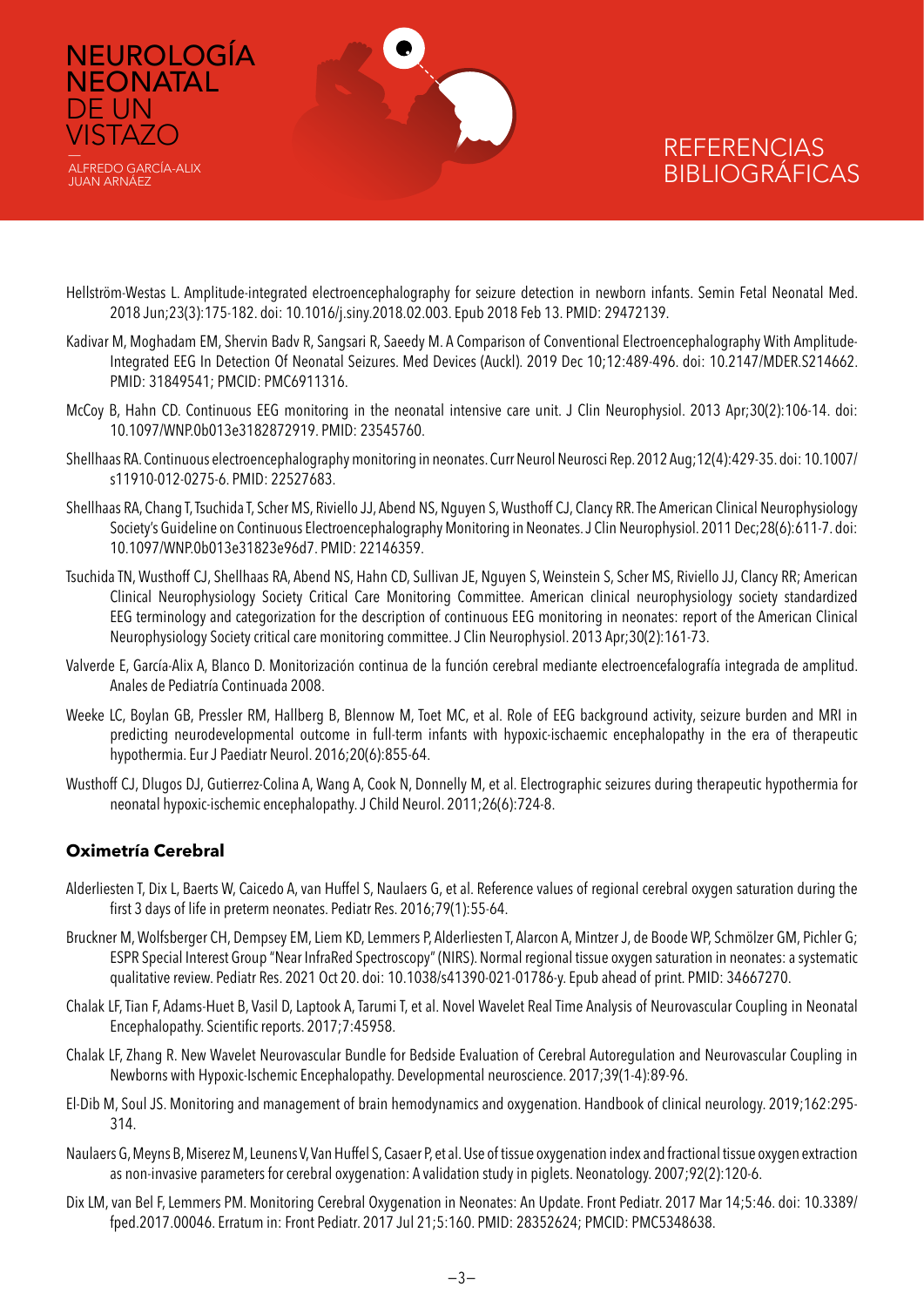Hellström-Westas L. Amplitude-integrated electroencephalography for seizure detection in newborn infants. Semin Fetal Neonatal Med. 2018 Jun;23(3):175-182. doi: 10.1016/j.siny.2018.02.003. Epub 2018 Feb 13. PMID: 29472139.

Kadivar M, Moghadam EM, Shervin Badv R, Sangsari R, Saeedy M. A Comparison of Conventional Electroencephalography With Amplitude-Integrated EEG In Detection Of Neonatal Seizures. Med Devices (Auckl). 2019 Dec 10;12:489-496. doi: 10.2147/MDER.S214662. PMID: 31849541; PMCID: PMC6911316.

McCoy B, Hahn CD. Continuous EEG monitoring in the neonatal intensive care unit. J Clin Neurophysiol. 2013 Apr;30(2):106-14. doi: 10.1097/WNP.0b013e3182872919. PMID: 23545760.

Shellhaas RA. Continuous electroencephalography monitoring in neonates. Curr Neurol Neurosci Rep. 2012 Aug;12(4):429-35. doi: 10.1007/s11910-012-0275-6. PMID: 22527683.

Shellhaas RA, Chang T, Tsuchida T, Scher MS, Riviello JJ, Abend NS, Nguyen S, Wusthoff CJ, Clancy RR. The American Clinical Neurophysiology Society's Guideline on Continuous Electroencephalography Monitoring in Neonates. J Clin Neurophysiol. 2011 Dec;28(6):611-7. doi: 10.1097/WNP.0b013e31823e96d7. PMID: 22146359.

Tsuchida TN, Wusthoff CJ, Shellhaas RA, Abend NS, Hahn CD, Sullivan JE, Nguyen S, Weinstein S, Scher MS, Riviello JJ, Clancy RR; American Clinical Neurophysiology Society Critical Care Monitoring Committee. American clinical neurophysiology society standardized EEG terminology and categorization for the description of continuous EEG monitoring in neonates: report of the American Clinical Neurophysiology Society critical care monitoring committee. J Clin Neurophysiol. 2013 Apr;30(2):161-73.

Valverde E, García-Alix A, Blanco D. Monitorización continua de la función cerebral mediante electroencefalografía integrada de amplitud. Anales de Pediatría Continuada 2008.

Weeke LC, Boylan GB, Pressler RM, Hallberg B, Blennow M, Toet MC, et al. Role of EEG background activity, seizure burden and MRI in predicting neurodevelopmental outcome in full-term infants with hypoxic-ischaemic encephalopathy in the era of therapeutic hypothermia. Eur J Paediatr Neurol. 2016;20(6):855-64.

Wusthoff CJ, Dlugos DJ, Gutierrez-Colina A, Wang A, Cook N, Donnelly M, et al. Electrographic seizures during therapeutic hypothermia for neonatal hypoxic-ischemic encephalopathy. J Child Neurol. 2011;26(6):724-8.

## Oximetría Cerebral

Alderliesten T, Dix L, Baerts W, Caicedo A, van Huffel S, Naulaers G, et al. Reference values of regional cerebral oxygen saturation during the first 3 days of life in preterm neonates. Pediatr Res. 2016;79(1):55-64.

Bruckner M, Wolfsberger CH, Dempsey EM, Liem KD, Lemmers P, Alderliesten T, Alarcon A, Mintzer J, de Boode WP, Schmölzer GM, Pichler G; ESPR Special Interest Group "Near InfraRed Spectroscopy" (NIRS). Normal regional tissue oxygen saturation in neonates: a systematic qualitative review. Pediatr Res. 2021 Oct 20. doi: 10.1038/s41390-021-01786-y. Epub ahead of print. PMID: 34667270.

Chalak LF, Tian F, Adams-Huet B, Vasil D, Laptook A, Tarumi T, et al. Novel Wavelet Real Time Analysis of Neurovascular Coupling in Neonatal Encephalopathy. Scientific reports. 2017;7:45958.

Chalak LF, Zhang R. New Wavelet Neurovascular Bundle for Bedside Evaluation of Cerebral Autoregulation and Neurovascular Coupling in Newborns with Hypoxic-Ischemic Encephalopathy. Developmental neuroscience. 2017;39(1-4):89-96.

El-Dib M, Soul JS. Monitoring and management of brain hemodynamics and oxygenation. Handbook of clinical neurology. 2019;162:295-314.

Naulaers G, Meyns B, Miserez M, Leunens V, Van Huffel S, Casaer P, et al. Use of tissue oxygenation index and fractional tissue oxygen extraction as non-invasive parameters for cerebral oxygenation: A validation study in piglets. Neonatology. 2007;92(2):120-6.

Dix LM, van Bel F, Lemmers PM. Monitoring Cerebral Oxygenation in Neonates: An Update. Front Pediatr. 2017 Mar 14;5:46. doi: 10.3389/fped.2017.00046. Erratum in: Front Pediatr. 2017 Jul 21;5:160. PMID: 28352624; PMCID: PMC5348638.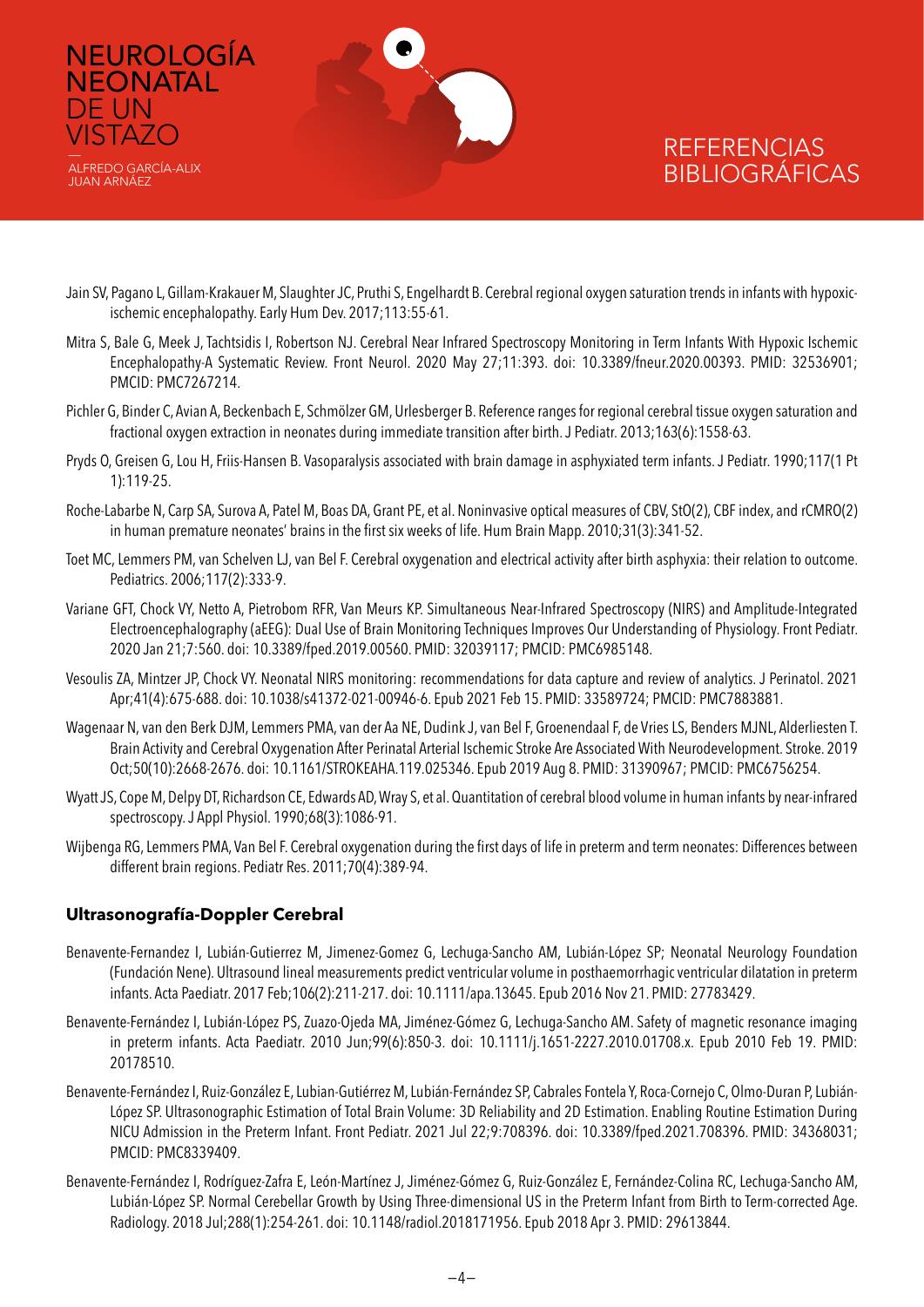Jain SV, Pagano L, Gillam-Krakauer M, Slaughter JC, Pruthi S, Engelhardt B. Cerebral regional oxygen saturation trends in infants with hypoxic-ischemic encephalopathy. Early Hum Dev. 2017;113:55-61.

Mitra S, Bale G, Meek J, Tachtsidis I, Robertson NJ. Cerebral Near Infrared Spectroscopy Monitoring in Term Infants With Hypoxic Ischemic Encephalopathy-A Systematic Review. Front Neurol. 2020 May 27;11:393. doi: 10.3389/fneur.2020.00393. PMID: 32536901; PMCID: PMC7267214.

Pichler G, Binder C, Avian A, Beckenbach E, Schmölzer GM, Urlesberger B. Reference ranges for regional cerebral tissue oxygen saturation and fractional oxygen extraction in neonates during immediate transition after birth. J Pediatr. 2013;163(6):1558-63.

Pryds O, Greisen G, Lou H, Friis-Hansen B. Vasoparalysis associated with brain damage in asphyxiated term infants. J Pediatr. 1990;117(1 Pt 1):119-25.

Roche-Labarbe N, Carp SA, Surova A, Patel M, Boas DA, Grant PE, et al. Noninvasive optical measures of CBV, StO(2), CBF index, and rCMRO(2) in human premature neonates' brains in the first six weeks of life. Hum Brain Mapp. 2010;31(3):341-52.

Toet MC, Lemmers PM, van Schelven LJ, van Bel F. Cerebral oxygenation and electrical activity after birth asphyxia: their relation to outcome. Pediatrics. 2006;117(2):333-9.

Variane GFT, Chock VY, Netto A, Pietrobom RFR, Van Meurs KP. Simultaneous Near-Infrared Spectroscopy (NIRS) and Amplitude-Integrated Electroencephalography (aEEG): Dual Use of Brain Monitoring Techniques Improves Our Understanding of Physiology. Front Pediatr. 2020 Jan 21;7:560. doi: 10.3389/fped.2019.00560. PMID: 32039117; PMCID: PMC6985148.

Vesoulis ZA, Mintzer JP, Chock VY. Neonatal NIRS monitoring: recommendations for data capture and review of analytics. J Perinatol. 2021 Apr;41(4):675-688. doi: 10.1038/s41372-021-00946-6. Epub 2021 Feb 15. PMID: 33589724; PMCID: PMC7883881.

Wagenaar N, van den Berk DJM, Lemmers PMA, van der Aa NE, Dudink J, van Bel F, Groenendaal F, de Vries LS, Benders MJNL, Alderliesten T. Brain Activity and Cerebral Oxygenation After Perinatal Arterial Ischemic Stroke Are Associated With Neurodevelopment. Stroke. 2019 Oct;50(10):2668-2676. doi: 10.1161/STROKEAHA.119.025346. Epub 2019 Aug 8. PMID: 31390967; PMCID: PMC6756254.

Wyatt JS, Cope M, Delpy DT, Richardson CE, Edwards AD, Wray S, et al. Quantitation of cerebral blood volume in human infants by near-infrared spectroscopy. J Appl Physiol. 1990;68(3):1086-91.

Wijbenga RG, Lemmers PMA, Van Bel F. Cerebral oxygenation during the first days of life in preterm and term neonates: Differences between different brain regions. Pediatr Res. 2011;70(4):389-94.

## Ultrasonografía-Doppler Cerebral

Benavente-Fernandez I, Lubián-Gutierrez M, Jimenez-Gomez G, Lechuga-Sancho AM, Lubián-López SP; Neonatal Neurology Foundation (Fundación Nene). Ultrasound lineal measurements predict ventricular volume in posthaemorrhagic ventricular dilatation in preterm infants. Acta Paediatr. 2017 Feb;106(2):211-217. doi: 10.1111/apa.13645. Epub 2016 Nov 21. PMID: 27783429.

Benavente-Fernández I, Lubián-López PS, Zuazo-Ojeda MA, Jiménez-Gómez G, Lechuga-Sancho AM. Safety of magnetic resonance imaging in preterm infants. Acta Paediatr. 2010 Jun;99(6):850-3. doi: 10.1111/j.1651-2227.2010.01708.x. Epub 2010 Feb 19. PMID: 20178510.

Benavente-Fernández I, Ruiz-González E, Lubian-Gutiérrez M, Lubián-Fernández SP, Cabrales Fontela Y, Roca-Cornejo C, Olmo-Duran P, Lubián-López SP. Ultrasonographic Estimation of Total Brain Volume: 3D Reliability and 2D Estimation. Enabling Routine Estimation During NICU Admission in the Preterm Infant. Front Pediatr. 2021 Jul 22;9:708396. doi: 10.3389/fped.2021.708396. PMID: 34368031; PMCID: PMC8339409.

Benavente-Fernández I, Rodríguez-Zafra E, León-Martínez J, Jiménez-Gómez G, Ruiz-González E, Fernández-Colina RC, Lechuga-Sancho AM, Lubián-López SP. Normal Cerebellar Growth by Using Three-dimensional US in the Preterm Infant from Birth to Term-corrected Age. Radiology. 2018 Jul;288(1):254-261. doi: 10.1148/radiol.2018171956. Epub 2018 Apr 3. PMID: 29613844.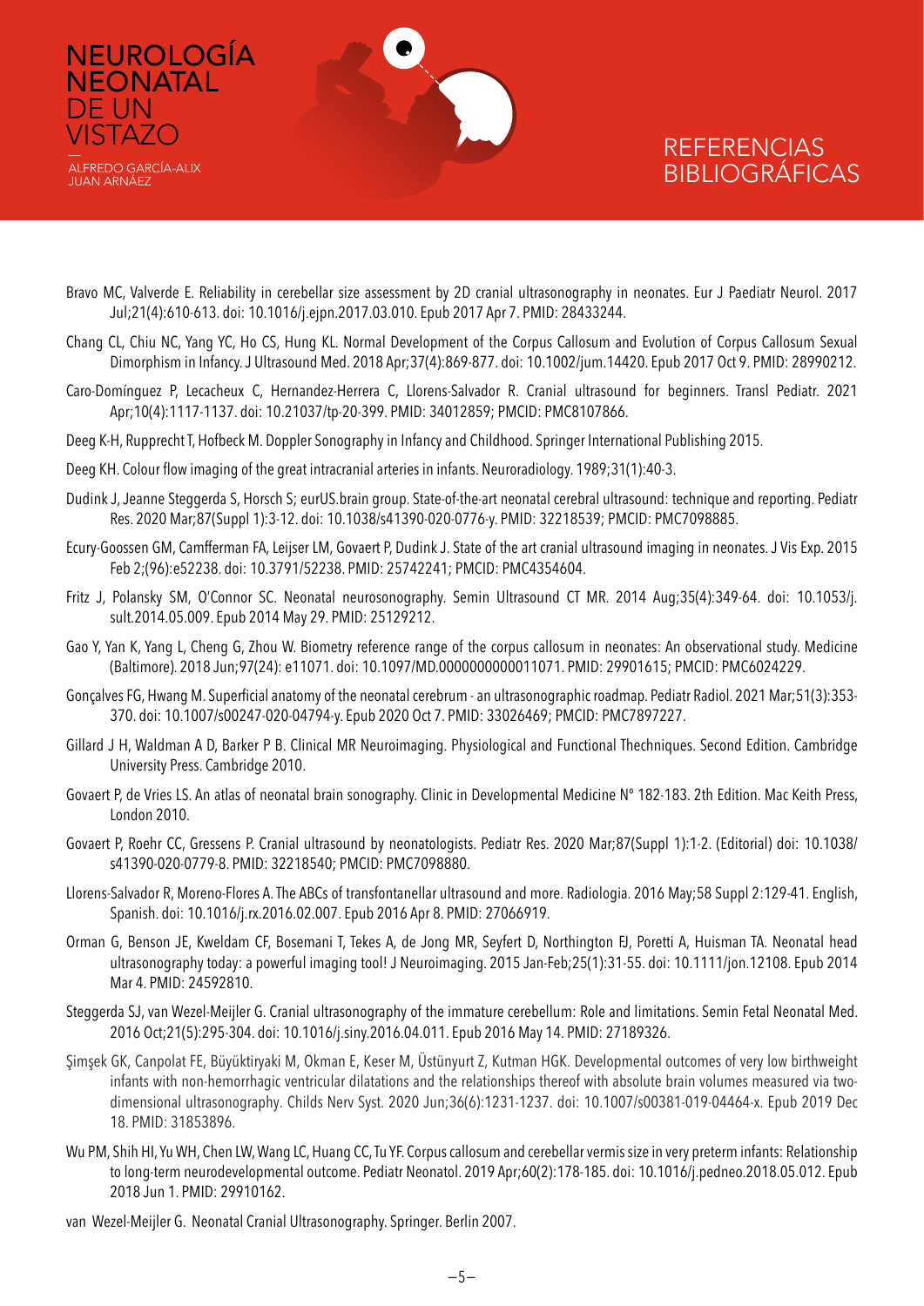# REFERENCIAS BIBLIOGRÁFICAS

Bravo MC, Valverde E. Reliability in cerebellar size assessment by 2D cranial ultrasonography in neonates. Eur J Paediatr Neurol. 2017 Jul;21(4):610-613. doi: 10.1016/j.ejpn.2017.03.010. Epub 2017 Apr 7. PMID: 28433244.

Chang CL, Chiu NC, Yang YC, Ho CS, Hung KL. Normal Development of the Corpus Callosum and Evolution of Corpus Callosum Sexual Dimorphism in Infancy. J Ultrasound Med. 2018 Apr;37(4):869-877. doi: 10.1002/jum.14420. Epub 2017 Oct 9. PMID: 28990212.

Caro-Domínguez P, Lecacheux C, Hernandez-Herrera C, Llorens-Salvador R. Cranial ultrasound for beginners. Transl Pediatr. 2021 Apr;10(4):1117-1137. doi: 10.21037/tp-20-399. PMID: 34012859; PMCID: PMC8107866.

Deeg K-H, Rupprecht T, Hofbeck M. Doppler Sonography in Infancy and Childhood. Springer International Publishing 2015.

Deeg KH. Colour flow imaging of the great intracranial arteries in infants. Neuroradiology. 1989;31(1):40-3.

Dudink J, Jeanne Steggerda S, Horsch S; eurUS.brain group. State-of-the-art neonatal cerebral ultrasound: technique and reporting. Pediatr Res. 2020 Mar;87(Suppl 1):3-12. doi: 10.1038/s41390-020-0776-y. PMID: 32218539; PMCID: PMC7098885.

Ecury-Goossen GM, Camfferman FA, Leijser LM, Govaert P, Dudink J. State of the art cranial ultrasound imaging in neonates. J Vis Exp. 2015 Feb 2;(96):e52238. doi: 10.3791/52238. PMID: 25742241; PMCID: PMC4354604.

Fritz J, Polansky SM, O'Connor SC. Neonatal neurosonography. Semin Ultrasound CT MR. 2014 Aug;35(4):349-64. doi: 10.1053/j.sult.2014.05.009. Epub 2014 May 29. PMID: 25129212.

Gao Y, Yan K, Yang L, Cheng G, Zhou W. Biometry reference range of the corpus callosum in neonates: An observational study. Medicine (Baltimore). 2018 Jun;97(24): e11071. doi: 10.1097/MD.0000000000011071. PMID: 29901615; PMCID: PMC6024229.

Gonçalves FG, Hwang M. Superficial anatomy of the neonatal cerebrum - an ultrasonographic roadmap. Pediatr Radiol. 2021 Mar;51(3):353-370. doi: 10.1007/s00247-020-04794-y. Epub 2020 Oct 7. PMID: 33026469; PMCID: PMC7897227.

Gillard J H, Waldman A D, Barker P B. Clinical MR Neuroimaging. Physiological and Functional Thechniques. Second Edition. Cambridge University Press. Cambridge 2010.

Govaert P, de Vries LS. An atlas of neonatal brain sonography. Clinic in Developmental Medicine Nº 182-183. 2th Edition. Mac Keith Press, London 2010.

Govaert P, Roehr CC, Gressens P. Cranial ultrasound by neonatologists. Pediatr Res. 2020 Mar;87(Suppl 1):1-2. (Editorial) doi: 10.1038/s41390-020-0779-8. PMID: 32218540; PMCID: PMC7098880.

Llorens-Salvador R, Moreno-Flores A. The ABCs of transfontanellar ultrasound and more. Radiologia. 2016 May;58 Suppl 2:129-41. English, Spanish. doi: 10.1016/j.rx.2016.02.007. Epub 2016 Apr 8. PMID: 27066919.

Orman G, Benson JE, Kweldam CF, Bosemani T, Tekes A, de Jong MR, Seyfert D, Northington FJ, Poretti A, Huisman TA. Neonatal head ultrasonography today: a powerful imaging tool! J Neuroimaging. 2015 Jan-Feb;25(1):31-55. doi: 10.1111/jon.12108. Epub 2014 Mar 4. PMID: 24592810.

Steggerda SJ, van Wezel-Meijler G. Cranial ultrasonography of the immature cerebellum: Role and limitations. Semin Fetal Neonatal Med. 2016 Oct;21(5):295-304. doi: 10.1016/j.siny.2016.04.011. Epub 2016 May 14. PMID: 27189326.

Şimşek GK, Canpolat FE, Büyüktiryaki M, Okman E, Keser M, Üstünyurt Z, Kutman HGK. Developmental outcomes of very low birthweight infants with non-hemorrhagic ventricular dilatations and the relationships thereof with absolute brain volumes measured via two-dimensional ultrasonography. Childs Nerv Syst. 2020 Jun;36(6):1231-1237. doi: 10.1007/s00381-019-04464-x. Epub 2019 Dec 18. PMID: 31853896.

Wu PM, Shih HI, Yu WH, Chen LW, Wang LC, Huang CC, Tu YF. Corpus callosum and cerebellar vermis size in very preterm infants: Relationship to long-term neurodevelopmental outcome. Pediatr Neonatol. 2019 Apr;60(2):178-185. doi: 10.1016/j.pedneo.2018.05.012. Epub 2018 Jun 1. PMID: 29910162.

van Wezel-Meijler G. Neonatal Cranial Ultrasonography. Springer. Berlin 2007.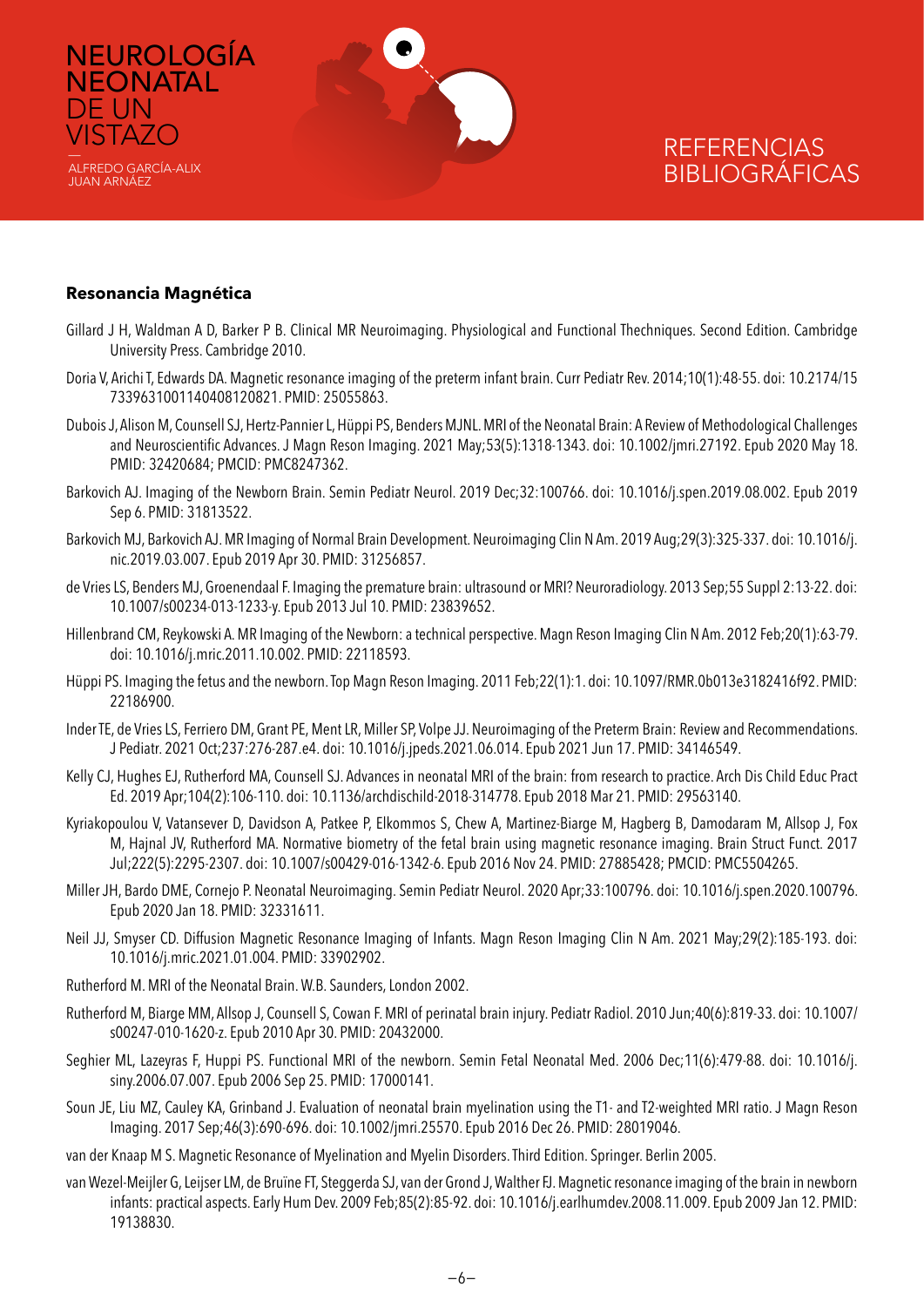## Resonancia Magnética

Gillard J H, Waldman A D, Barker P B. Clinical MR Neuroimaging. Physiological and Functional Thechniques. Second Edition. Cambridge University Press. Cambridge 2010.

Doria V, Arichi T, Edwards DA. Magnetic resonance imaging of the preterm infant brain. Curr Pediatr Rev. 2014;10(1):48-55. doi: 10.2174/157339631001140408120821. PMID: 25055863.

Dubois J, Alison M, Counsell SJ, Hertz-Pannier L, Hüppi PS, Benders MJNL. MRI of the Neonatal Brain: A Review of Methodological Challenges and Neuroscientific Advances. J Magn Reson Imaging. 2021 May;53(5):1318-1343. doi: 10.1002/jmri.27192. Epub 2020 May 18. PMID: 32420684; PMCID: PMC8247362.

Barkovich AJ. Imaging of the Newborn Brain. Semin Pediatr Neurol. 2019 Dec;32:100766. doi: 10.1016/j.spen.2019.08.002. Epub 2019 Sep 6. PMID: 31813522.

Barkovich MJ, Barkovich AJ. MR Imaging of Normal Brain Development. Neuroimaging Clin N Am. 2019 Aug;29(3):325-337. doi: 10.1016/j.nic.2019.03.007. Epub 2019 Apr 30. PMID: 31256857.

de Vries LS, Benders MJ, Groenendaal F. Imaging the premature brain: ultrasound or MRI? Neuroradiology. 2013 Sep;55 Suppl 2:13-22. doi: 10.1007/s00234-013-1233-y. Epub 2013 Jul 10. PMID: 23839652.

Hillenbrand CM, Reykowski A. MR Imaging of the Newborn: a technical perspective. Magn Reson Imaging Clin N Am. 2012 Feb;20(1):63-79. doi: 10.1016/j.mric.2011.10.002. PMID: 22118593.

Hüppi PS. Imaging the fetus and the newborn. Top Magn Reson Imaging. 2011 Feb;22(1):1. doi: 10.1097/RMR.0b013e3182416f92. PMID: 22186900.

Inder TE, de Vries LS, Ferriero DM, Grant PE, Ment LR, Miller SP, Volpe JJ. Neuroimaging of the Preterm Brain: Review and Recommendations. J Pediatr. 2021 Oct;237:276-287.e4. doi: 10.1016/j.jpeds.2021.06.014. Epub 2021 Jun 17. PMID: 34146549.

Kelly CJ, Hughes EJ, Rutherford MA, Counsell SJ. Advances in neonatal MRI of the brain: from research to practice. Arch Dis Child Educ Pract Ed. 2019 Apr;104(2):106-110. doi: 10.1136/archdischild-2018-314778. Epub 2018 Mar 21. PMID: 29563140.

Kyriakopoulou V, Vatansever D, Davidson A, Patkee P, Elkommos S, Chew A, Martinez-Biarge M, Hagberg B, Damodaram M, Allsop J, Fox M, Hajnal JV, Rutherford MA. Normative biometry of the fetal brain using magnetic resonance imaging. Brain Struct Funct. 2017 Jul;222(5):2295-2307. doi: 10.1007/s00429-016-1342-6. Epub 2016 Nov 24. PMID: 27885428; PMCID: PMC5504265.

Miller JH, Bardo DME, Cornejo P. Neonatal Neuroimaging. Semin Pediatr Neurol. 2020 Apr;33:100796. doi: 10.1016/j.spen.2020.100796. Epub 2020 Jan 18. PMID: 32331611.

Neil JJ, Smyser CD. Diffusion Magnetic Resonance Imaging of Infants. Magn Reson Imaging Clin N Am. 2021 May;29(2):185-193. doi: 10.1016/j.mric.2021.01.004. PMID: 33902902.

Rutherford M. MRI of the Neonatal Brain. W.B. Saunders, London 2002.

Rutherford M, Biarge MM, Allsop J, Counsell S, Cowan F. MRI of perinatal brain injury. Pediatr Radiol. 2010 Jun;40(6):819-33. doi: 10.1007/s00247-010-1620-z. Epub 2010 Apr 30. PMID: 20432000.

Seghier ML, Lazeyras F, Huppi PS. Functional MRI of the newborn. Semin Fetal Neonatal Med. 2006 Dec;11(6):479-88. doi: 10.1016/j.siny.2006.07.007. Epub 2006 Sep 25. PMID: 17000141.

Soun JE, Liu MZ, Cauley KA, Grinband J. Evaluation of neonatal brain myelination using the T1- and T2-weighted MRI ratio. J Magn Reson Imaging. 2017 Sep;46(3):690-696. doi: 10.1002/jmri.25570. Epub 2016 Dec 26. PMID: 28019046.

van der Knaap M S. Magnetic Resonance of Myelination and Myelin Disorders. Third Edition. Springer. Berlin 2005.

van Wezel-Meijler G, Leijser LM, de Bruïne FT, Steggerda SJ, van der Grond J, Walther FJ. Magnetic resonance imaging of the brain in newborn infants: practical aspects. Early Hum Dev. 2009 Feb;85(2):85-92. doi: 10.1016/j.earlhumdev.2008.11.009. Epub 2009 Jan 12. PMID: 19138830.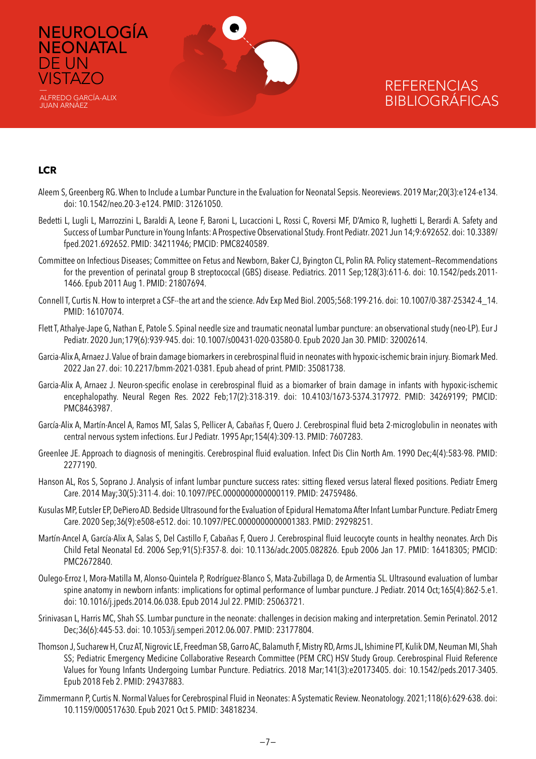## LCR

Aleem S, Greenberg RG. When to Include a Lumbar Puncture in the Evaluation for Neonatal Sepsis. Neoreviews. 2019 Mar;20(3):e124-e134. doi: 10.1542/neo.20-3-e124. PMID: 31261050.

Bedetti L, Lugli L, Marrozzini L, Baraldi A, Leone F, Baroni L, Lucaccioni L, Rossi C, Roversi MF, D'Amico R, Iughetti L, Berardi A. Safety and Success of Lumbar Puncture in Young Infants: A Prospective Observational Study. Front Pediatr. 2021 Jun 14;9:692652. doi: 10.3389/fped.2021.692652. PMID: 34211946; PMCID: PMC8240589.

Committee on Infectious Diseases; Committee on Fetus and Newborn, Baker CJ, Byington CL, Polin RA. Policy statement–Recommendations for the prevention of perinatal group B streptococcal (GBS) disease. Pediatrics. 2011 Sep;128(3):611-6. doi: 10.1542/peds.2011-1466. Epub 2011 Aug 1. PMID: 21807694.

Connell T, Curtis N. How to interpret a CSF--the art and the science. Adv Exp Med Biol. 2005;568:199-216. doi: 10.1007/0-387-25342-4_14. PMID: 16107074.

Flett T, Athalye-Jape G, Nathan E, Patole S. Spinal needle size and traumatic neonatal lumbar puncture: an observational study (neo-LP). Eur J Pediatr. 2020 Jun;179(6):939-945. doi: 10.1007/s00431-020-03580-0. Epub 2020 Jan 30. PMID: 32002614.

Garcia-Alix A, Arnaez J. Value of brain damage biomarkers in cerebrospinal fluid in neonates with hypoxic-ischemic brain injury. Biomark Med. 2022 Jan 27. doi: 10.2217/bmm-2021-0381. Epub ahead of print. PMID: 35081738.

Garcia-Alix A, Arnaez J. Neuron-specific enolase in cerebrospinal fluid as a biomarker of brain damage in infants with hypoxic-ischemic encephalopathy. Neural Regen Res. 2022 Feb;17(2):318-319. doi: 10.4103/1673-5374.317972. PMID: 34269199; PMCID: PMC8463987.

García-Alix A, Martín-Ancel A, Ramos MT, Salas S, Pellicer A, Cabañas F, Quero J. Cerebrospinal fluid beta 2-microglobulin in neonates with central nervous system infections. Eur J Pediatr. 1995 Apr;154(4):309-13. PMID: 7607283.

Greenlee JE. Approach to diagnosis of meningitis. Cerebrospinal fluid evaluation. Infect Dis Clin North Am. 1990 Dec;4(4):583-98. PMID: 2277190.

Hanson AL, Ros S, Soprano J. Analysis of infant lumbar puncture success rates: sitting flexed versus lateral flexed positions. Pediatr Emerg Care. 2014 May;30(5):311-4. doi: 10.1097/PEC.0000000000000119. PMID: 24759486.

Kusulas MP, Eutsler EP, DePiero AD. Bedside Ultrasound for the Evaluation of Epidural Hematoma After Infant Lumbar Puncture. Pediatr Emerg Care. 2020 Sep;36(9):e508-e512. doi: 10.1097/PEC.0000000000001383. PMID: 29298251.

Martín-Ancel A, García-Alix A, Salas S, Del Castillo F, Cabañas F, Quero J. Cerebrospinal fluid leucocyte counts in healthy neonates. Arch Dis Child Fetal Neonatal Ed. 2006 Sep;91(5):F357-8. doi: 10.1136/adc.2005.082826. Epub 2006 Jan 17. PMID: 16418305; PMCID: PMC2672840.

Oulego-Erroz I, Mora-Matilla M, Alonso-Quintela P, Rodríguez-Blanco S, Mata-Zubillaga D, de Armentia SL. Ultrasound evaluation of lumbar spine anatomy in newborn infants: implications for optimal performance of lumbar puncture. J Pediatr. 2014 Oct;165(4):862-5.e1. doi: 10.1016/j.jpeds.2014.06.038. Epub 2014 Jul 22. PMID: 25063721.

Srinivasan L, Harris MC, Shah SS. Lumbar puncture in the neonate: challenges in decision making and interpretation. Semin Perinatol. 2012 Dec;36(6):445-53. doi: 10.1053/j.semperi.2012.06.007. PMID: 23177804.

Thomson J, Sucharew H, Cruz AT, Nigrovic LE, Freedman SB, Garro AC, Balamuth F, Mistry RD, Arms JL, Ishimine PT, Kulik DM, Neuman MI, Shah SS; Pediatric Emergency Medicine Collaborative Research Committee (PEM CRC) HSV Study Group. Cerebrospinal Fluid Reference Values for Young Infants Undergoing Lumbar Puncture. Pediatrics. 2018 Mar;141(3):e20173405. doi: 10.1542/peds.2017-3405. Epub 2018 Feb 2. PMID: 29437883.

Zimmermann P, Curtis N. Normal Values for Cerebrospinal Fluid in Neonates: A Systematic Review. Neonatology. 2021;118(6):629-638. doi: 10.1159/000517630. Epub 2021 Oct 5. PMID: 34818234.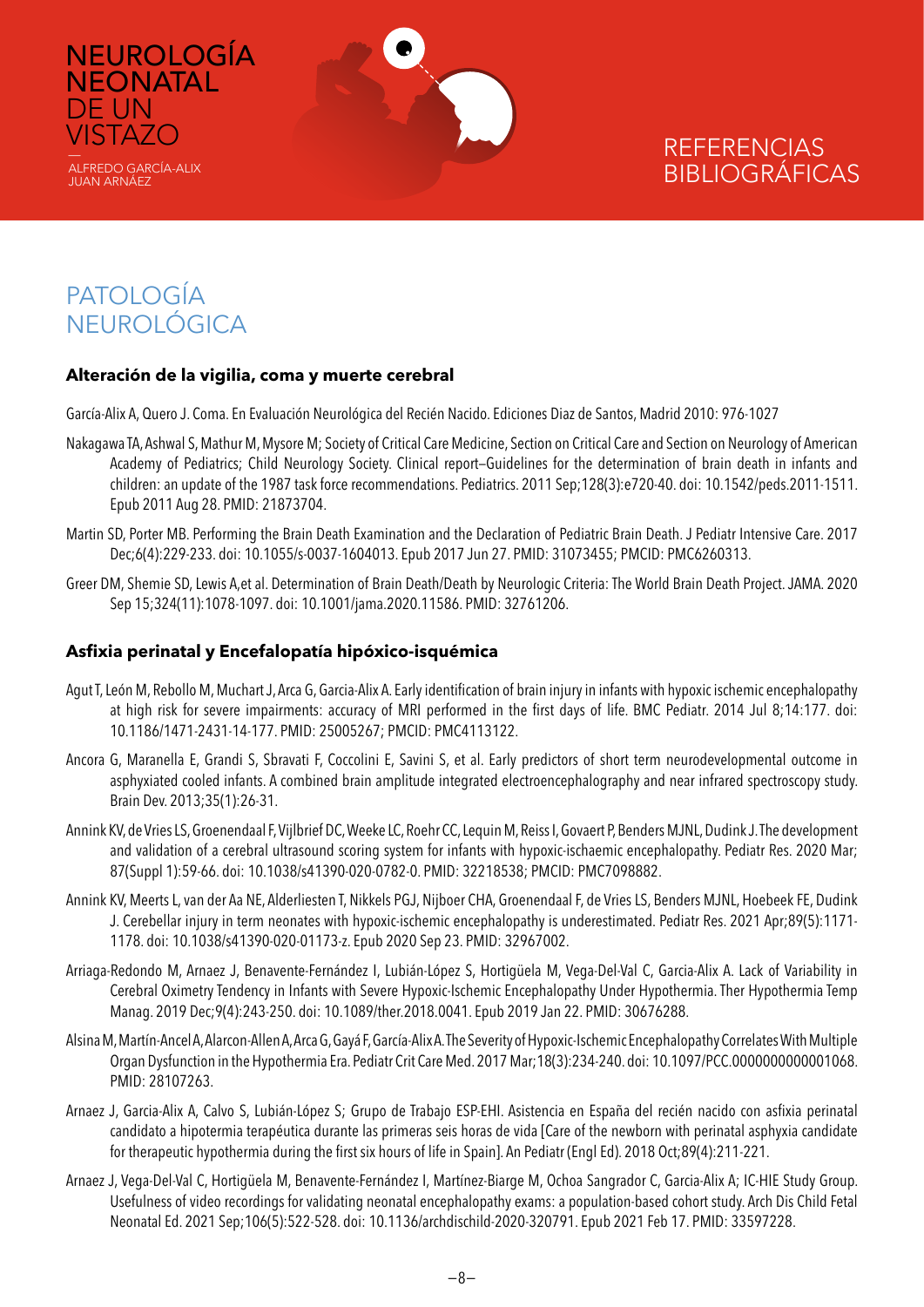# PATOLOGÍA NEUROLÓGICA

### Alteración de la vigilia, coma y muerte cerebral

García-Alix A, Quero J. Coma. En Evaluación Neurológica del Recién Nacido. Ediciones Diaz de Santos, Madrid 2010: 976-1027

Nakagawa TA, Ashwal S, Mathur M, Mysore M; Society of Critical Care Medicine, Section on Critical Care and Section on Neurology of American Academy of Pediatrics; Child Neurology Society. Clinical report–Guidelines for the determination of brain death in infants and children: an update of the 1987 task force recommendations. Pediatrics. 2011 Sep;128(3):e720-40. doi: 10.1542/peds.2011-1511. Epub 2011 Aug 28. PMID: 21873704.

Martin SD, Porter MB. Performing the Brain Death Examination and the Declaration of Pediatric Brain Death. J Pediatr Intensive Care. 2017 Dec;6(4):229-233. doi: 10.1055/s-0037-1604013. Epub 2017 Jun 27. PMID: 31073455; PMCID: PMC6260313.

Greer DM, Shemie SD, Lewis A,et al. Determination of Brain Death/Death by Neurologic Criteria: The World Brain Death Project. JAMA. 2020 Sep 15;324(11):1078-1097. doi: 10.1001/jama.2020.11586. PMID: 32761206.

### Asfixia perinatal y Encefalopatía hipóxico-isquémica

Agut T, León M, Rebollo M, Muchart J, Arca G, Garcia-Alix A. Early identification of brain injury in infants with hypoxic ischemic encephalopathy at high risk for severe impairments: accuracy of MRI performed in the first days of life. BMC Pediatr. 2014 Jul 8;14:177. doi: 10.1186/1471-2431-14-177. PMID: 25005267; PMCID: PMC4113122.

Ancora G, Maranella E, Grandi S, Sbravati F, Coccolini E, Savini S, et al. Early predictors of short term neurodevelopmental outcome in asphyxiated cooled infants. A combined brain amplitude integrated electroencephalography and near infrared spectroscopy study. Brain Dev. 2013;35(1):26-31.

Annink KV, de Vries LS, Groenendaal F, Vijlbrief DC, Weeke LC, Roehr CC, Lequin M, Reiss I, Govaert P, Benders MJNL, Dudink J. The development and validation of a cerebral ultrasound scoring system for infants with hypoxic-ischaemic encephalopathy. Pediatr Res. 2020 Mar;87(Suppl 1):59-66. doi: 10.1038/s41390-020-0782-0. PMID: 32218538; PMCID: PMC7098882.

Annink KV, Meerts L, van der Aa NE, Alderliesten T, Nikkels PGJ, Nijboer CHA, Groenendaal F, de Vries LS, Benders MJNL, Hoebeek FE, Dudink J. Cerebellar injury in term neonates with hypoxic-ischemic encephalopathy is underestimated. Pediatr Res. 2021 Apr;89(5):1171-1178. doi: 10.1038/s41390-020-01173-z. Epub 2020 Sep 23. PMID: 32967002.

Arriaga-Redondo M, Arnaez J, Benavente-Fernández I, Lubián-López S, Hortigüela M, Vega-Del-Val C, Garcia-Alix A. Lack of Variability in Cerebral Oximetry Tendency in Infants with Severe Hypoxic-Ischemic Encephalopathy Under Hypothermia. Ther Hypothermia Temp Manag. 2019 Dec;9(4):243-250. doi: 10.1089/ther.2018.0041. Epub 2019 Jan 22. PMID: 30676288.

Alsina M, Martín-Ancel A, Alarcon-Allen A, Arca G, Gayá F, García-Alix A. The Severity of Hypoxic-Ischemic Encephalopathy Correlates With Multiple Organ Dysfunction in the Hypothermia Era. Pediatr Crit Care Med. 2017 Mar;18(3):234-240. doi: 10.1097/PCC.0000000000001068. PMID: 28107263.

Arnaez J, Garcia-Alix A, Calvo S, Lubián-López S; Grupo de Trabajo ESP-EHI. Asistencia en España del recién nacido con asfixia perinatal candidato a hipotermia terapéutica durante las primeras seis horas de vida [Care of the newborn with perinatal asphyxia candidate for therapeutic hypothermia during the first six hours of life in Spain]. An Pediatr (Engl Ed). 2018 Oct;89(4):211-221.

Arnaez J, Vega-Del-Val C, Hortigüela M, Benavente-Fernández I, Martínez-Biarge M, Ochoa Sangrador C, Garcia-Alix A; IC-HIE Study Group. Usefulness of video recordings for validating neonatal encephalopathy exams: a population-based cohort study. Arch Dis Child Fetal Neonatal Ed. 2021 Sep;106(5):522-528. doi: 10.1136/archdischild-2020-320791. Epub 2021 Feb 17. PMID: 33597228.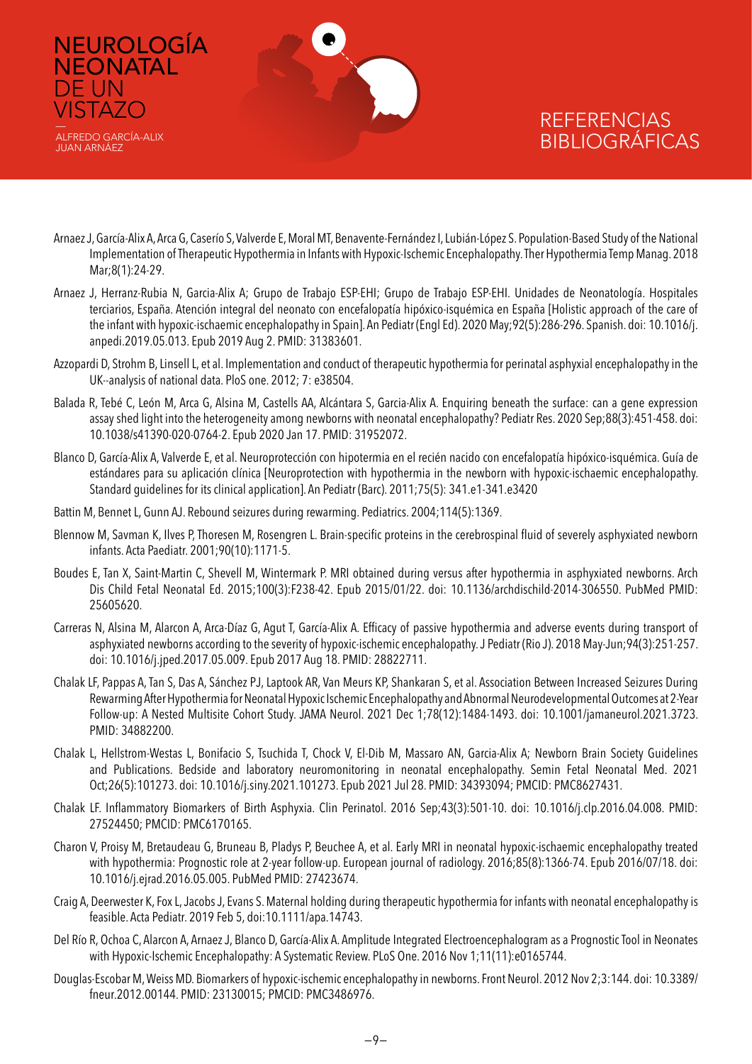# REFERENCIAS BIBLIOGRÁFICAS

Arnaez J, García-Alix A, Arca G, Caserío S, Valverde E, Moral MT, Benavente-Fernández I, Lubián-López S. Population-Based Study of the National Implementation of Therapeutic Hypothermia in Infants with Hypoxic-Ischemic Encephalopathy. Ther Hypothermia Temp Manag. 2018 Mar;8(1):24-29.

Arnaez J, Herranz-Rubia N, Garcia-Alix A; Grupo de Trabajo ESP-EHI; Grupo de Trabajo ESP-EHI. Unidades de Neonatología. Hospitales terciarios, España. Atención integral del neonato con encefalopatía hipóxico-isquémica en España [Holistic approach of the care of the infant with hypoxic-ischaemic encephalopathy in Spain]. An Pediatr (Engl Ed). 2020 May;92(5):286-296. Spanish. doi: 10.1016/j.anpedi.2019.05.013. Epub 2019 Aug 2. PMID: 31383601.

Azzopardi D, Strohm B, Linsell L, et al. Implementation and conduct of therapeutic hypothermia for perinatal asphyxial encephalopathy in the UK--analysis of national data. PloS one. 2012; 7: e38504.

Balada R, Tebé C, León M, Arca G, Alsina M, Castells AA, Alcántara S, Garcia-Alix A. Enquiring beneath the surface: can a gene expression assay shed light into the heterogeneity among newborns with neonatal encephalopathy? Pediatr Res. 2020 Sep;88(3):451-458. doi: 10.1038/s41390-020-0764-2. Epub 2020 Jan 17. PMID: 31952072.

Blanco D, García-Alix A, Valverde E, et al. Neuroprotección con hipotermia en el recién nacido con encefalopatía hipóxico-isquémica. Guía de estándares para su aplicación clínica [Neuroprotection with hypothermia in the newborn with hypoxic-ischaemic encephalopathy. Standard guidelines for its clinical application]. An Pediatr (Barc). 2011;75(5): 341.e1-341.e3420

Battin M, Bennet L, Gunn AJ. Rebound seizures during rewarming. Pediatrics. 2004;114(5):1369.

Blennow M, Savman K, Ilves P, Thoresen M, Rosengren L. Brain-specific proteins in the cerebrospinal fluid of severely asphyxiated newborn infants. Acta Paediatr. 2001;90(10):1171-5.

Boudes E, Tan X, Saint-Martin C, Shevell M, Wintermark P. MRI obtained during versus after hypothermia in asphyxiated newborns. Arch Dis Child Fetal Neonatal Ed. 2015;100(3):F238-42. Epub 2015/01/22. doi: 10.1136/archdischild-2014-306550. PubMed PMID: 25605620.

Carreras N, Alsina M, Alarcon A, Arca-Díaz G, Agut T, García-Alix A. Efficacy of passive hypothermia and adverse events during transport of asphyxiated newborns according to the severity of hypoxic-ischemic encephalopathy. J Pediatr (Rio J). 2018 May-Jun;94(3):251-257. doi: 10.1016/j.jped.2017.05.009. Epub 2017 Aug 18. PMID: 28822711.

Chalak LF, Pappas A, Tan S, Das A, Sánchez PJ, Laptook AR, Van Meurs KP, Shankaran S, et al. Association Between Increased Seizures During Rewarming After Hypothermia for Neonatal Hypoxic Ischemic Encephalopathy and Abnormal Neurodevelopmental Outcomes at 2-Year Follow-up: A Nested Multisite Cohort Study. JAMA Neurol. 2021 Dec 1;78(12):1484-1493. doi: 10.1001/jamaneurol.2021.3723. PMID: 34882200.

Chalak L, Hellstrom-Westas L, Bonifacio S, Tsuchida T, Chock V, El-Dib M, Massaro AN, Garcia-Alix A; Newborn Brain Society Guidelines and Publications. Bedside and laboratory neuromonitoring in neonatal encephalopathy. Semin Fetal Neonatal Med. 2021 Oct;26(5):101273. doi: 10.1016/j.siny.2021.101273. Epub 2021 Jul 28. PMID: 34393094; PMCID: PMC8627431.

Chalak LF. Inflammatory Biomarkers of Birth Asphyxia. Clin Perinatol. 2016 Sep;43(3):501-10. doi: 10.1016/j.clp.2016.04.008. PMID: 27524450; PMCID: PMC6170165.

Charon V, Proisy M, Bretaudeau G, Bruneau B, Pladys P, Beuchee A, et al. Early MRI in neonatal hypoxic-ischaemic encephalopathy treated with hypothermia: Prognostic role at 2-year follow-up. European journal of radiology. 2016;85(8):1366-74. Epub 2016/07/18. doi: 10.1016/j.ejrad.2016.05.005. PubMed PMID: 27423674.

Craig A, Deerwester K, Fox L, Jacobs J, Evans S. Maternal holding during therapeutic hypothermia for infants with neonatal encephalopathy is feasible. Acta Pediatr. 2019 Feb 5, doi:10.1111/apa.14743.

Del Río R, Ochoa C, Alarcon A, Arnaez J, Blanco D, García-Alix A. Amplitude Integrated Electroencephalogram as a Prognostic Tool in Neonates with Hypoxic-Ischemic Encephalopathy: A Systematic Review. PLoS One. 2016 Nov 1;11(11):e0165744.

Douglas-Escobar M, Weiss MD. Biomarkers of hypoxic-ischemic encephalopathy in newborns. Front Neurol. 2012 Nov 2;3:144. doi: 10.3389/fneur.2012.00144. PMID: 23130015; PMCID: PMC3486976.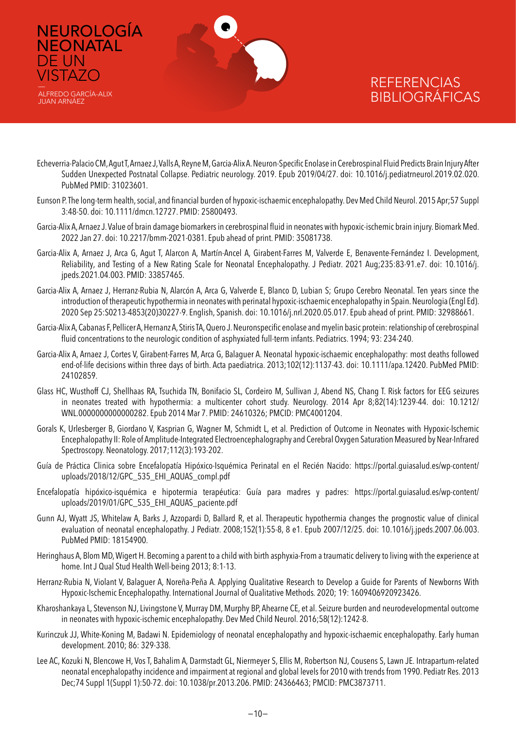# REFERENCIAS BIBLIOGRÁFICAS

Echeverria-Palacio CM, Agut T, Arnaez J, Valls A, Reyne M, Garcia-Alix A. Neuron-Specific Enolase in Cerebrospinal Fluid Predicts Brain Injury After Sudden Unexpected Postnatal Collapse. Pediatric neurology. 2019. Epub 2019/04/27. doi: 10.1016/j.pediatrneurol.2019.02.020. PubMed PMID: 31023601.

Eunson P. The long-term health, social, and financial burden of hypoxic-ischaemic encephalopathy. Dev Med Child Neurol. 2015 Apr;57 Suppl 3:48-50. doi: 10.1111/dmcn.12727. PMID: 25800493.

Garcia-Alix A, Arnaez J. Value of brain damage biomarkers in cerebrospinal fluid in neonates with hypoxic-ischemic brain injury. Biomark Med. 2022 Jan 27. doi: 10.2217/bmm-2021-0381. Epub ahead of print. PMID: 35081738.

Garcia-Alix A, Arnaez J, Arca G, Agut T, Alarcon A, Martín-Ancel A, Girabent-Farres M, Valverde E, Benavente-Fernández I. Development, Reliability, and Testing of a New Rating Scale for Neonatal Encephalopathy. J Pediatr. 2021 Aug;235:83-91.e7. doi: 10.1016/j.jpeds.2021.04.003. PMID: 33857465.

Garcia-Alix A, Arnaez J, Herranz-Rubia N, Alarcón A, Arca G, Valverde E, Blanco D, Lubian S; Grupo Cerebro Neonatal. Ten years since the introduction of therapeutic hypothermia in neonates with perinatal hypoxic-ischaemic encephalopathy in Spain. Neurologia (Engl Ed). 2020 Sep 25:S0213-4853(20)30227-9. English, Spanish. doi: 10.1016/j.nrl.2020.05.017. Epub ahead of print. PMID: 32988661.

Garcia-Alix A, Cabanas F, Pellicer A, Hernanz A, Stiris TA, Quero J. Neuronspecific enolase and myelin basic protein: relationship of cerebrospinal fluid concentrations to the neurologic condition of asphyxiated full-term infants. Pediatrics. 1994; 93: 234-240.

Garcia-Alix A, Arnaez J, Cortes V, Girabent-Farres M, Arca G, Balaguer A. Neonatal hypoxic-ischaemic encephalopathy: most deaths followed end-of-life decisions within three days of birth. Acta paediatrica. 2013;102(12):1137-43. doi: 10.1111/apa.12420. PubMed PMID: 24102859.

Glass HC, Wusthoff CJ, Shellhaas RA, Tsuchida TN, Bonifacio SL, Cordeiro M, Sullivan J, Abend NS, Chang T. Risk factors for EEG seizures in neonates treated with hypothermia: a multicenter cohort study. Neurology. 2014 Apr 8;82(14):1239-44. doi: 10.1212/WNL.0000000000000282. Epub 2014 Mar 7. PMID: 24610326; PMCID: PMC4001204.

Gorals K, Urlesberger B, Giordano V, Kasprian G, Wagner M, Schmidt L, et al. Prediction of Outcome in Neonates with Hypoxic-Ischemic Encephalopathy II: Role of Amplitude-Integrated Electroencephalography and Cerebral Oxygen Saturation Measured by Near-Infrared Spectroscopy. Neonatology. 2017;112(3):193-202.

Guía de Práctica Clinica sobre Encefalopatía Hipóxico-Isquémica Perinatal en el Recién Nacido: https://portal.guiasalud.es/wp-content/uploads/2018/12/GPC_535_EHI_AQUAS_compl.pdf

Encefalopatía hipóxico-isquémica e hipotermia terapéutica: Guía para madres y padres: https://portal.guiasalud.es/wp-content/uploads/2019/01/GPC_535_EHI_AQUAS_paciente.pdf

Gunn AJ, Wyatt JS, Whitelaw A, Barks J, Azzopardi D, Ballard R, et al. Therapeutic hypothermia changes the prognostic value of clinical evaluation of neonatal encephalopathy. J Pediatr. 2008;152(1):55-8, 8 e1. Epub 2007/12/25. doi: 10.1016/j.jpeds.2007.06.003. PubMed PMID: 18154900.

Heringhaus A, Blom MD, Wigert H. Becoming a parent to a child with birth asphyxia-From a traumatic delivery to living with the experience at home. Int J Qual Stud Health Well-being 2013; 8:1-13.

Herranz-Rubia N, Violant V, Balaguer A, Noreña-Peña A. Applying Qualitative Research to Develop a Guide for Parents of Newborns With Hypoxic-Ischemic Encephalopathy. International Journal of Qualitative Methods. 2020; 19: 1609406920923426.

Kharoshankaya L, Stevenson NJ, Livingstone V, Murray DM, Murphy BP, Ahearne CE, et al. Seizure burden and neurodevelopmental outcome in neonates with hypoxic-ischemic encephalopathy. Dev Med Child Neurol. 2016;58(12):1242-8.

Kurinczuk JJ, White-Koning M, Badawi N. Epidemiology of neonatal encephalopathy and hypoxic-ischaemic encephalopathy. Early human development. 2010; 86: 329-338.

Lee AC, Kozuki N, Blencowe H, Vos T, Bahalim A, Darmstadt GL, Niermeyer S, Ellis M, Robertson NJ, Cousens S, Lawn JE. Intrapartum-related neonatal encephalopathy incidence and impairment at regional and global levels for 2010 with trends from 1990. Pediatr Res. 2013 Dec;74 Suppl 1(Suppl 1):50-72. doi: 10.1038/pr.2013.206. PMID: 24366463; PMCID: PMC3873711.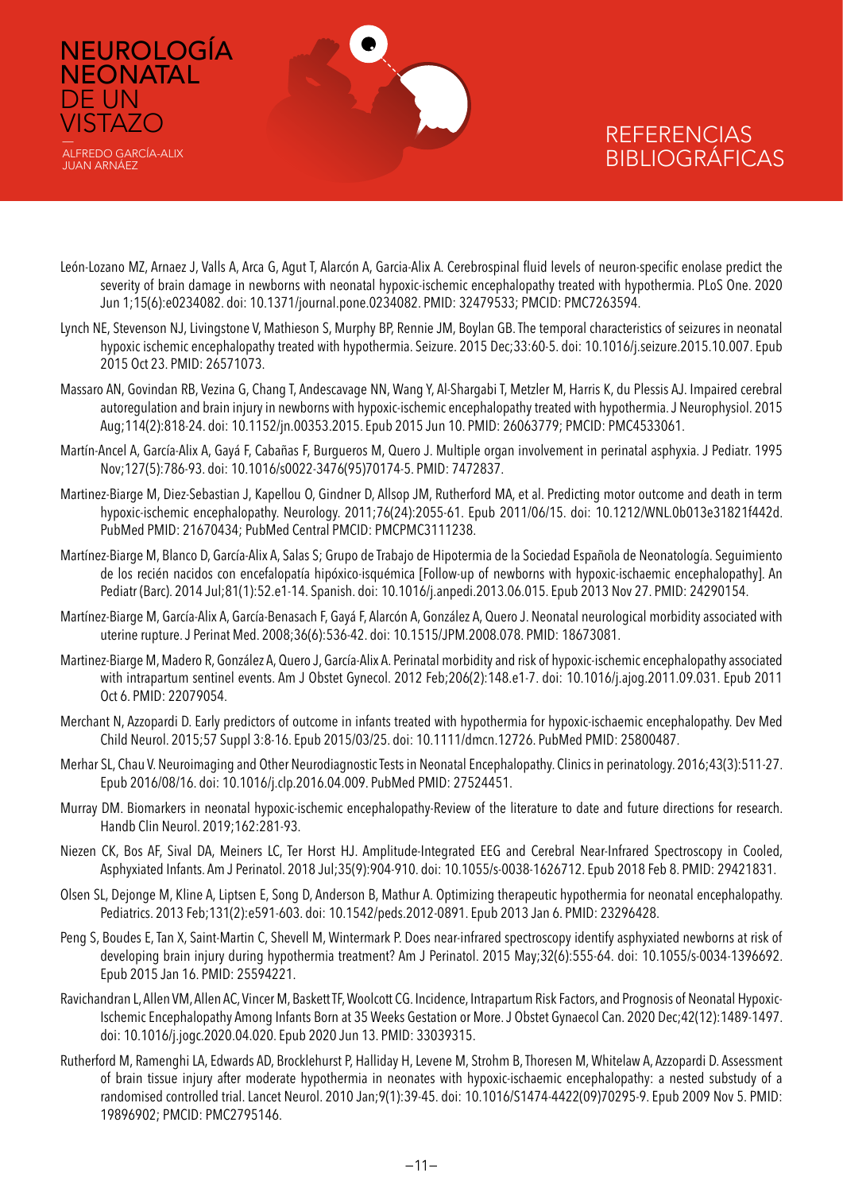León-Lozano MZ, Arnaez J, Valls A, Arca G, Agut T, Alarcón A, Garcia-Alix A. Cerebrospinal fluid levels of neuron-specific enolase predict the severity of brain damage in newborns with neonatal hypoxic-ischemic encephalopathy treated with hypothermia. PLoS One. 2020 Jun 1;15(6):e0234082. doi: 10.1371/journal.pone.0234082. PMID: 32479533; PMCID: PMC7263594.

Lynch NE, Stevenson NJ, Livingstone V, Mathieson S, Murphy BP, Rennie JM, Boylan GB. The temporal characteristics of seizures in neonatal hypoxic ischemic encephalopathy treated with hypothermia. Seizure. 2015 Dec;33:60-5. doi: 10.1016/j.seizure.2015.10.007. Epub 2015 Oct 23. PMID: 26571073.

Massaro AN, Govindan RB, Vezina G, Chang T, Andescavage NN, Wang Y, Al-Shargabi T, Metzler M, Harris K, du Plessis AJ. Impaired cerebral autoregulation and brain injury in newborns with hypoxic-ischemic encephalopathy treated with hypothermia. J Neurophysiol. 2015 Aug;114(2):818-24. doi: 10.1152/jn.00353.2015. Epub 2015 Jun 10. PMID: 26063779; PMCID: PMC4533061.

Martín-Ancel A, García-Alix A, Gayá F, Cabañas F, Burgueros M, Quero J. Multiple organ involvement in perinatal asphyxia. J Pediatr. 1995 Nov;127(5):786-93. doi: 10.1016/s0022-3476(95)70174-5. PMID: 7472837.

Martinez-Biarge M, Diez-Sebastian J, Kapellou O, Gindner D, Allsop JM, Rutherford MA, et al. Predicting motor outcome and death in term hypoxic-ischemic encephalopathy. Neurology. 2011;76(24):2055-61. Epub 2011/06/15. doi: 10.1212/WNL.0b013e31821f442d. PubMed PMID: 21670434; PubMed Central PMCID: PMCPMC3111238.

Martínez-Biarge M, Blanco D, García-Alix A, Salas S; Grupo de Trabajo de Hipotermia de la Sociedad Española de Neonatología. Seguimiento de los recién nacidos con encefalopatía hipóxico-isquémica [Follow-up of newborns with hypoxic-ischaemic encephalopathy]. An Pediatr (Barc). 2014 Jul;81(1):52.e1-14. Spanish. doi: 10.1016/j.anpedi.2013.06.015. Epub 2013 Nov 27. PMID: 24290154.

Martínez-Biarge M, García-Alix A, García-Benasach F, Gayá F, Alarcón A, González A, Quero J. Neonatal neurological morbidity associated with uterine rupture. J Perinat Med. 2008;36(6):536-42. doi: 10.1515/JPM.2008.078. PMID: 18673081.

Martinez-Biarge M, Madero R, González A, Quero J, García-Alix A. Perinatal morbidity and risk of hypoxic-ischemic encephalopathy associated with intrapartum sentinel events. Am J Obstet Gynecol. 2012 Feb;206(2):148.e1-7. doi: 10.1016/j.ajog.2011.09.031. Epub 2011 Oct 6. PMID: 22079054.

Merchant N, Azzopardi D. Early predictors of outcome in infants treated with hypothermia for hypoxic-ischaemic encephalopathy. Dev Med Child Neurol. 2015;57 Suppl 3:8-16. Epub 2015/03/25. doi: 10.1111/dmcn.12726. PubMed PMID: 25800487.

Merhar SL, Chau V. Neuroimaging and Other Neurodiagnostic Tests in Neonatal Encephalopathy. Clinics in perinatology. 2016;43(3):511-27. Epub 2016/08/16. doi: 10.1016/j.clp.2016.04.009. PubMed PMID: 27524451.

Murray DM. Biomarkers in neonatal hypoxic-ischemic encephalopathy-Review of the literature to date and future directions for research. Handb Clin Neurol. 2019;162:281-93.

Niezen CK, Bos AF, Sival DA, Meiners LC, Ter Horst HJ. Amplitude-Integrated EEG and Cerebral Near-Infrared Spectroscopy in Cooled, Asphyxiated Infants. Am J Perinatol. 2018 Jul;35(9):904-910. doi: 10.1055/s-0038-1626712. Epub 2018 Feb 8. PMID: 29421831.

Olsen SL, Dejonge M, Kline A, Liptsen E, Song D, Anderson B, Mathur A. Optimizing therapeutic hypothermia for neonatal encephalopathy. Pediatrics. 2013 Feb;131(2):e591-603. doi: 10.1542/peds.2012-0891. Epub 2013 Jan 6. PMID: 23296428.

Peng S, Boudes E, Tan X, Saint-Martin C, Shevell M, Wintermark P. Does near-infrared spectroscopy identify asphyxiated newborns at risk of developing brain injury during hypothermia treatment? Am J Perinatol. 2015 May;32(6):555-64. doi: 10.1055/s-0034-1396692. Epub 2015 Jan 16. PMID: 25594221.

Ravichandran L, Allen VM, Allen AC, Vincer M, Baskett TF, Woolcott CG. Incidence, Intrapartum Risk Factors, and Prognosis of Neonatal Hypoxic-Ischemic Encephalopathy Among Infants Born at 35 Weeks Gestation or More. J Obstet Gynaecol Can. 2020 Dec;42(12):1489-1497. doi: 10.1016/j.jogc.2020.04.020. Epub 2020 Jun 13. PMID: 33039315.

Rutherford M, Ramenghi LA, Edwards AD, Brocklehurst P, Halliday H, Levene M, Strohm B, Thoresen M, Whitelaw A, Azzopardi D. Assessment of brain tissue injury after moderate hypothermia in neonates with hypoxic-ischaemic encephalopathy: a nested substudy of a randomised controlled trial. Lancet Neurol. 2010 Jan;9(1):39-45. doi: 10.1016/S1474-4422(09)70295-9. Epub 2009 Nov 5. PMID: 19896902; PMCID: PMC2795146.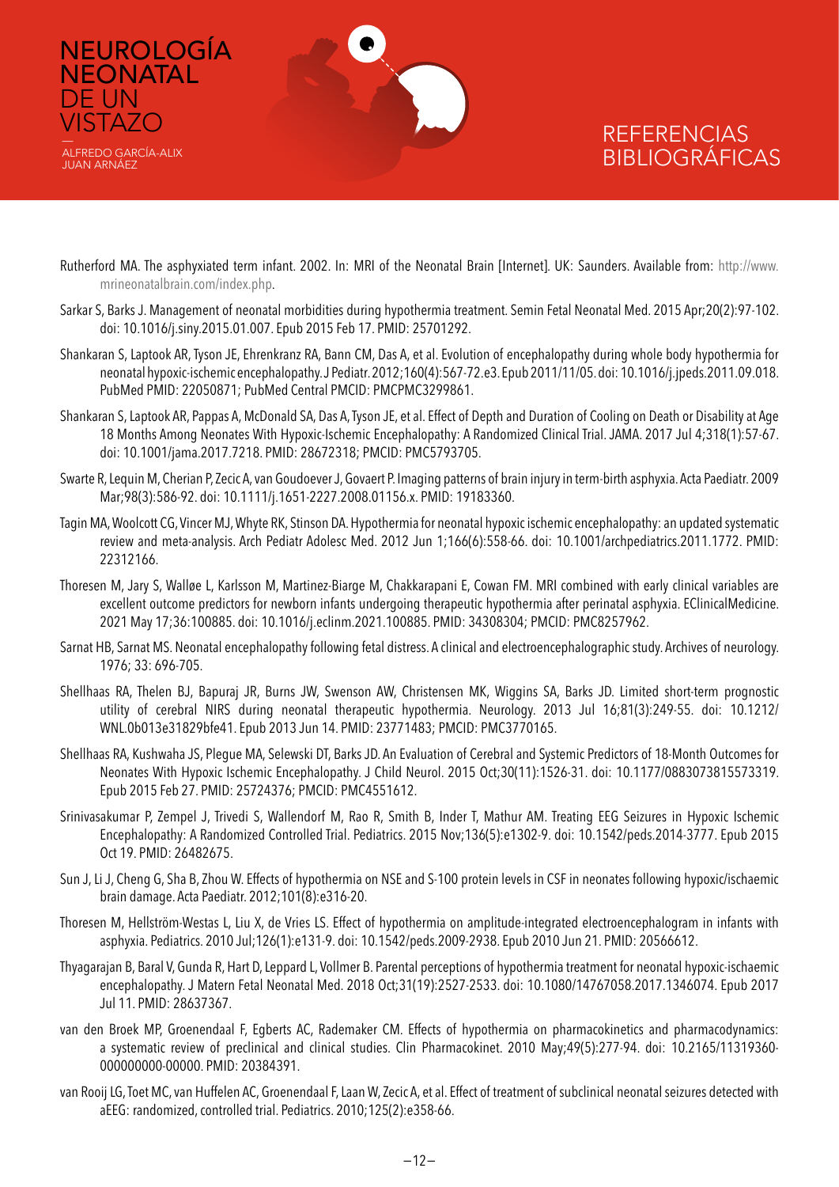# REFERENCIAS BIBLIOGRÁFICAS

Rutherford MA. The asphyxiated term infant. 2002. In: MRI of the Neonatal Brain [Internet]. UK: Saunders. Available from: http://www.mrineonatalbrain.com/index.php.

Sarkar S, Barks J. Management of neonatal morbidities during hypothermia treatment. Semin Fetal Neonatal Med. 2015 Apr;20(2):97-102. doi: 10.1016/j.siny.2015.01.007. Epub 2015 Feb 17. PMID: 25701292.

Shankaran S, Laptook AR, Tyson JE, Ehrenkranz RA, Bann CM, Das A, et al. Evolution of encephalopathy during whole body hypothermia for neonatal hypoxic-ischemic encephalopathy. J Pediatr. 2012;160(4):567-72.e3. Epub 2011/11/05. doi: 10.1016/j.jpeds.2011.09.018. PubMed PMID: 22050871; PubMed Central PMCID: PMCPMC3299861.

Shankaran S, Laptook AR, Pappas A, McDonald SA, Das A, Tyson JE, et al. Effect of Depth and Duration of Cooling on Death or Disability at Age 18 Months Among Neonates With Hypoxic-Ischemic Encephalopathy: A Randomized Clinical Trial. JAMA. 2017 Jul 4;318(1):57-67. doi: 10.1001/jama.2017.7218. PMID: 28672318; PMCID: PMC5793705.

Swarte R, Lequin M, Cherian P, Zecic A, van Goudoever J, Govaert P. Imaging patterns of brain injury in term-birth asphyxia. Acta Paediatr. 2009 Mar;98(3):586-92. doi: 10.1111/j.1651-2227.2008.01156.x. PMID: 19183360.

Tagin MA, Woolcott CG, Vincer MJ, Whyte RK, Stinson DA. Hypothermia for neonatal hypoxic ischemic encephalopathy: an updated systematic review and meta-analysis. Arch Pediatr Adolesc Med. 2012 Jun 1;166(6):558-66. doi: 10.1001/archpediatrics.2011.1772. PMID: 22312166.

Thoresen M, Jary S, Walløe L, Karlsson M, Martinez-Biarge M, Chakkarapani E, Cowan FM. MRI combined with early clinical variables are excellent outcome predictors for newborn infants undergoing therapeutic hypothermia after perinatal asphyxia. EClinicalMedicine. 2021 May 17;36:100885. doi: 10.1016/j.eclinm.2021.100885. PMID: 34308304; PMCID: PMC8257962.

Sarnat HB, Sarnat MS. Neonatal encephalopathy following fetal distress. A clinical and electroencephalographic study. Archives of neurology. 1976; 33: 696-705.

Shellhaas RA, Thelen BJ, Bapuraj JR, Burns JW, Swenson AW, Christensen MK, Wiggins SA, Barks JD. Limited short-term prognostic utility of cerebral NIRS during neonatal therapeutic hypothermia. Neurology. 2013 Jul 16;81(3):249-55. doi: 10.1212/WNL.0b013e31829bfe41. Epub 2013 Jun 14. PMID: 23771483; PMCID: PMC3770165.

Shellhaas RA, Kushwaha JS, Plegue MA, Selewski DT, Barks JD. An Evaluation of Cerebral and Systemic Predictors of 18-Month Outcomes for Neonates With Hypoxic Ischemic Encephalopathy. J Child Neurol. 2015 Oct;30(11):1526-31. doi: 10.1177/0883073815573319. Epub 2015 Feb 27. PMID: 25724376; PMCID: PMC4551612.

Srinivasakumar P, Zempel J, Trivedi S, Wallendorf M, Rao R, Smith B, Inder T, Mathur AM. Treating EEG Seizures in Hypoxic Ischemic Encephalopathy: A Randomized Controlled Trial. Pediatrics. 2015 Nov;136(5):e1302-9. doi: 10.1542/peds.2014-3777. Epub 2015 Oct 19. PMID: 26482675.

Sun J, Li J, Cheng G, Sha B, Zhou W. Effects of hypothermia on NSE and S-100 protein levels in CSF in neonates following hypoxic/ischaemic brain damage. Acta Paediatr. 2012;101(8):e316-20.

Thoresen M, Hellström-Westas L, Liu X, de Vries LS. Effect of hypothermia on amplitude-integrated electroencephalogram in infants with asphyxia. Pediatrics. 2010 Jul;126(1):e131-9. doi: 10.1542/peds.2009-2938. Epub 2010 Jun 21. PMID: 20566612.

Thyagarajan B, Baral V, Gunda R, Hart D, Leppard L, Vollmer B. Parental perceptions of hypothermia treatment for neonatal hypoxic-ischaemic encephalopathy. J Matern Fetal Neonatal Med. 2018 Oct;31(19):2527-2533. doi: 10.1080/14767058.2017.1346074. Epub 2017 Jul 11. PMID: 28637367.

van den Broek MP, Groenendaal F, Egberts AC, Rademaker CM. Effects of hypothermia on pharmacokinetics and pharmacodynamics: a systematic review of preclinical and clinical studies. Clin Pharmacokinet. 2010 May;49(5):277-94. doi: 10.2165/11319360-000000000-00000. PMID: 20384391.

van Rooij LG, Toet MC, van Huffelen AC, Groenendaal F, Laan W, Zecic A, et al. Effect of treatment of subclinical neonatal seizures detected with aEEG: randomized, controlled trial. Pediatrics. 2010;125(2):e358-66.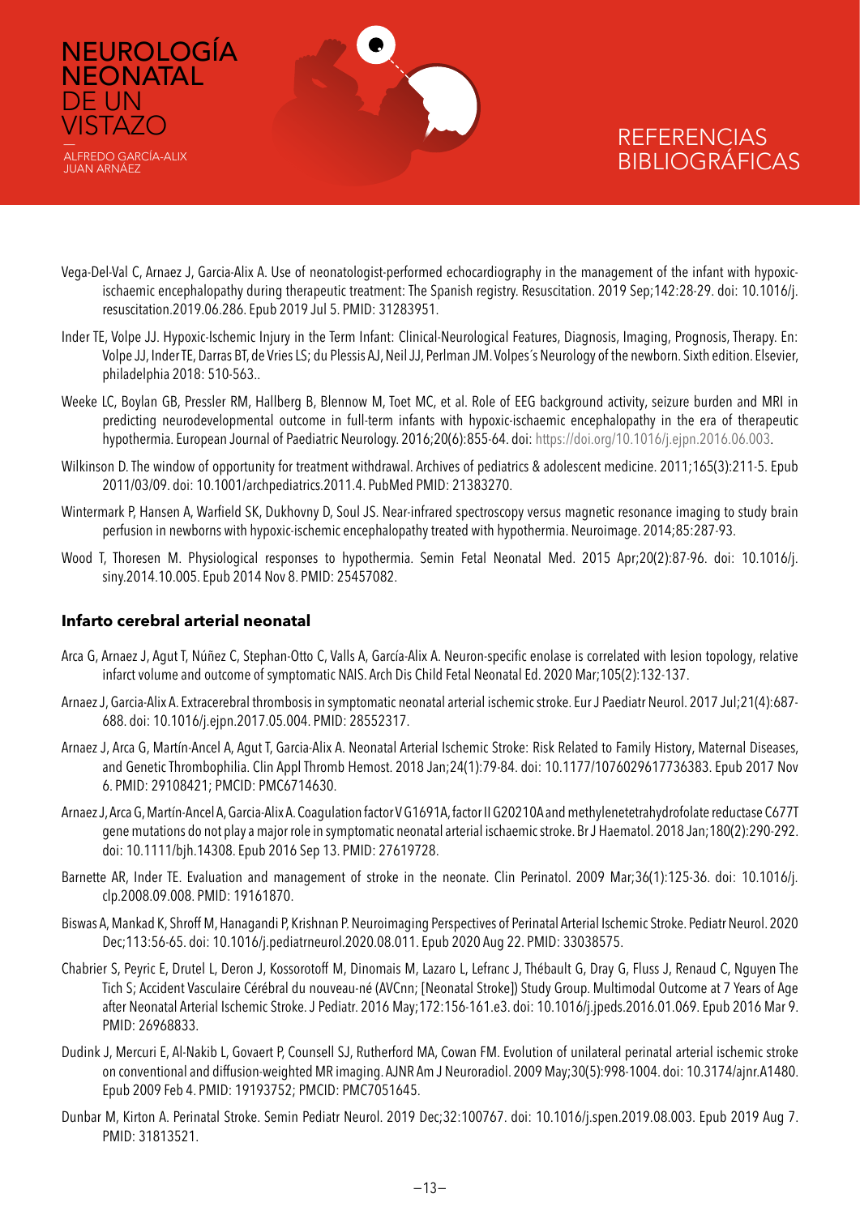Vega-Del-Val C, Arnaez J, Garcia-Alix A. Use of neonatologist-performed echocardiography in the management of the infant with hypoxic-ischaemic encephalopathy during therapeutic treatment: The Spanish registry. Resuscitation. 2019 Sep;142:28-29. doi: 10.1016/j.resuscitation.2019.06.286. Epub 2019 Jul 5. PMID: 31283951.

Inder TE, Volpe JJ. Hypoxic-Ischemic Injury in the Term Infant: Clinical-Neurological Features, Diagnosis, Imaging, Prognosis, Therapy. En: Volpe JJ, Inder TE, Darras BT, de Vries LS; du Plessis AJ, Neil JJ, Perlman JM. Volpes´s Neurology of the newborn. Sixth edition. Elsevier, philadelphia 2018: 510-563..

Weeke LC, Boylan GB, Pressler RM, Hallberg B, Blennow M, Toet MC, et al. Role of EEG background activity, seizure burden and MRI in predicting neurodevelopmental outcome in full-term infants with hypoxic-ischaemic encephalopathy in the era of therapeutic hypothermia. European Journal of Paediatric Neurology. 2016;20(6):855-64. doi: https://doi.org/10.1016/j.ejpn.2016.06.003.

Wilkinson D. The window of opportunity for treatment withdrawal. Archives of pediatrics & adolescent medicine. 2011;165(3):211-5. Epub 2011/03/09. doi: 10.1001/archpediatrics.2011.4. PubMed PMID: 21383270.

Wintermark P, Hansen A, Warfield SK, Dukhovny D, Soul JS. Near-infrared spectroscopy versus magnetic resonance imaging to study brain perfusion in newborns with hypoxic-ischemic encephalopathy treated with hypothermia. Neuroimage. 2014;85:287-93.

Wood T, Thoresen M. Physiological responses to hypothermia. Semin Fetal Neonatal Med. 2015 Apr;20(2):87-96. doi: 10.1016/j.siny.2014.10.005. Epub 2014 Nov 8. PMID: 25457082.

## Infarto cerebral arterial neonatal

Arca G, Arnaez J, Agut T, Núñez C, Stephan-Otto C, Valls A, García-Alix A. Neuron-specific enolase is correlated with lesion topology, relative infarct volume and outcome of symptomatic NAIS. Arch Dis Child Fetal Neonatal Ed. 2020 Mar;105(2):132-137.

Arnaez J, Garcia-Alix A. Extracerebral thrombosis in symptomatic neonatal arterial ischemic stroke. Eur J Paediatr Neurol. 2017 Jul;21(4):687-688. doi: 10.1016/j.ejpn.2017.05.004. PMID: 28552317.

Arnaez J, Arca G, Martín-Ancel A, Agut T, Garcia-Alix A. Neonatal Arterial Ischemic Stroke: Risk Related to Family History, Maternal Diseases, and Genetic Thrombophilia. Clin Appl Thromb Hemost. 2018 Jan;24(1):79-84. doi: 10.1177/1076029617736383. Epub 2017 Nov 6. PMID: 29108421; PMCID: PMC6714630.

Arnaez J, Arca G, Martín-Ancel A, Garcia-Alix A. Coagulation factor V G1691A, factor II G20210A and methylenetetrahydrofolate reductase C677T gene mutations do not play a major role in symptomatic neonatal arterial ischaemic stroke. Br J Haematol. 2018 Jan;180(2):290-292. doi: 10.1111/bjh.14308. Epub 2016 Sep 13. PMID: 27619728.

Barnette AR, Inder TE. Evaluation and management of stroke in the neonate. Clin Perinatol. 2009 Mar;36(1):125-36. doi: 10.1016/j.clp.2008.09.008. PMID: 19161870.

Biswas A, Mankad K, Shroff M, Hanagandi P, Krishnan P. Neuroimaging Perspectives of Perinatal Arterial Ischemic Stroke. Pediatr Neurol. 2020 Dec;113:56-65. doi: 10.1016/j.pediatrneurol.2020.08.011. Epub 2020 Aug 22. PMID: 33038575.

Chabrier S, Peyric E, Drutel L, Deron J, Kossorotoff M, Dinomais M, Lazaro L, Lefranc J, Thébault G, Dray G, Fluss J, Renaud C, Nguyen The Tich S; Accident Vasculaire Cérébral du nouveau-né (AVCnn; [Neonatal Stroke]) Study Group. Multimodal Outcome at 7 Years of Age after Neonatal Arterial Ischemic Stroke. J Pediatr. 2016 May;172:156-161.e3. doi: 10.1016/j.jpeds.2016.01.069. Epub 2016 Mar 9. PMID: 26968833.

Dudink J, Mercuri E, Al-Nakib L, Govaert P, Counsell SJ, Rutherford MA, Cowan FM. Evolution of unilateral perinatal arterial ischemic stroke on conventional and diffusion-weighted MR imaging. AJNR Am J Neuroradiol. 2009 May;30(5):998-1004. doi: 10.3174/ajnr.A1480. Epub 2009 Feb 4. PMID: 19193752; PMCID: PMC7051645.

Dunbar M, Kirton A. Perinatal Stroke. Semin Pediatr Neurol. 2019 Dec;32:100767. doi: 10.1016/j.spen.2019.08.003. Epub 2019 Aug 7. PMID: 31813521.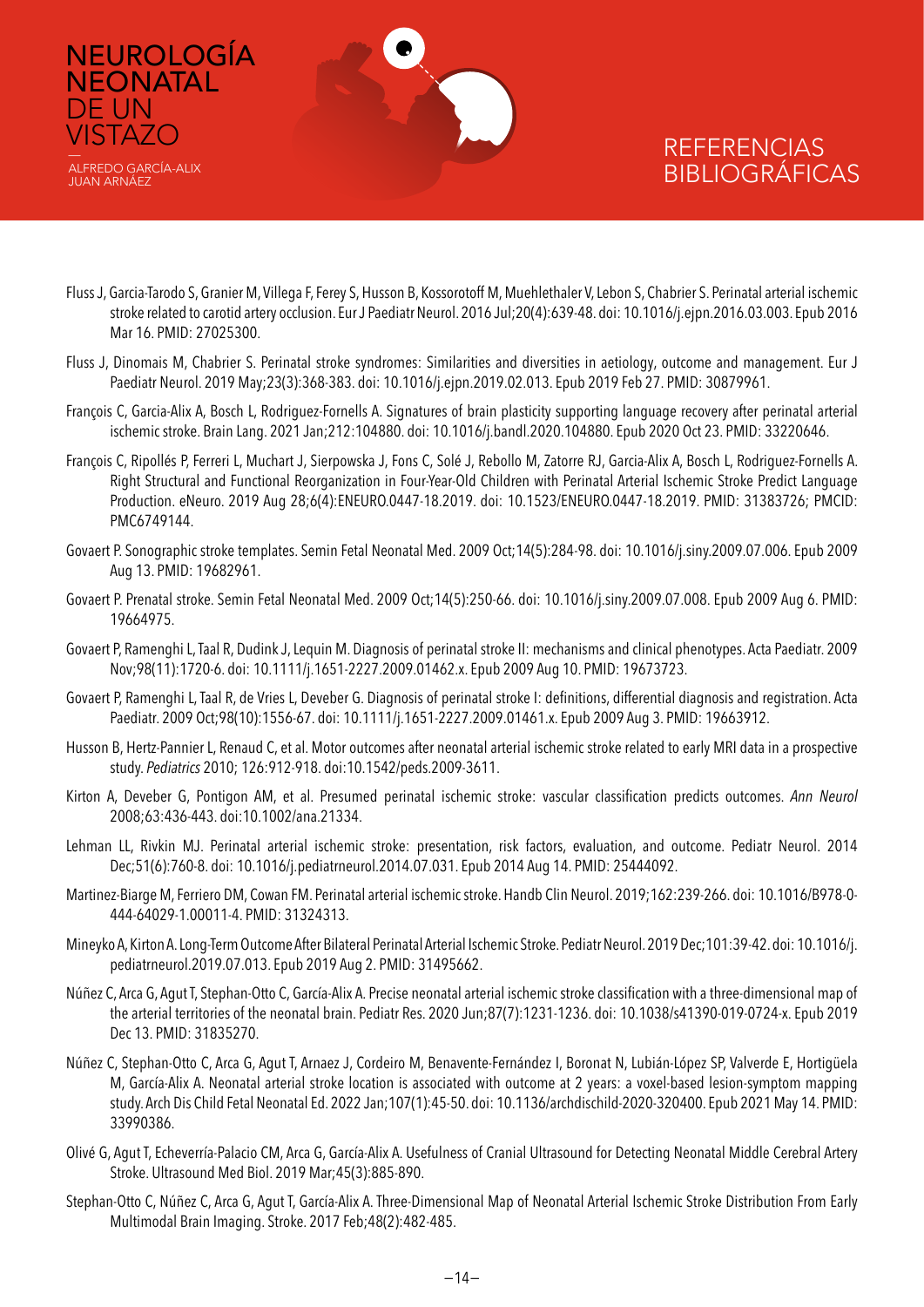# REFERENCIAS BIBLIOGRÁFICAS

Fluss J, Garcia-Tarodo S, Granier M, Villega F, Ferey S, Husson B, Kossorotoff M, Muehlethaler V, Lebon S, Chabrier S. Perinatal arterial ischemic stroke related to carotid artery occlusion. Eur J Paediatr Neurol. 2016 Jul;20(4):639-48. doi: 10.1016/j.ejpn.2016.03.003. Epub 2016 Mar 16. PMID: 27025300.

Fluss J, Dinomais M, Chabrier S. Perinatal stroke syndromes: Similarities and diversities in aetiology, outcome and management. Eur J Paediatr Neurol. 2019 May;23(3):368-383. doi: 10.1016/j.ejpn.2019.02.013. Epub 2019 Feb 27. PMID: 30879961.

François C, Garcia-Alix A, Bosch L, Rodriguez-Fornells A. Signatures of brain plasticity supporting language recovery after perinatal arterial ischemic stroke. Brain Lang. 2021 Jan;212:104880. doi: 10.1016/j.bandl.2020.104880. Epub 2020 Oct 23. PMID: 33220646.

François C, Ripollés P, Ferreri L, Muchart J, Sierpowska J, Fons C, Solé J, Rebollo M, Zatorre RJ, Garcia-Alix A, Bosch L, Rodriguez-Fornells A. Right Structural and Functional Reorganization in Four-Year-Old Children with Perinatal Arterial Ischemic Stroke Predict Language Production. eNeuro. 2019 Aug 28;6(4):ENEURO.0447-18.2019. doi: 10.1523/ENEURO.0447-18.2019. PMID: 31383726; PMCID: PMC6749144.

Govaert P. Sonographic stroke templates. Semin Fetal Neonatal Med. 2009 Oct;14(5):284-98. doi: 10.1016/j.siny.2009.07.006. Epub 2009 Aug 13. PMID: 19682961.

Govaert P. Prenatal stroke. Semin Fetal Neonatal Med. 2009 Oct;14(5):250-66. doi: 10.1016/j.siny.2009.07.008. Epub 2009 Aug 6. PMID: 19664975.

Govaert P, Ramenghi L, Taal R, Dudink J, Lequin M. Diagnosis of perinatal stroke II: mechanisms and clinical phenotypes. Acta Paediatr. 2009 Nov;98(11):1720-6. doi: 10.1111/j.1651-2227.2009.01462.x. Epub 2009 Aug 10. PMID: 19673723.

Govaert P, Ramenghi L, Taal R, de Vries L, Deveber G. Diagnosis of perinatal stroke I: definitions, differential diagnosis and registration. Acta Paediatr. 2009 Oct;98(10):1556-67. doi: 10.1111/j.1651-2227.2009.01461.x. Epub 2009 Aug 3. PMID: 19663912.

Husson B, Hertz-Pannier L, Renaud C, et al. Motor outcomes after neonatal arterial ischemic stroke related to early MRI data in a prospective study. *Pediatrics* 2010; 126:912-918. doi:10.1542/peds.2009-3611.

Kirton A, Deveber G, Pontigon AM, et al. Presumed perinatal ischemic stroke: vascular classification predicts outcomes. *Ann Neurol* 2008;63:436-443. doi:10.1002/ana.21334.

Lehman LL, Rivkin MJ. Perinatal arterial ischemic stroke: presentation, risk factors, evaluation, and outcome. Pediatr Neurol. 2014 Dec;51(6):760-8. doi: 10.1016/j.pediatrneurol.2014.07.031. Epub 2014 Aug 14. PMID: 25444092.

Martinez-Biarge M, Ferriero DM, Cowan FM. Perinatal arterial ischemic stroke. Handb Clin Neurol. 2019;162:239-266. doi: 10.1016/B978-0-444-64029-1.00011-4. PMID: 31324313.

Mineyko A, Kirton A. Long-Term Outcome After Bilateral Perinatal Arterial Ischemic Stroke. Pediatr Neurol. 2019 Dec;101:39-42. doi: 10.1016/j.pediatrneurol.2019.07.013. Epub 2019 Aug 2. PMID: 31495662.

Núñez C, Arca G, Agut T, Stephan-Otto C, García-Alix A. Precise neonatal arterial ischemic stroke classification with a three-dimensional map of the arterial territories of the neonatal brain. Pediatr Res. 2020 Jun;87(7):1231-1236. doi: 10.1038/s41390-019-0724-x. Epub 2019 Dec 13. PMID: 31835270.

Núñez C, Stephan-Otto C, Arca G, Agut T, Arnaez J, Cordeiro M, Benavente-Fernández I, Boronat N, Lubián-López SP, Valverde E, Hortigüela M, García-Alix A. Neonatal arterial stroke location is associated with outcome at 2 years: a voxel-based lesion-symptom mapping study. Arch Dis Child Fetal Neonatal Ed. 2022 Jan;107(1):45-50. doi: 10.1136/archdischild-2020-320400. Epub 2021 May 14. PMID: 33990386.

Olivé G, Agut T, Echeverría-Palacio CM, Arca G, García-Alix A. Usefulness of Cranial Ultrasound for Detecting Neonatal Middle Cerebral Artery Stroke. Ultrasound Med Biol. 2019 Mar;45(3):885-890.

Stephan-Otto C, Núñez C, Arca G, Agut T, García-Alix A. Three-Dimensional Map of Neonatal Arterial Ischemic Stroke Distribution From Early Multimodal Brain Imaging. Stroke. 2017 Feb;48(2):482-485.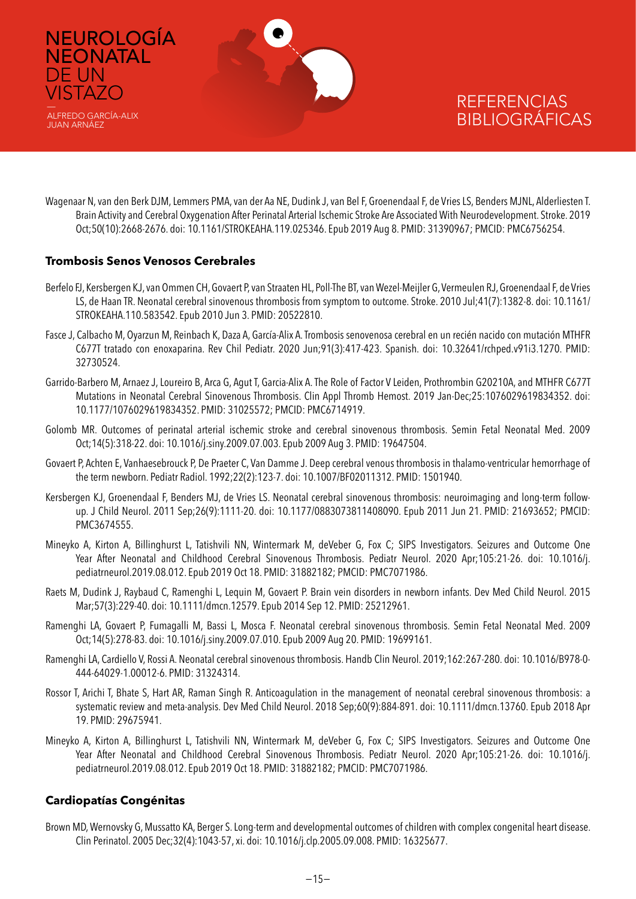Wagenaar N, van den Berk DJM, Lemmers PMA, van der Aa NE, Dudink J, van Bel F, Groenendaal F, de Vries LS, Benders MJNL, Alderliesten T. Brain Activity and Cerebral Oxygenation After Perinatal Arterial Ischemic Stroke Are Associated With Neurodevelopment. Stroke. 2019 Oct;50(10):2668-2676. doi: 10.1161/STROKEAHA.119.025346. Epub 2019 Aug 8. PMID: 31390967; PMCID: PMC6756254.

### Trombosis Senos Venosos Cerebrales

Berfelo FJ, Kersbergen KJ, van Ommen CH, Govaert P, van Straaten HL, Poll-The BT, van Wezel-Meijler G, Vermeulen RJ, Groenendaal F, de Vries LS, de Haan TR. Neonatal cerebral sinovenous thrombosis from symptom to outcome. Stroke. 2010 Jul;41(7):1382-8. doi: 10.1161/STROKEAHA.110.583542. Epub 2010 Jun 3. PMID: 20522810.

Fasce J, Calbacho M, Oyarzun M, Reinbach K, Daza A, García-Alix A. Trombosis senovenosa cerebral en un recién nacido con mutación MTHFR C677T tratado con enoxaparina. Rev Chil Pediatr. 2020 Jun;91(3):417-423. Spanish. doi: 10.32641/rchped.v91i3.1270. PMID: 32730524.

Garrido-Barbero M, Arnaez J, Loureiro B, Arca G, Agut T, Garcia-Alix A. The Role of Factor V Leiden, Prothrombin G20210A, and MTHFR C677T Mutations in Neonatal Cerebral Sinovenous Thrombosis. Clin Appl Thromb Hemost. 2019 Jan-Dec;25:1076029619834352. doi: 10.1177/1076029619834352. PMID: 31025572; PMCID: PMC6714919.

Golomb MR. Outcomes of perinatal arterial ischemic stroke and cerebral sinovenous thrombosis. Semin Fetal Neonatal Med. 2009 Oct;14(5):318-22. doi: 10.1016/j.siny.2009.07.003. Epub 2009 Aug 3. PMID: 19647504.

Govaert P, Achten E, Vanhaesebrouck P, De Praeter C, Van Damme J. Deep cerebral venous thrombosis in thalamo-ventricular hemorrhage of the term newborn. Pediatr Radiol. 1992;22(2):123-7. doi: 10.1007/BF02011312. PMID: 1501940.

Kersbergen KJ, Groenendaal F, Benders MJ, de Vries LS. Neonatal cerebral sinovenous thrombosis: neuroimaging and long-term follow-up. J Child Neurol. 2011 Sep;26(9):1111-20. doi: 10.1177/0883073811408090. Epub 2011 Jun 21. PMID: 21693652; PMCID: PMC3674555.

Mineyko A, Kirton A, Billinghurst L, Tatishvili NN, Wintermark M, deVeber G, Fox C; SIPS Investigators. Seizures and Outcome One Year After Neonatal and Childhood Cerebral Sinovenous Thrombosis. Pediatr Neurol. 2020 Apr;105:21-26. doi: 10.1016/j.pediatrneurol.2019.08.012. Epub 2019 Oct 18. PMID: 31882182; PMCID: PMC7071986.

Raets M, Dudink J, Raybaud C, Ramenghi L, Lequin M, Govaert P. Brain vein disorders in newborn infants. Dev Med Child Neurol. 2015 Mar;57(3):229-40. doi: 10.1111/dmcn.12579. Epub 2014 Sep 12. PMID: 25212961.

Ramenghi LA, Govaert P, Fumagalli M, Bassi L, Mosca F. Neonatal cerebral sinovenous thrombosis. Semin Fetal Neonatal Med. 2009 Oct;14(5):278-83. doi: 10.1016/j.siny.2009.07.010. Epub 2009 Aug 20. PMID: 19699161.

Ramenghi LA, Cardiello V, Rossi A. Neonatal cerebral sinovenous thrombosis. Handb Clin Neurol. 2019;162:267-280. doi: 10.1016/B978-0-444-64029-1.00012-6. PMID: 31324314.

Rossor T, Arichi T, Bhate S, Hart AR, Raman Singh R. Anticoagulation in the management of neonatal cerebral sinovenous thrombosis: a systematic review and meta-analysis. Dev Med Child Neurol. 2018 Sep;60(9):884-891. doi: 10.1111/dmcn.13760. Epub 2018 Apr 19. PMID: 29675941.

Mineyko A, Kirton A, Billinghurst L, Tatishvili NN, Wintermark M, deVeber G, Fox C; SIPS Investigators. Seizures and Outcome One Year After Neonatal and Childhood Cerebral Sinovenous Thrombosis. Pediatr Neurol. 2020 Apr;105:21-26. doi: 10.1016/j.pediatrneurol.2019.08.012. Epub 2019 Oct 18. PMID: 31882182; PMCID: PMC7071986.

### Cardiopatías Congénitas

Brown MD, Wernovsky G, Mussatto KA, Berger S. Long-term and developmental outcomes of children with complex congenital heart disease. Clin Perinatol. 2005 Dec;32(4):1043-57, xi. doi: 10.1016/j.clp.2005.09.008. PMID: 16325677.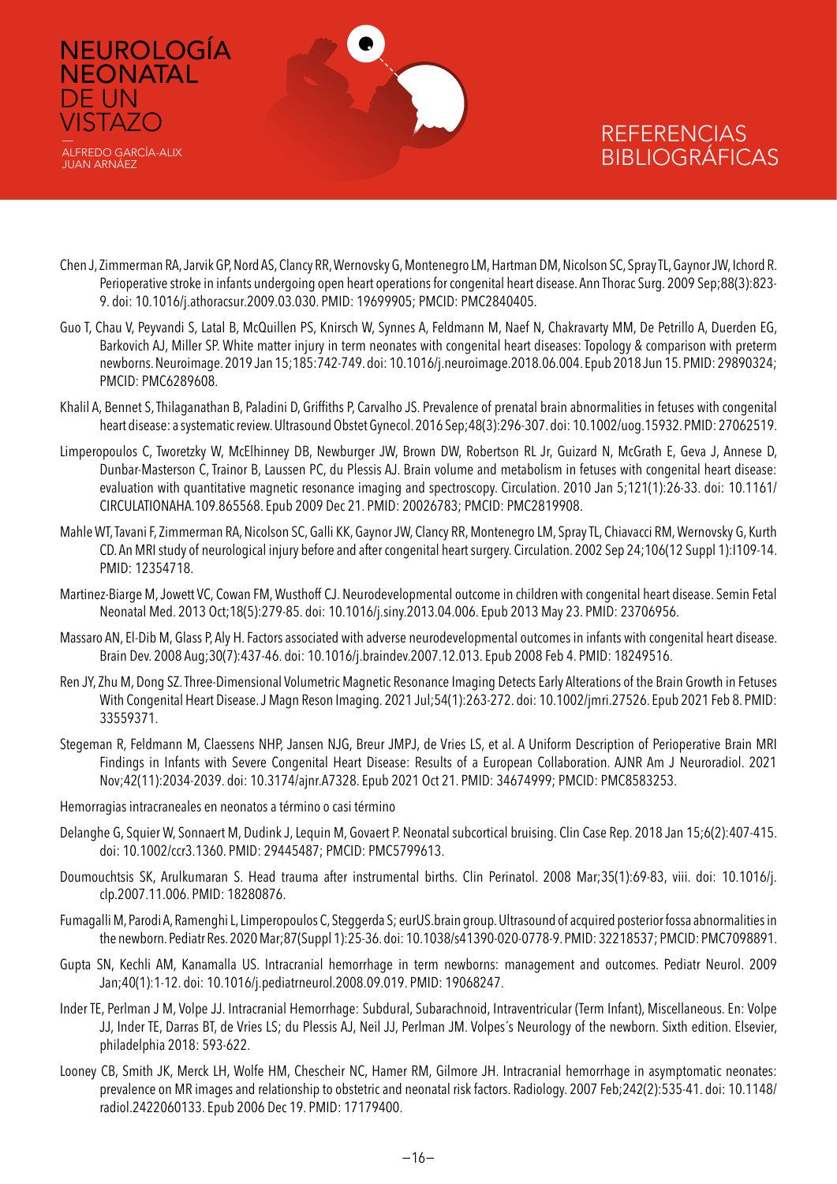Chen J, Zimmerman RA, Jarvik GP, Nord AS, Clancy RR, Wernovsky G, Montenegro LM, Hartman DM, Nicolson SC, Spray TL, Gaynor JW, Ichord R. Perioperative stroke in infants undergoing open heart operations for congenital heart disease. Ann Thorac Surg. 2009 Sep;88(3):823-9. doi: 10.1016/j.athoracsur.2009.03.030. PMID: 19699905; PMCID: PMC2840405.

Guo T, Chau V, Peyvandi S, Latal B, McQuillen PS, Knirsch W, Synnes A, Feldmann M, Naef N, Chakravarty MM, De Petrillo A, Duerden EG, Barkovich AJ, Miller SP. White matter injury in term neonates with congenital heart diseases: Topology & comparison with preterm newborns. Neuroimage. 2019 Jan 15;185:742-749. doi: 10.1016/j.neuroimage.2018.06.004. Epub 2018 Jun 15. PMID: 29890324; PMCID: PMC6289608.

Khalil A, Bennet S, Thilaganathan B, Paladini D, Griffiths P, Carvalho JS. Prevalence of prenatal brain abnormalities in fetuses with congenital heart disease: a systematic review. Ultrasound Obstet Gynecol. 2016 Sep;48(3):296-307. doi: 10.1002/uog.15932. PMID: 27062519.

Limperopoulos C, Tworetzky W, McElhinney DB, Newburger JW, Brown DW, Robertson RL Jr, Guizard N, McGrath E, Geva J, Annese D, Dunbar-Masterson C, Trainor B, Laussen PC, du Plessis AJ. Brain volume and metabolism in fetuses with congenital heart disease: evaluation with quantitative magnetic resonance imaging and spectroscopy. Circulation. 2010 Jan 5;121(1):26-33. doi: 10.1161/CIRCULATIONAHA.109.865568. Epub 2009 Dec 21. PMID: 20026783; PMCID: PMC2819908.

Mahle WT, Tavani F, Zimmerman RA, Nicolson SC, Galli KK, Gaynor JW, Clancy RR, Montenegro LM, Spray TL, Chiavacci RM, Wernovsky G, Kurth CD. An MRI study of neurological injury before and after congenital heart surgery. Circulation. 2002 Sep 24;106(12 Suppl 1):I109-14. PMID: 12354718.

Martinez-Biarge M, Jowett VC, Cowan FM, Wusthoff CJ. Neurodevelopmental outcome in children with congenital heart disease. Semin Fetal Neonatal Med. 2013 Oct;18(5):279-85. doi: 10.1016/j.siny.2013.04.006. Epub 2013 May 23. PMID: 23706956.

Massaro AN, El-Dib M, Glass P, Aly H. Factors associated with adverse neurodevelopmental outcomes in infants with congenital heart disease. Brain Dev. 2008 Aug;30(7):437-46. doi: 10.1016/j.braindev.2007.12.013. Epub 2008 Feb 4. PMID: 18249516.

Ren JY, Zhu M, Dong SZ. Three-Dimensional Volumetric Magnetic Resonance Imaging Detects Early Alterations of the Brain Growth in Fetuses With Congenital Heart Disease. J Magn Reson Imaging. 2021 Jul;54(1):263-272. doi: 10.1002/jmri.27526. Epub 2021 Feb 8. PMID: 33559371.

Stegeman R, Feldmann M, Claessens NHP, Jansen NJG, Breur JMPJ, de Vries LS, et al. A Uniform Description of Perioperative Brain MRI Findings in Infants with Severe Congenital Heart Disease: Results of a European Collaboration. AJNR Am J Neuroradiol. 2021 Nov;42(11):2034-2039. doi: 10.3174/ajnr.A7328. Epub 2021 Oct 21. PMID: 34674999; PMCID: PMC8583253.

Hemorragias intracraneales en neonatos a término o casi término

Delanghe G, Squier W, Sonnaert M, Dudink J, Lequin M, Govaert P. Neonatal subcortical bruising. Clin Case Rep. 2018 Jan 15;6(2):407-415. doi: 10.1002/ccr3.1360. PMID: 29445487; PMCID: PMC5799613.

Doumouchtsis SK, Arulkumaran S. Head trauma after instrumental births. Clin Perinatol. 2008 Mar;35(1):69-83, viii. doi: 10.1016/j.clp.2007.11.006. PMID: 18280876.

Fumagalli M, Parodi A, Ramenghi L, Limperopoulos C, Steggerda S; eurUS.brain group. Ultrasound of acquired posterior fossa abnormalities in the newborn. Pediatr Res. 2020 Mar;87(Suppl 1):25-36. doi: 10.1038/s41390-020-0778-9. PMID: 32218537; PMCID: PMC7098891.

Gupta SN, Kechli AM, Kanamalla US. Intracranial hemorrhage in term newborns: management and outcomes. Pediatr Neurol. 2009 Jan;40(1):1-12. doi: 10.1016/j.pediatrneurol.2008.09.019. PMID: 19068247.

Inder TE, Perlman J M, Volpe JJ. Intracranial Hemorrhage: Subdural, Subarachnoid, Intraventricular (Term Infant), Miscellaneous. En: Volpe JJ, Inder TE, Darras BT, de Vries LS; du Plessis AJ, Neil JJ, Perlman JM. Volpes´s Neurology of the newborn. Sixth edition. Elsevier, philadelphia 2018: 593-622.

Looney CB, Smith JK, Merck LH, Wolfe HM, Chescheir NC, Hamer RM, Gilmore JH. Intracranial hemorrhage in asymptomatic neonates: prevalence on MR images and relationship to obstetric and neonatal risk factors. Radiology. 2007 Feb;242(2):535-41. doi: 10.1148/radiol.2422060133. Epub 2006 Dec 19. PMID: 17179400.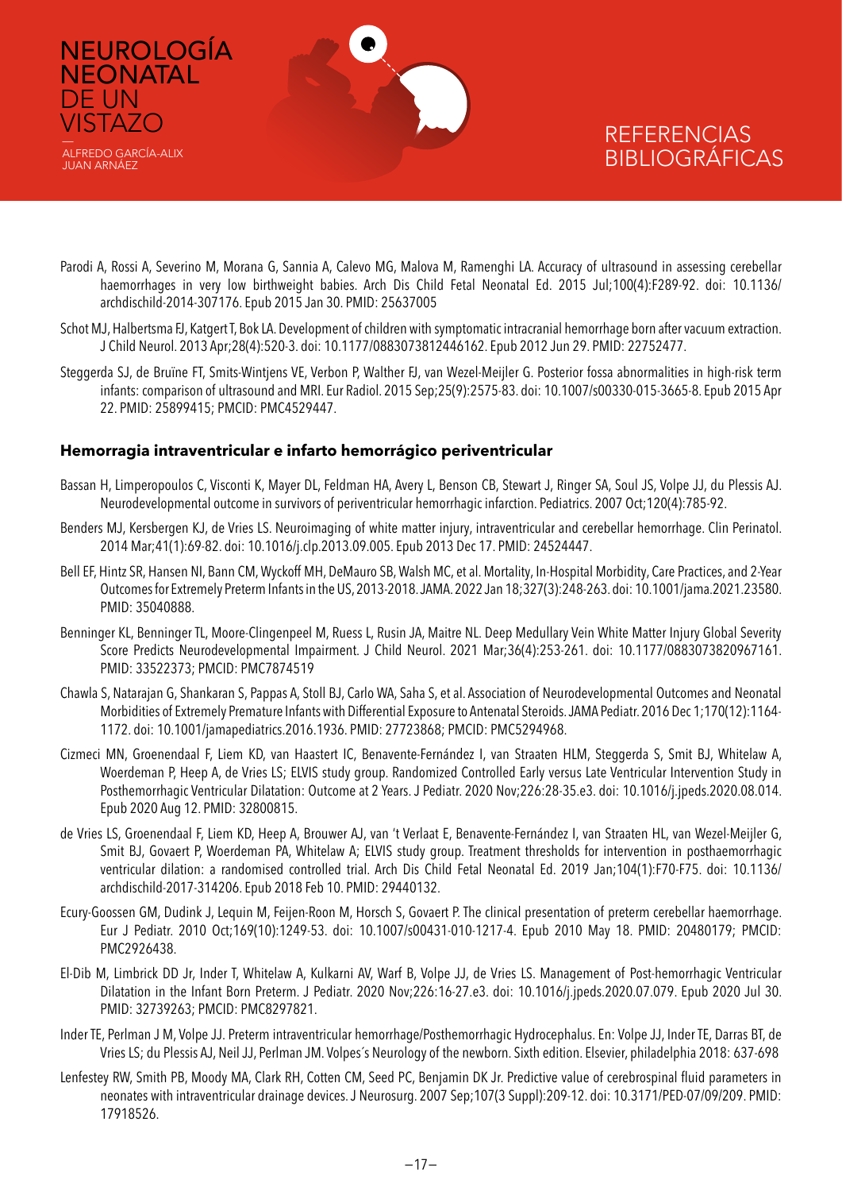Parodi A, Rossi A, Severino M, Morana G, Sannia A, Calevo MG, Malova M, Ramenghi LA. Accuracy of ultrasound in assessing cerebellar haemorrhages in very low birthweight babies. Arch Dis Child Fetal Neonatal Ed. 2015 Jul;100(4):F289-92. doi: 10.1136/archdischild-2014-307176. Epub 2015 Jan 30. PMID: 25637005

Schot MJ, Halbertsma FJ, Katgert T, Bok LA. Development of children with symptomatic intracranial hemorrhage born after vacuum extraction. J Child Neurol. 2013 Apr;28(4):520-3. doi: 10.1177/0883073812446162. Epub 2012 Jun 29. PMID: 22752477.

Steggerda SJ, de Bruïne FT, Smits-Wintjens VE, Verbon P, Walther FJ, van Wezel-Meijler G. Posterior fossa abnormalities in high-risk term infants: comparison of ultrasound and MRI. Eur Radiol. 2015 Sep;25(9):2575-83. doi: 10.1007/s00330-015-3665-8. Epub 2015 Apr 22. PMID: 25899415; PMCID: PMC4529447.

## Hemorragia intraventricular e infarto hemorrágico periventricular

Bassan H, Limperopoulos C, Visconti K, Mayer DL, Feldman HA, Avery L, Benson CB, Stewart J, Ringer SA, Soul JS, Volpe JJ, du Plessis AJ. Neurodevelopmental outcome in survivors of periventricular hemorrhagic infarction. Pediatrics. 2007 Oct;120(4):785-92.

Benders MJ, Kersbergen KJ, de Vries LS. Neuroimaging of white matter injury, intraventricular and cerebellar hemorrhage. Clin Perinatol. 2014 Mar;41(1):69-82. doi: 10.1016/j.clp.2013.09.005. Epub 2013 Dec 17. PMID: 24524447.

Bell EF, Hintz SR, Hansen NI, Bann CM, Wyckoff MH, DeMauro SB, Walsh MC, et al. Mortality, In-Hospital Morbidity, Care Practices, and 2-Year Outcomes for Extremely Preterm Infants in the US, 2013-2018. JAMA. 2022 Jan 18;327(3):248-263. doi: 10.1001/jama.2021.23580. PMID: 35040888.

Benninger KL, Benninger TL, Moore-Clingenpeel M, Ruess L, Rusin JA, Maitre NL. Deep Medullary Vein White Matter Injury Global Severity Score Predicts Neurodevelopmental Impairment. J Child Neurol. 2021 Mar;36(4):253-261. doi: 10.1177/0883073820967161. PMID: 33522373; PMCID: PMC7874519

Chawla S, Natarajan G, Shankaran S, Pappas A, Stoll BJ, Carlo WA, Saha S, et al. Association of Neurodevelopmental Outcomes and Neonatal Morbidities of Extremely Premature Infants with Differential Exposure to Antenatal Steroids. JAMA Pediatr. 2016 Dec 1;170(12):1164-1172. doi: 10.1001/jamapediatrics.2016.1936. PMID: 27723868; PMCID: PMC5294968.

Cizmeci MN, Groenendaal F, Liem KD, van Haastert IC, Benavente-Fernández I, van Straaten HLM, Steggerda S, Smit BJ, Whitelaw A, Woerdeman P, Heep A, de Vries LS; ELVIS study group. Randomized Controlled Early versus Late Ventricular Intervention Study in Posthemorrhagic Ventricular Dilatation: Outcome at 2 Years. J Pediatr. 2020 Nov;226:28-35.e3. doi: 10.1016/j.jpeds.2020.08.014. Epub 2020 Aug 12. PMID: 32800815.

de Vries LS, Groenendaal F, Liem KD, Heep A, Brouwer AJ, van 't Verlaat E, Benavente-Fernández I, van Straaten HL, van Wezel-Meijler G, Smit BJ, Govaert P, Woerdeman PA, Whitelaw A; ELVIS study group. Treatment thresholds for intervention in posthaemorrhagic ventricular dilation: a randomised controlled trial. Arch Dis Child Fetal Neonatal Ed. 2019 Jan;104(1):F70-F75. doi: 10.1136/archdischild-2017-314206. Epub 2018 Feb 10. PMID: 29440132.

Ecury-Goossen GM, Dudink J, Lequin M, Feijen-Roon M, Horsch S, Govaert P. The clinical presentation of preterm cerebellar haemorrhage. Eur J Pediatr. 2010 Oct;169(10):1249-53. doi: 10.1007/s00431-010-1217-4. Epub 2010 May 18. PMID: 20480179; PMCID: PMC2926438.

El-Dib M, Limbrick DD Jr, Inder T, Whitelaw A, Kulkarni AV, Warf B, Volpe JJ, de Vries LS. Management of Post-hemorrhagic Ventricular Dilatation in the Infant Born Preterm. J Pediatr. 2020 Nov;226:16-27.e3. doi: 10.1016/j.jpeds.2020.07.079. Epub 2020 Jul 30. PMID: 32739263; PMCID: PMC8297821.

Inder TE, Perlman J M, Volpe JJ. Preterm intraventricular hemorrhage/Posthemorrhagic Hydrocephalus. En: Volpe JJ, Inder TE, Darras BT, de Vries LS; du Plessis AJ, Neil JJ, Perlman JM. Volpes´s Neurology of the newborn. Sixth edition. Elsevier, philadelphia 2018: 637-698

Lenfestey RW, Smith PB, Moody MA, Clark RH, Cotten CM, Seed PC, Benjamin DK Jr. Predictive value of cerebrospinal fluid parameters in neonates with intraventricular drainage devices. J Neurosurg. 2007 Sep;107(3 Suppl):209-12. doi: 10.3171/PED-07/09/209. PMID: 17918526.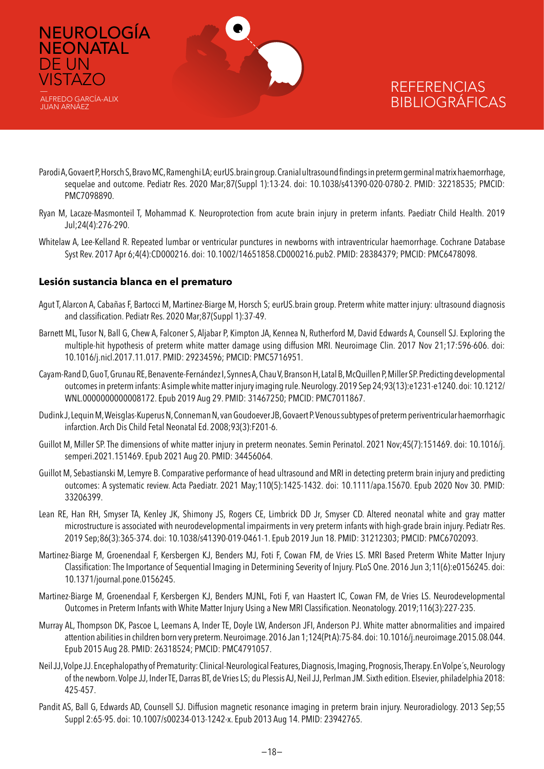Parodi A, Govaert P, Horsch S, Bravo MC, Ramenghi LA; eurUS.brain group. Cranial ultrasound findings in preterm germinal matrix haemorrhage, sequelae and outcome. Pediatr Res. 2020 Mar;87(Suppl 1):13-24. doi: 10.1038/s41390-020-0780-2. PMID: 32218535; PMCID: PMC7098890.

Ryan M, Lacaze-Masmonteil T, Mohammad K. Neuroprotection from acute brain injury in preterm infants. Paediatr Child Health. 2019 Jul;24(4):276-290.

Whitelaw A, Lee-Kelland R. Repeated lumbar or ventricular punctures in newborns with intraventricular haemorrhage. Cochrane Database Syst Rev. 2017 Apr 6;4(4):CD000216. doi: 10.1002/14651858.CD000216.pub2. PMID: 28384379; PMCID: PMC6478098.

### Lesión sustancia blanca en el prematuro

Agut T, Alarcon A, Cabañas F, Bartocci M, Martinez-Biarge M, Horsch S; eurUS.brain group. Preterm white matter injury: ultrasound diagnosis and classification. Pediatr Res. 2020 Mar;87(Suppl 1):37-49.

Barnett ML, Tusor N, Ball G, Chew A, Falconer S, Aljabar P, Kimpton JA, Kennea N, Rutherford M, David Edwards A, Counsell SJ. Exploring the multiple-hit hypothesis of preterm white matter damage using diffusion MRI. Neuroimage Clin. 2017 Nov 21;17:596-606. doi: 10.1016/j.nicl.2017.11.017. PMID: 29234596; PMCID: PMC5716951.

Cayam-Rand D, Guo T, Grunau RE, Benavente-Fernández I, Synnes A, Chau V, Branson H, Latal B, McQuillen P, Miller SP. Predicting developmental outcomes in preterm infants: A simple white matter injury imaging rule. Neurology. 2019 Sep 24;93(13):e1231-e1240. doi: 10.1212/WNL.0000000000008172. Epub 2019 Aug 29. PMID: 31467250; PMCID: PMC7011867.

Dudink J, Lequin M, Weisglas-Kuperus N, Conneman N, van Goudoever JB, Govaert P. Venous subtypes of preterm periventricular haemorrhagic infarction. Arch Dis Child Fetal Neonatal Ed. 2008;93(3):F201-6.

Guillot M, Miller SP. The dimensions of white matter injury in preterm neonates. Semin Perinatol. 2021 Nov;45(7):151469. doi: 10.1016/j.semperi.2021.151469. Epub 2021 Aug 20. PMID: 34456064.

Guillot M, Sebastianski M, Lemyre B. Comparative performance of head ultrasound and MRI in detecting preterm brain injury and predicting outcomes: A systematic review. Acta Paediatr. 2021 May;110(5):1425-1432. doi: 10.1111/apa.15670. Epub 2020 Nov 30. PMID: 33206399.

Lean RE, Han RH, Smyser TA, Kenley JK, Shimony JS, Rogers CE, Limbrick DD Jr, Smyser CD. Altered neonatal white and gray matter microstructure is associated with neurodevelopmental impairments in very preterm infants with high-grade brain injury. Pediatr Res. 2019 Sep;86(3):365-374. doi: 10.1038/s41390-019-0461-1. Epub 2019 Jun 18. PMID: 31212303; PMCID: PMC6702093.

Martinez-Biarge M, Groenendaal F, Kersbergen KJ, Benders MJ, Foti F, Cowan FM, de Vries LS. MRI Based Preterm White Matter Injury Classification: The Importance of Sequential Imaging in Determining Severity of Injury. PLoS One. 2016 Jun 3;11(6):e0156245. doi: 10.1371/journal.pone.0156245.

Martinez-Biarge M, Groenendaal F, Kersbergen KJ, Benders MJNL, Foti F, van Haastert IC, Cowan FM, de Vries LS. Neurodevelopmental Outcomes in Preterm Infants with White Matter Injury Using a New MRI Classification. Neonatology. 2019;116(3):227-235.

Murray AL, Thompson DK, Pascoe L, Leemans A, Inder TE, Doyle LW, Anderson JFI, Anderson PJ. White matter abnormalities and impaired attention abilities in children born very preterm. Neuroimage. 2016 Jan 1;124(Pt A):75-84. doi: 10.1016/j.neuroimage.2015.08.044. Epub 2015 Aug 28. PMID: 26318524; PMCID: PMC4791057.

Neil JJ, Volpe JJ. Encephalopathy of Prematurity: Clinical-Neurological Features, Diagnosis, Imaging, Prognosis, Therapy. En Volpe´s, Neurology of the newborn. Volpe JJ, Inder TE, Darras BT, de Vries LS; du Plessis AJ, Neil JJ, Perlman JM. Sixth edition. Elsevier, philadelphia 2018: 425-457.

Pandit AS, Ball G, Edwards AD, Counsell SJ. Diffusion magnetic resonance imaging in preterm brain injury. Neuroradiology. 2013 Sep;55 Suppl 2:65-95. doi: 10.1007/s00234-013-1242-x. Epub 2013 Aug 14. PMID: 23942765.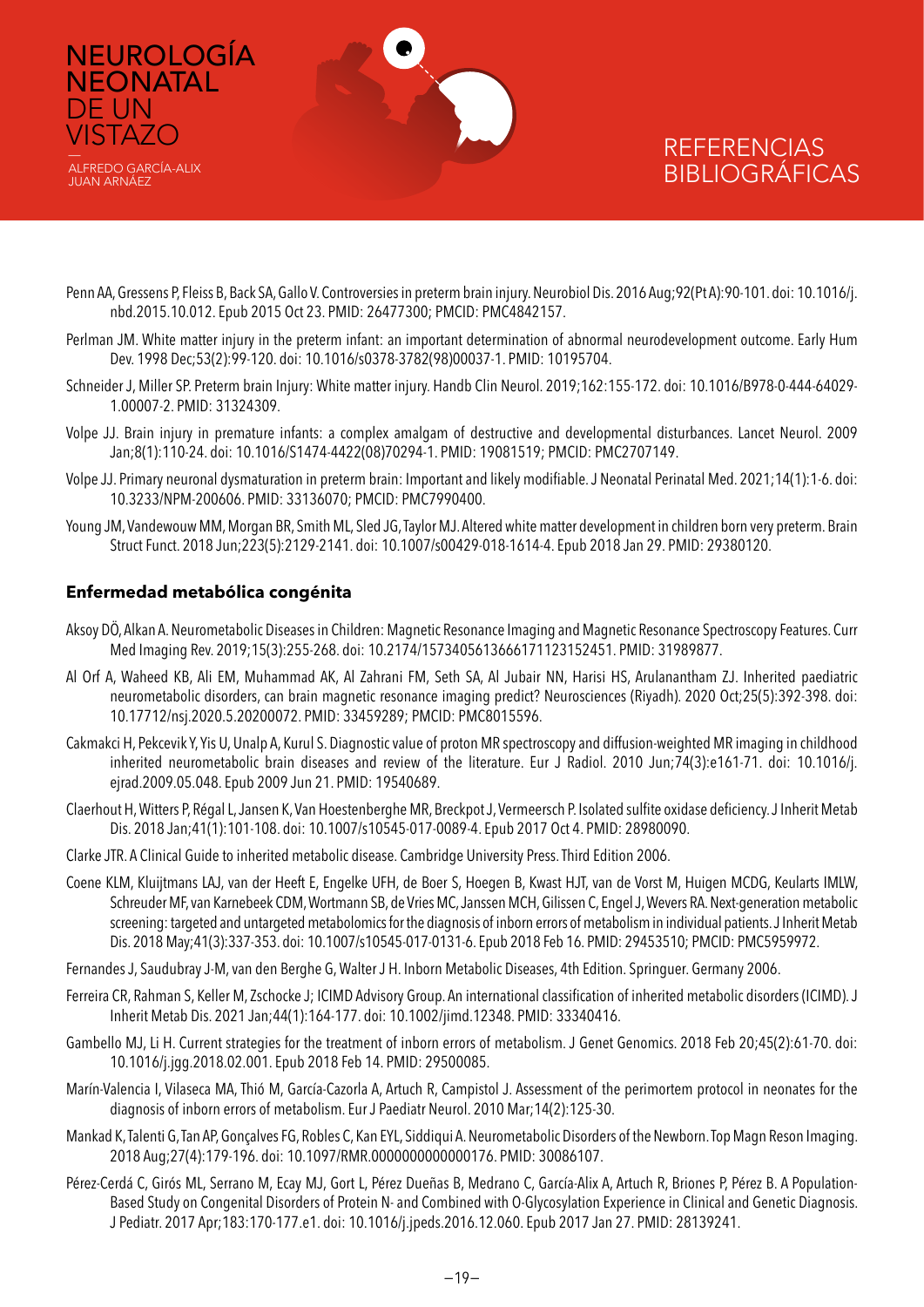Penn AA, Gressens P, Fleiss B, Back SA, Gallo V. Controversies in preterm brain injury. Neurobiol Dis. 2016 Aug;92(Pt A):90-101. doi: 10.1016/j.nbd.2015.10.012. Epub 2015 Oct 23. PMID: 26477300; PMCID: PMC4842157.

Perlman JM. White matter injury in the preterm infant: an important determination of abnormal neurodevelopment outcome. Early Hum Dev. 1998 Dec;53(2):99-120. doi: 10.1016/s0378-3782(98)00037-1. PMID: 10195704.

Schneider J, Miller SP. Preterm brain Injury: White matter injury. Handb Clin Neurol. 2019;162:155-172. doi: 10.1016/B978-0-444-64029-1.00007-2. PMID: 31324309.

Volpe JJ. Brain injury in premature infants: a complex amalgam of destructive and developmental disturbances. Lancet Neurol. 2009 Jan;8(1):110-24. doi: 10.1016/S1474-4422(08)70294-1. PMID: 19081519; PMCID: PMC2707149.

Volpe JJ. Primary neuronal dysmaturation in preterm brain: Important and likely modifiable. J Neonatal Perinatal Med. 2021;14(1):1-6. doi: 10.3233/NPM-200606. PMID: 33136070; PMCID: PMC7990400.

Young JM, Vandewouw MM, Morgan BR, Smith ML, Sled JG, Taylor MJ. Altered white matter development in children born very preterm. Brain Struct Funct. 2018 Jun;223(5):2129-2141. doi: 10.1007/s00429-018-1614-4. Epub 2018 Jan 29. PMID: 29380120.

## Enfermedad metabólica congénita

Aksoy DÖ, Alkan A. Neurometabolic Diseases in Children: Magnetic Resonance Imaging and Magnetic Resonance Spectroscopy Features. Curr Med Imaging Rev. 2019;15(3):255-268. doi: 10.2174/1573405613666171123152451. PMID: 31989877.

Al Orf A, Waheed KB, Ali EM, Muhammad AK, Al Zahrani FM, Seth SA, Al Jubair NN, Harisi HS, Arulanantham ZJ. Inherited paediatric neurometabolic disorders, can brain magnetic resonance imaging predict? Neurosciences (Riyadh). 2020 Oct;25(5):392-398. doi: 10.17712/nsj.2020.5.20200072. PMID: 33459289; PMCID: PMC8015596.

Cakmakci H, Pekcevik Y, Yis U, Unalp A, Kurul S. Diagnostic value of proton MR spectroscopy and diffusion-weighted MR imaging in childhood inherited neurometabolic brain diseases and review of the literature. Eur J Radiol. 2010 Jun;74(3):e161-71. doi: 10.1016/j.ejrad.2009.05.048. Epub 2009 Jun 21. PMID: 19540689.

Claerhout H, Witters P, Régal L, Jansen K, Van Hoestenberghe MR, Breckpot J, Vermeersch P. Isolated sulfite oxidase deficiency. J Inherit Metab Dis. 2018 Jan;41(1):101-108. doi: 10.1007/s10545-017-0089-4. Epub 2017 Oct 4. PMID: 28980090.

Clarke JTR. A Clinical Guide to inherited metabolic disease. Cambridge University Press. Third Edition 2006.

Coene KLM, Kluijtmans LAJ, van der Heeft E, Engelke UFH, de Boer S, Hoegen B, Kwast HJT, van de Vorst M, Huigen MCDG, Keularts IMLW, Schreuder MF, van Karnebeek CDM, Wortmann SB, de Vries MC, Janssen MCH, Gilissen C, Engel J, Wevers RA. Next-generation metabolic screening: targeted and untargeted metabolomics for the diagnosis of inborn errors of metabolism in individual patients. J Inherit Metab Dis. 2018 May;41(3):337-353. doi: 10.1007/s10545-017-0131-6. Epub 2018 Feb 16. PMID: 29453510; PMCID: PMC5959972.

Fernandes J, Saudubray J-M, van den Berghe G, Walter J H. Inborn Metabolic Diseases, 4th Edition. Springuer. Germany 2006.

Ferreira CR, Rahman S, Keller M, Zschocke J; ICIMD Advisory Group. An international classification of inherited metabolic disorders (ICIMD). J Inherit Metab Dis. 2021 Jan;44(1):164-177. doi: 10.1002/jimd.12348. PMID: 33340416.

Gambello MJ, Li H. Current strategies for the treatment of inborn errors of metabolism. J Genet Genomics. 2018 Feb 20;45(2):61-70. doi: 10.1016/j.jgg.2018.02.001. Epub 2018 Feb 14. PMID: 29500085.

Marín-Valencia I, Vilaseca MA, Thió M, García-Cazorla A, Artuch R, Campistol J. Assessment of the perimortem protocol in neonates for the diagnosis of inborn errors of metabolism. Eur J Paediatr Neurol. 2010 Mar;14(2):125-30.

Mankad K, Talenti G, Tan AP, Gonçalves FG, Robles C, Kan EYL, Siddiqui A. Neurometabolic Disorders of the Newborn. Top Magn Reson Imaging. 2018 Aug;27(4):179-196. doi: 10.1097/RMR.0000000000000176. PMID: 30086107.

Pérez-Cerdá C, Girós ML, Serrano M, Ecay MJ, Gort L, Pérez Dueñas B, Medrano C, García-Alix A, Artuch R, Briones P, Pérez B. A Population-Based Study on Congenital Disorders of Protein N- and Combined with O-Glycosylation Experience in Clinical and Genetic Diagnosis. J Pediatr. 2017 Apr;183:170-177.e1. doi: 10.1016/j.jpeds.2016.12.060. Epub 2017 Jan 27. PMID: 28139241.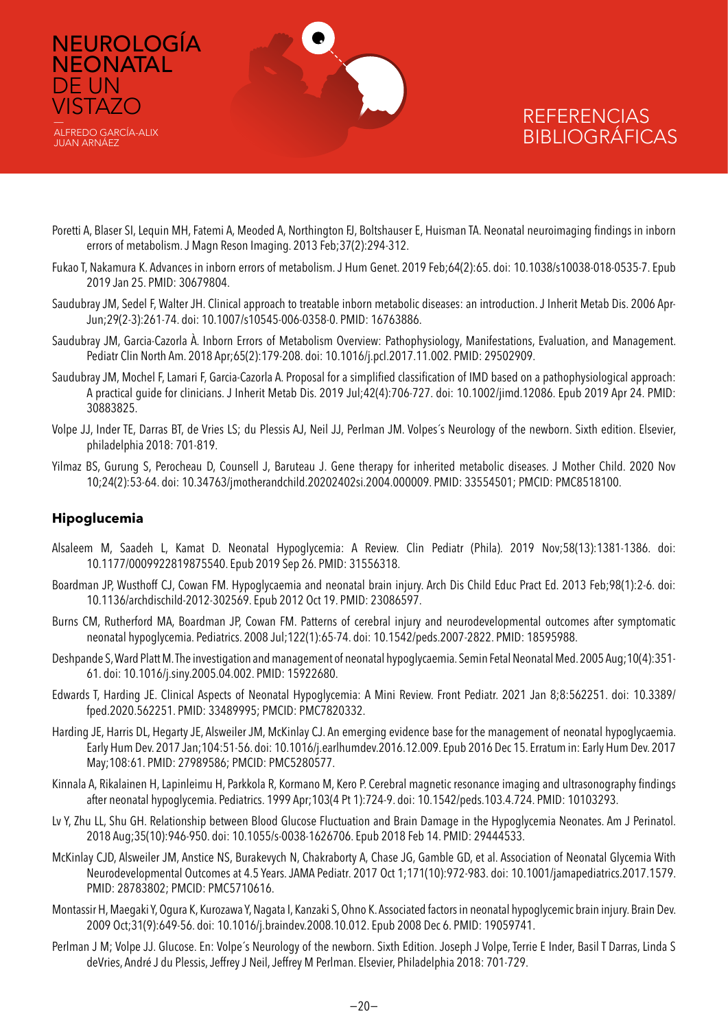Poretti A, Blaser SI, Lequin MH, Fatemi A, Meoded A, Northington FJ, Boltshauser E, Huisman TA. Neonatal neuroimaging findings in inborn errors of metabolism. J Magn Reson Imaging. 2013 Feb;37(2):294-312.

Fukao T, Nakamura K. Advances in inborn errors of metabolism. J Hum Genet. 2019 Feb;64(2):65. doi: 10.1038/s10038-018-0535-7. Epub 2019 Jan 25. PMID: 30679804.

Saudubray JM, Sedel F, Walter JH. Clinical approach to treatable inborn metabolic diseases: an introduction. J Inherit Metab Dis. 2006 Apr-Jun;29(2-3):261-74. doi: 10.1007/s10545-006-0358-0. PMID: 16763886.

Saudubray JM, Garcia-Cazorla À. Inborn Errors of Metabolism Overview: Pathophysiology, Manifestations, Evaluation, and Management. Pediatr Clin North Am. 2018 Apr;65(2):179-208. doi: 10.1016/j.pcl.2017.11.002. PMID: 29502909.

Saudubray JM, Mochel F, Lamari F, Garcia-Cazorla A. Proposal for a simplified classification of IMD based on a pathophysiological approach: A practical guide for clinicians. J Inherit Metab Dis. 2019 Jul;42(4):706-727. doi: 10.1002/jimd.12086. Epub 2019 Apr 24. PMID: 30883825.

Volpe JJ, Inder TE, Darras BT, de Vries LS; du Plessis AJ, Neil JJ, Perlman JM. Volpes´s Neurology of the newborn. Sixth edition. Elsevier, philadelphia 2018: 701-819.

Yilmaz BS, Gurung S, Perocheau D, Counsell J, Baruteau J. Gene therapy for inherited metabolic diseases. J Mother Child. 2020 Nov 10;24(2):53-64. doi: 10.34763/jmotherandchild.20202402si.2004.000009. PMID: 33554501; PMCID: PMC8518100.

## Hipoglucemia

Alsaleem M, Saadeh L, Kamat D. Neonatal Hypoglycemia: A Review. Clin Pediatr (Phila). 2019 Nov;58(13):1381-1386. doi: 10.1177/0009922819875540. Epub 2019 Sep 26. PMID: 31556318.

Boardman JP, Wusthoff CJ, Cowan FM. Hypoglycaemia and neonatal brain injury. Arch Dis Child Educ Pract Ed. 2013 Feb;98(1):2-6. doi: 10.1136/archdischild-2012-302569. Epub 2012 Oct 19. PMID: 23086597.

Burns CM, Rutherford MA, Boardman JP, Cowan FM. Patterns of cerebral injury and neurodevelopmental outcomes after symptomatic neonatal hypoglycemia. Pediatrics. 2008 Jul;122(1):65-74. doi: 10.1542/peds.2007-2822. PMID: 18595988.

Deshpande S, Ward Platt M. The investigation and management of neonatal hypoglycaemia. Semin Fetal Neonatal Med. 2005 Aug;10(4):351-61. doi: 10.1016/j.siny.2005.04.002. PMID: 15922680.

Edwards T, Harding JE. Clinical Aspects of Neonatal Hypoglycemia: A Mini Review. Front Pediatr. 2021 Jan 8;8:562251. doi: 10.3389/fped.2020.562251. PMID: 33489995; PMCID: PMC7820332.

Harding JE, Harris DL, Hegarty JE, Alsweiler JM, McKinlay CJ. An emerging evidence base for the management of neonatal hypoglycaemia. Early Hum Dev. 2017 Jan;104:51-56. doi: 10.1016/j.earlhumdev.2016.12.009. Epub 2016 Dec 15. Erratum in: Early Hum Dev. 2017 May;108:61. PMID: 27989586; PMCID: PMC5280577.

Kinnala A, Rikalainen H, Lapinleimu H, Parkkola R, Kormano M, Kero P. Cerebral magnetic resonance imaging and ultrasonography findings after neonatal hypoglycemia. Pediatrics. 1999 Apr;103(4 Pt 1):724-9. doi: 10.1542/peds.103.4.724. PMID: 10103293.

Lv Y, Zhu LL, Shu GH. Relationship between Blood Glucose Fluctuation and Brain Damage in the Hypoglycemia Neonates. Am J Perinatol. 2018 Aug;35(10):946-950. doi: 10.1055/s-0038-1626706. Epub 2018 Feb 14. PMID: 29444533.

McKinlay CJD, Alsweiler JM, Anstice NS, Burakevych N, Chakraborty A, Chase JG, Gamble GD, et al. Association of Neonatal Glycemia With Neurodevelopmental Outcomes at 4.5 Years. JAMA Pediatr. 2017 Oct 1;171(10):972-983. doi: 10.1001/jamapediatrics.2017.1579. PMID: 28783802; PMCID: PMC5710616.

Montassir H, Maegaki Y, Ogura K, Kurozawa Y, Nagata I, Kanzaki S, Ohno K. Associated factors in neonatal hypoglycemic brain injury. Brain Dev. 2009 Oct;31(9):649-56. doi: 10.1016/j.braindev.2008.10.012. Epub 2008 Dec 6. PMID: 19059741.

Perlman J M; Volpe JJ. Glucose. En: Volpe´s Neurology of the newborn. Sixth Edition. Joseph J Volpe, Terrie E Inder, Basil T Darras, Linda S deVries, André J du Plessis, Jeffrey J Neil, Jeffrey M Perlman. Elsevier, Philadelphia 2018: 701-729.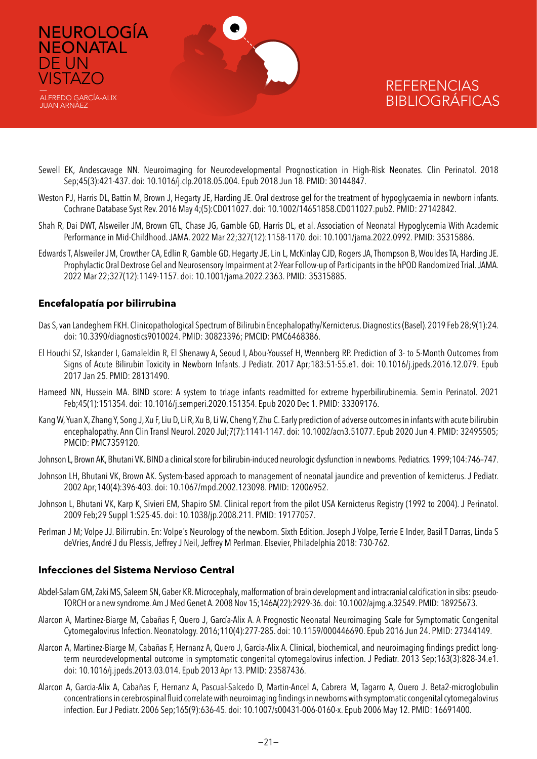Sewell EK, Andescavage NN. Neuroimaging for Neurodevelopmental Prognostication in High-Risk Neonates. Clin Perinatol. 2018 Sep;45(3):421-437. doi: 10.1016/j.clp.2018.05.004. Epub 2018 Jun 18. PMID: 30144847.

Weston PJ, Harris DL, Battin M, Brown J, Hegarty JE, Harding JE. Oral dextrose gel for the treatment of hypoglycaemia in newborn infants. Cochrane Database Syst Rev. 2016 May 4;(5):CD011027. doi: 10.1002/14651858.CD011027.pub2. PMID: 27142842.

Shah R, Dai DWT, Alsweiler JM, Brown GTL, Chase JG, Gamble GD, Harris DL, et al. Association of Neonatal Hypoglycemia With Academic Performance in Mid-Childhood. JAMA. 2022 Mar 22;327(12):1158-1170. doi: 10.1001/jama.2022.0992. PMID: 35315886.

Edwards T, Alsweiler JM, Crowther CA, Edlin R, Gamble GD, Hegarty JE, Lin L, McKinlay CJD, Rogers JA, Thompson B, Wouldes TA, Harding JE. Prophylactic Oral Dextrose Gel and Neurosensory Impairment at 2-Year Follow-up of Participants in the hPOD Randomized Trial. JAMA. 2022 Mar 22;327(12):1149-1157. doi: 10.1001/jama.2022.2363. PMID: 35315885.

## Encefalopatía por bilirrubina

Das S, van Landeghem FKH. Clinicopathological Spectrum of Bilirubin Encephalopathy/Kernicterus. Diagnostics (Basel). 2019 Feb 28;9(1):24. doi: 10.3390/diagnostics9010024. PMID: 30823396; PMCID: PMC6468386.

El Houchi SZ, Iskander I, Gamaleldin R, El Shenawy A, Seoud I, Abou-Youssef H, Wennberg RP. Prediction of 3- to 5-Month Outcomes from Signs of Acute Bilirubin Toxicity in Newborn Infants. J Pediatr. 2017 Apr;183:51-55.e1. doi: 10.1016/j.jpeds.2016.12.079. Epub 2017 Jan 25. PMID: 28131490.

Hameed NN, Hussein MA. BIND score: A system to triage infants readmitted for extreme hyperbilirubinemia. Semin Perinatol. 2021 Feb;45(1):151354. doi: 10.1016/j.semperi.2020.151354. Epub 2020 Dec 1. PMID: 33309176.

Kang W, Yuan X, Zhang Y, Song J, Xu F, Liu D, Li R, Xu B, Li W, Cheng Y, Zhu C. Early prediction of adverse outcomes in infants with acute bilirubin encephalopathy. Ann Clin Transl Neurol. 2020 Jul;7(7):1141-1147. doi: 10.1002/acn3.51077. Epub 2020 Jun 4. PMID: 32495505; PMCID: PMC7359120.

Johnson L, Brown AK, Bhutani VK. BIND a clinical score for bilirubin-induced neurologic dysfunction in newborns. Pediatrics. 1999;104:746–747.

Johnson LH, Bhutani VK, Brown AK. System-based approach to management of neonatal jaundice and prevention of kernicterus. J Pediatr. 2002 Apr;140(4):396-403. doi: 10.1067/mpd.2002.123098. PMID: 12006952.

Johnson L, Bhutani VK, Karp K, Sivieri EM, Shapiro SM. Clinical report from the pilot USA Kernicterus Registry (1992 to 2004). J Perinatol. 2009 Feb;29 Suppl 1:S25-45. doi: 10.1038/jp.2008.211. PMID: 19177057.

Perlman J M; Volpe JJ. Bilirrubin. En: Volpe´s Neurology of the newborn. Sixth Edition. Joseph J Volpe, Terrie E Inder, Basil T Darras, Linda S deVries, André J du Plessis, Jeffrey J Neil, Jeffrey M Perlman. Elsevier, Philadelphia 2018: 730-762.

## Infecciones del Sistema Nervioso Central

Abdel-Salam GM, Zaki MS, Saleem SN, Gaber KR. Microcephaly, malformation of brain development and intracranial calcification in sibs: pseudo-TORCH or a new syndrome. Am J Med Genet A. 2008 Nov 15;146A(22):2929-36. doi: 10.1002/ajmg.a.32549. PMID: 18925673.

Alarcon A, Martinez-Biarge M, Cabañas F, Quero J, García-Alix A. A Prognostic Neonatal Neuroimaging Scale for Symptomatic Congenital Cytomegalovirus Infection. Neonatology. 2016;110(4):277-285. doi: 10.1159/000446690. Epub 2016 Jun 24. PMID: 27344149.

Alarcon A, Martinez-Biarge M, Cabañas F, Hernanz A, Quero J, Garcia-Alix A. Clinical, biochemical, and neuroimaging findings predict long-term neurodevelopmental outcome in symptomatic congenital cytomegalovirus infection. J Pediatr. 2013 Sep;163(3):828-34.e1. doi: 10.1016/j.jpeds.2013.03.014. Epub 2013 Apr 13. PMID: 23587436.

Alarcon A, Garcia-Alix A, Cabañas F, Hernanz A, Pascual-Salcedo D, Martin-Ancel A, Cabrera M, Tagarro A, Quero J. Beta2-microglobulin concentrations in cerebrospinal fluid correlate with neuroimaging findings in newborns with symptomatic congenital cytomegalovirus infection. Eur J Pediatr. 2006 Sep;165(9):636-45. doi: 10.1007/s00431-006-0160-x. Epub 2006 May 12. PMID: 16691400.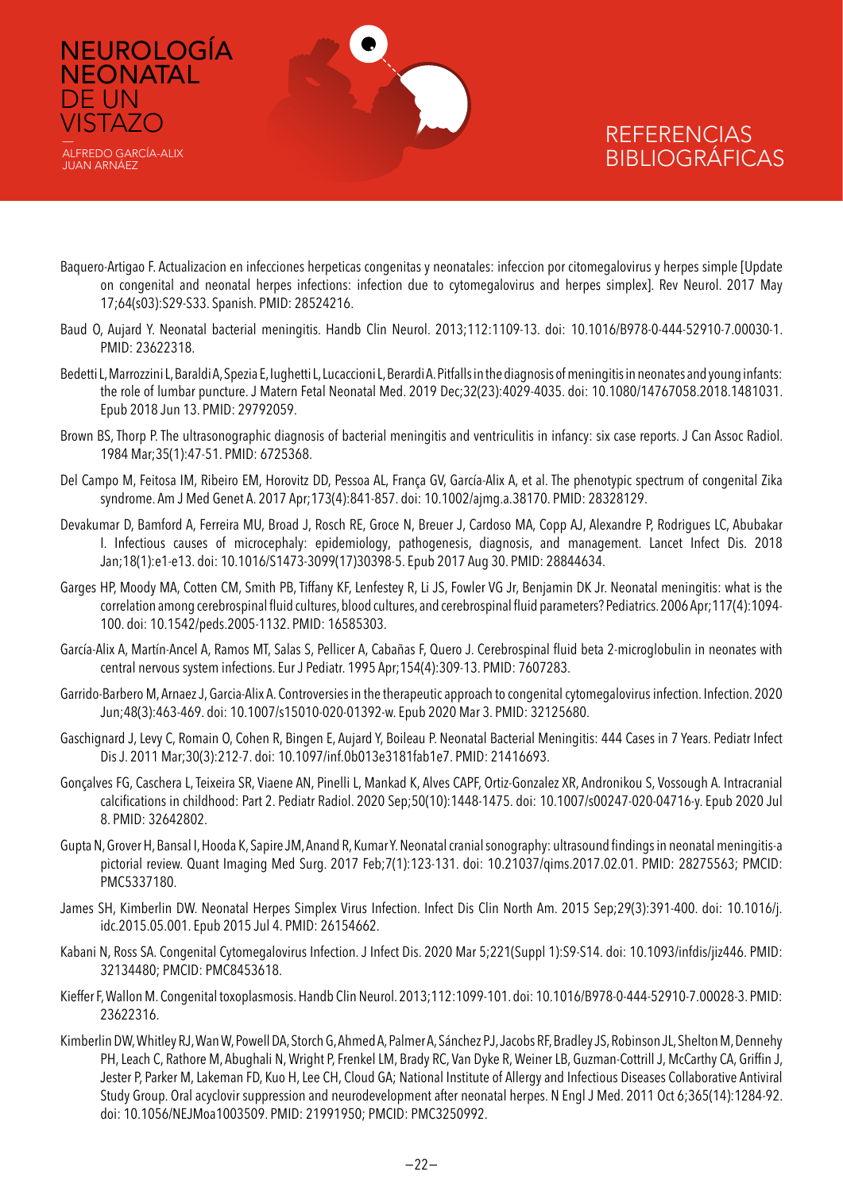# REFERENCIAS BIBLIOGRÁFICAS

Baquero-Artigao F. Actualizacion en infecciones herpeticas congenitas y neonatales: infeccion por citomegalovirus y herpes simple [Update on congenital and neonatal herpes infections: infection due to cytomegalovirus and herpes simplex]. Rev Neurol. 2017 May 17;64(s03):S29-S33. Spanish. PMID: 28524216.

Baud O, Aujard Y. Neonatal bacterial meningitis. Handb Clin Neurol. 2013;112:1109-13. doi: 10.1016/B978-0-444-52910-7.00030-1. PMID: 23622318.

Bedetti L, Marrozzini L, Baraldi A, Spezia E, Iughetti L, Lucaccioni L, Berardi A. Pitfalls in the diagnosis of meningitis in neonates and young infants: the role of lumbar puncture. J Matern Fetal Neonatal Med. 2019 Dec;32(23):4029-4035. doi: 10.1080/14767058.2018.1481031. Epub 2018 Jun 13. PMID: 29792059.

Brown BS, Thorp P. The ultrasonographic diagnosis of bacterial meningitis and ventriculitis in infancy: six case reports. J Can Assoc Radiol. 1984 Mar;35(1):47-51. PMID: 6725368.

Del Campo M, Feitosa IM, Ribeiro EM, Horovitz DD, Pessoa AL, França GV, García-Alix A, et al. The phenotypic spectrum of congenital Zika syndrome. Am J Med Genet A. 2017 Apr;173(4):841-857. doi: 10.1002/ajmg.a.38170. PMID: 28328129.

Devakumar D, Bamford A, Ferreira MU, Broad J, Rosch RE, Groce N, Breuer J, Cardoso MA, Copp AJ, Alexandre P, Rodrigues LC, Abubakar I. Infectious causes of microcephaly: epidemiology, pathogenesis, diagnosis, and management. Lancet Infect Dis. 2018 Jan;18(1):e1-e13. doi: 10.1016/S1473-3099(17)30398-5. Epub 2017 Aug 30. PMID: 28844634.

Garges HP, Moody MA, Cotten CM, Smith PB, Tiffany KF, Lenfestey R, Li JS, Fowler VG Jr, Benjamin DK Jr. Neonatal meningitis: what is the correlation among cerebrospinal fluid cultures, blood cultures, and cerebrospinal fluid parameters? Pediatrics. 2006 Apr;117(4):1094-100. doi: 10.1542/peds.2005-1132. PMID: 16585303.

García-Alix A, Martín-Ancel A, Ramos MT, Salas S, Pellicer A, Cabañas F, Quero J. Cerebrospinal fluid beta 2-microglobulin in neonates with central nervous system infections. Eur J Pediatr. 1995 Apr;154(4):309-13. PMID: 7607283.

Garrido-Barbero M, Arnaez J, Garcia-Alix A. Controversies in the therapeutic approach to congenital cytomegalovirus infection. Infection. 2020 Jun;48(3):463-469. doi: 10.1007/s15010-020-01392-w. Epub 2020 Mar 3. PMID: 32125680.

Gaschignard J, Levy C, Romain O, Cohen R, Bingen E, Aujard Y, Boileau P. Neonatal Bacterial Meningitis: 444 Cases in 7 Years. Pediatr Infect Dis J. 2011 Mar;30(3):212-7. doi: 10.1097/inf.0b013e3181fab1e7. PMID: 21416693.

Gonçalves FG, Caschera L, Teixeira SR, Viaene AN, Pinelli L, Mankad K, Alves CAPF, Ortiz-Gonzalez XR, Andronikou S, Vossough A. Intracranial calcifications in childhood: Part 2. Pediatr Radiol. 2020 Sep;50(10):1448-1475. doi: 10.1007/s00247-020-04716-y. Epub 2020 Jul 8. PMID: 32642802.

Gupta N, Grover H, Bansal I, Hooda K, Sapire JM, Anand R, Kumar Y. Neonatal cranial sonography: ultrasound findings in neonatal meningitis-a pictorial review. Quant Imaging Med Surg. 2017 Feb;7(1):123-131. doi: 10.21037/qims.2017.02.01. PMID: 28275563; PMCID: PMC5337180.

James SH, Kimberlin DW. Neonatal Herpes Simplex Virus Infection. Infect Dis Clin North Am. 2015 Sep;29(3):391-400. doi: 10.1016/j.idc.2015.05.001. Epub 2015 Jul 4. PMID: 26154662.

Kabani N, Ross SA. Congenital Cytomegalovirus Infection. J Infect Dis. 2020 Mar 5;221(Suppl 1):S9-S14. doi: 10.1093/infdis/jiz446. PMID: 32134480; PMCID: PMC8453618.

Kieffer F, Wallon M. Congenital toxoplasmosis. Handb Clin Neurol. 2013;112:1099-101. doi: 10.1016/B978-0-444-52910-7.00028-3. PMID: 23622316.

Kimberlin DW, Whitley RJ, Wan W, Powell DA, Storch G, Ahmed A, Palmer A, Sánchez PJ, Jacobs RF, Bradley JS, Robinson JL, Shelton M, Dennehy PH, Leach C, Rathore M, Abughali N, Wright P, Frenkel LM, Brady RC, Van Dyke R, Weiner LB, Guzman-Cottrill J, McCarthy CA, Griffin J, Jester P, Parker M, Lakeman FD, Kuo H, Lee CH, Cloud GA; National Institute of Allergy and Infectious Diseases Collaborative Antiviral Study Group. Oral acyclovir suppression and neurodevelopment after neonatal herpes. N Engl J Med. 2011 Oct 6;365(14):1284-92. doi: 10.1056/NEJMoa1003509. PMID: 21991950; PMCID: PMC3250992.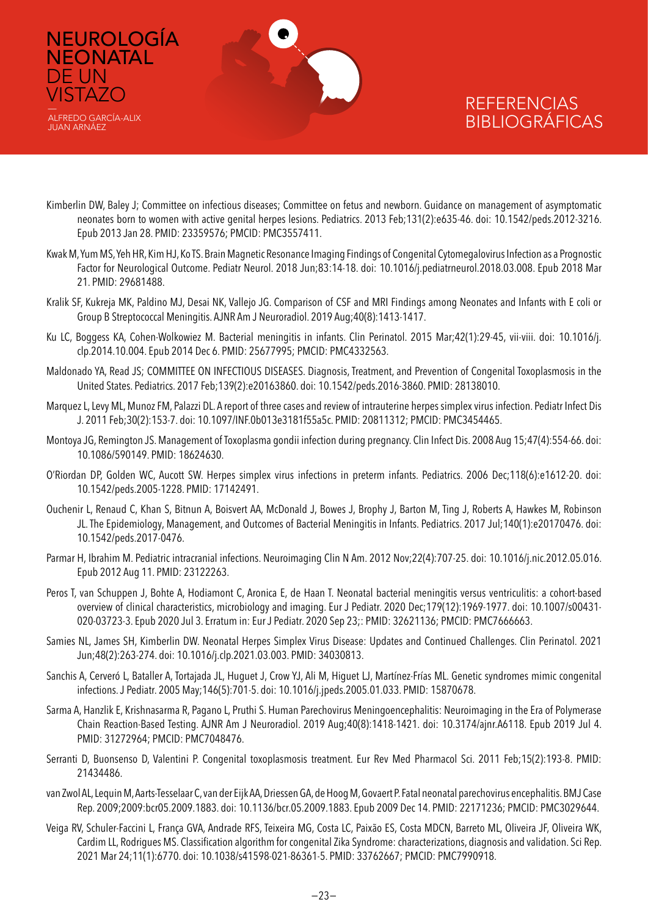Kimberlin DW, Baley J; Committee on infectious diseases; Committee on fetus and newborn. Guidance on management of asymptomatic neonates born to women with active genital herpes lesions. Pediatrics. 2013 Feb;131(2):e635-46. doi: 10.1542/peds.2012-3216. Epub 2013 Jan 28. PMID: 23359576; PMCID: PMC3557411.

Kwak M, Yum MS, Yeh HR, Kim HJ, Ko TS. Brain Magnetic Resonance Imaging Findings of Congenital Cytomegalovirus Infection as a Prognostic Factor for Neurological Outcome. Pediatr Neurol. 2018 Jun;83:14-18. doi: 10.1016/j.pediatrneurol.2018.03.008. Epub 2018 Mar 21. PMID: 29681488.

Kralik SF, Kukreja MK, Paldino MJ, Desai NK, Vallejo JG. Comparison of CSF and MRI Findings among Neonates and Infants with E coli or Group B Streptococcal Meningitis. AJNR Am J Neuroradiol. 2019 Aug;40(8):1413-1417.

Ku LC, Boggess KA, Cohen-Wolkowiez M. Bacterial meningitis in infants. Clin Perinatol. 2015 Mar;42(1):29-45, vii-viii. doi: 10.1016/j.clp.2014.10.004. Epub 2014 Dec 6. PMID: 25677995; PMCID: PMC4332563.

Maldonado YA, Read JS; COMMITTEE ON INFECTIOUS DISEASES. Diagnosis, Treatment, and Prevention of Congenital Toxoplasmosis in the United States. Pediatrics. 2017 Feb;139(2):e20163860. doi: 10.1542/peds.2016-3860. PMID: 28138010.

Marquez L, Levy ML, Munoz FM, Palazzi DL. A report of three cases and review of intrauterine herpes simplex virus infection. Pediatr Infect Dis J. 2011 Feb;30(2):153-7. doi: 10.1097/INF.0b013e3181f55a5c. PMID: 20811312; PMCID: PMC3454465.

Montoya JG, Remington JS. Management of Toxoplasma gondii infection during pregnancy. Clin Infect Dis. 2008 Aug 15;47(4):554-66. doi: 10.1086/590149. PMID: 18624630.

O'Riordan DP, Golden WC, Aucott SW. Herpes simplex virus infections in preterm infants. Pediatrics. 2006 Dec;118(6):e1612-20. doi: 10.1542/peds.2005-1228. PMID: 17142491.

Ouchenir L, Renaud C, Khan S, Bitnun A, Boisvert AA, McDonald J, Bowes J, Brophy J, Barton M, Ting J, Roberts A, Hawkes M, Robinson JL. The Epidemiology, Management, and Outcomes of Bacterial Meningitis in Infants. Pediatrics. 2017 Jul;140(1):e20170476. doi: 10.1542/peds.2017-0476.

Parmar H, Ibrahim M. Pediatric intracranial infections. Neuroimaging Clin N Am. 2012 Nov;22(4):707-25. doi: 10.1016/j.nic.2012.05.016. Epub 2012 Aug 11. PMID: 23122263.

Peros T, van Schuppen J, Bohte A, Hodiamont C, Aronica E, de Haan T. Neonatal bacterial meningitis versus ventriculitis: a cohort-based overview of clinical characteristics, microbiology and imaging. Eur J Pediatr. 2020 Dec;179(12):1969-1977. doi: 10.1007/s00431-020-03723-3. Epub 2020 Jul 3. Erratum in: Eur J Pediatr. 2020 Sep 23;: PMID: 32621136; PMCID: PMC7666663.

Samies NL, James SH, Kimberlin DW. Neonatal Herpes Simplex Virus Disease: Updates and Continued Challenges. Clin Perinatol. 2021 Jun;48(2):263-274. doi: 10.1016/j.clp.2021.03.003. PMID: 34030813.

Sanchis A, Cerveró L, Bataller A, Tortajada JL, Huguet J, Crow YJ, Ali M, Higuet LJ, Martínez-Frías ML. Genetic syndromes mimic congenital infections. J Pediatr. 2005 May;146(5):701-5. doi: 10.1016/j.jpeds.2005.01.033. PMID: 15870678.

Sarma A, Hanzlik E, Krishnasarma R, Pagano L, Pruthi S. Human Parechovirus Meningoencephalitis: Neuroimaging in the Era of Polymerase Chain Reaction-Based Testing. AJNR Am J Neuroradiol. 2019 Aug;40(8):1418-1421. doi: 10.3174/ajnr.A6118. Epub 2019 Jul 4. PMID: 31272964; PMCID: PMC7048476.

Serranti D, Buonsenso D, Valentini P. Congenital toxoplasmosis treatment. Eur Rev Med Pharmacol Sci. 2011 Feb;15(2):193-8. PMID: 21434486.

van Zwol AL, Lequin M, Aarts-Tesselaar C, van der Eijk AA, Driessen GA, de Hoog M, Govaert P. Fatal neonatal parechovirus encephalitis. BMJ Case Rep. 2009;2009:bcr05.2009.1883. doi: 10.1136/bcr.05.2009.1883. Epub 2009 Dec 14. PMID: 22171236; PMCID: PMC3029644.

Veiga RV, Schuler-Faccini L, França GVA, Andrade RFS, Teixeira MG, Costa LC, Paixão ES, Costa MDCN, Barreto ML, Oliveira JF, Oliveira WK, Cardim LL, Rodrigues MS. Classification algorithm for congenital Zika Syndrome: characterizations, diagnosis and validation. Sci Rep. 2021 Mar 24;11(1):6770. doi: 10.1038/s41598-021-86361-5. PMID: 33762667; PMCID: PMC7990918.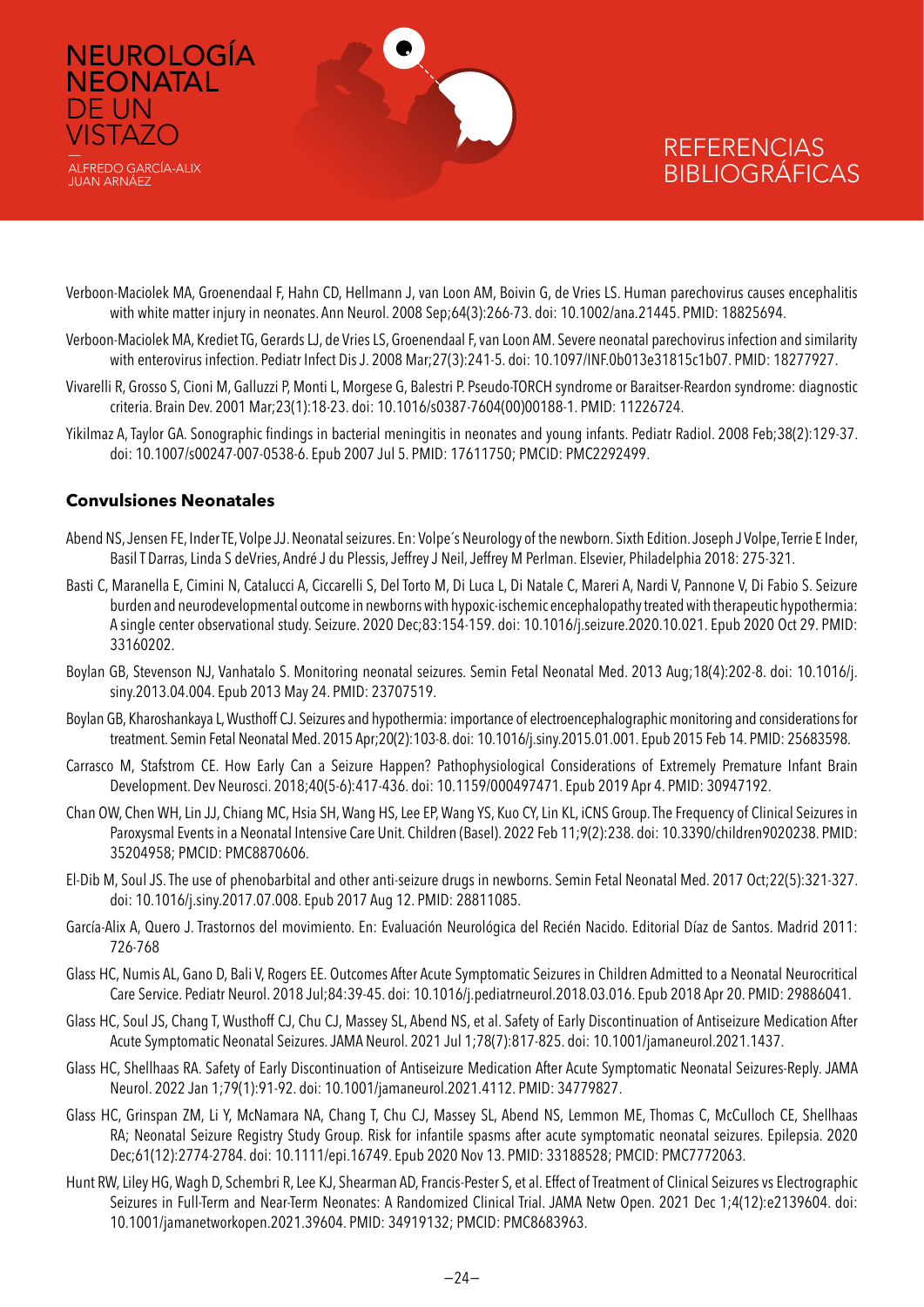Verboon-Maciolek MA, Groenendaal F, Hahn CD, Hellmann J, van Loon AM, Boivin G, de Vries LS. Human parechovirus causes encephalitis with white matter injury in neonates. Ann Neurol. 2008 Sep;64(3):266-73. doi: 10.1002/ana.21445. PMID: 18825694.

Verboon-Maciolek MA, Krediet TG, Gerards LJ, de Vries LS, Groenendaal F, van Loon AM. Severe neonatal parechovirus infection and similarity with enterovirus infection. Pediatr Infect Dis J. 2008 Mar;27(3):241-5. doi: 10.1097/INF.0b013e31815c1b07. PMID: 18277927.

Vivarelli R, Grosso S, Cioni M, Galluzzi P, Monti L, Morgese G, Balestri P. Pseudo-TORCH syndrome or Baraitser-Reardon syndrome: diagnostic criteria. Brain Dev. 2001 Mar;23(1):18-23. doi: 10.1016/s0387-7604(00)00188-1. PMID: 11226724.

Yikilmaz A, Taylor GA. Sonographic findings in bacterial meningitis in neonates and young infants. Pediatr Radiol. 2008 Feb;38(2):129-37. doi: 10.1007/s00247-007-0538-6. Epub 2007 Jul 5. PMID: 17611750; PMCID: PMC2292499.

## Convulsiones Neonatales

Abend NS, Jensen FE, Inder TE, Volpe JJ. Neonatal seizures. En: Volpe´s Neurology of the newborn. Sixth Edition. Joseph J Volpe, Terrie E Inder, Basil T Darras, Linda S deVries, André J du Plessis, Jeffrey J Neil, Jeffrey M Perlman. Elsevier, Philadelphia 2018: 275-321.

Basti C, Maranella E, Cimini N, Catalucci A, Ciccarelli S, Del Torto M, Di Luca L, Di Natale C, Mareri A, Nardi V, Pannone V, Di Fabio S. Seizure burden and neurodevelopmental outcome in newborns with hypoxic-ischemic encephalopathy treated with therapeutic hypothermia: A single center observational study. Seizure. 2020 Dec;83:154-159. doi: 10.1016/j.seizure.2020.10.021. Epub 2020 Oct 29. PMID: 33160202.

Boylan GB, Stevenson NJ, Vanhatalo S. Monitoring neonatal seizures. Semin Fetal Neonatal Med. 2013 Aug;18(4):202-8. doi: 10.1016/j.siny.2013.04.004. Epub 2013 May 24. PMID: 23707519.

Boylan GB, Kharoshankaya L, Wusthoff CJ. Seizures and hypothermia: importance of electroencephalographic monitoring and considerations for treatment. Semin Fetal Neonatal Med. 2015 Apr;20(2):103-8. doi: 10.1016/j.siny.2015.01.001. Epub 2015 Feb 14. PMID: 25683598.

Carrasco M, Stafstrom CE. How Early Can a Seizure Happen? Pathophysiological Considerations of Extremely Premature Infant Brain Development. Dev Neurosci. 2018;40(5-6):417-436. doi: 10.1159/000497471. Epub 2019 Apr 4. PMID: 30947192.

Chan OW, Chen WH, Lin JJ, Chiang MC, Hsia SH, Wang HS, Lee EP, Wang YS, Kuo CY, Lin KL, iCNS Group. The Frequency of Clinical Seizures in Paroxysmal Events in a Neonatal Intensive Care Unit. Children (Basel). 2022 Feb 11;9(2):238. doi: 10.3390/children9020238. PMID: 35204958; PMCID: PMC8870606.

El-Dib M, Soul JS. The use of phenobarbital and other anti-seizure drugs in newborns. Semin Fetal Neonatal Med. 2017 Oct;22(5):321-327. doi: 10.1016/j.siny.2017.07.008. Epub 2017 Aug 12. PMID: 28811085.

García-Alix A, Quero J. Trastornos del movimiento. En: Evaluación Neurológica del Recién Nacido. Editorial Díaz de Santos. Madrid 2011: 726-768

Glass HC, Numis AL, Gano D, Bali V, Rogers EE. Outcomes After Acute Symptomatic Seizures in Children Admitted to a Neonatal Neurocritical Care Service. Pediatr Neurol. 2018 Jul;84:39-45. doi: 10.1016/j.pediatrneurol.2018.03.016. Epub 2018 Apr 20. PMID: 29886041.

Glass HC, Soul JS, Chang T, Wusthoff CJ, Chu CJ, Massey SL, Abend NS, et al. Safety of Early Discontinuation of Antiseizure Medication After Acute Symptomatic Neonatal Seizures. JAMA Neurol. 2021 Jul 1;78(7):817-825. doi: 10.1001/jamaneurol.2021.1437.

Glass HC, Shellhaas RA. Safety of Early Discontinuation of Antiseizure Medication After Acute Symptomatic Neonatal Seizures-Reply. JAMA Neurol. 2022 Jan 1;79(1):91-92. doi: 10.1001/jamaneurol.2021.4112. PMID: 34779827.

Glass HC, Grinspan ZM, Li Y, McNamara NA, Chang T, Chu CJ, Massey SL, Abend NS, Lemmon ME, Thomas C, McCulloch CE, Shellhaas RA; Neonatal Seizure Registry Study Group. Risk for infantile spasms after acute symptomatic neonatal seizures. Epilepsia. 2020 Dec;61(12):2774-2784. doi: 10.1111/epi.16749. Epub 2020 Nov 13. PMID: 33188528; PMCID: PMC7772063.

Hunt RW, Liley HG, Wagh D, Schembri R, Lee KJ, Shearman AD, Francis-Pester S, et al. Effect of Treatment of Clinical Seizures vs Electrographic Seizures in Full-Term and Near-Term Neonates: A Randomized Clinical Trial. JAMA Netw Open. 2021 Dec 1;4(12):e2139604. doi: 10.1001/jamanetworkopen.2021.39604. PMID: 34919132; PMCID: PMC8683963.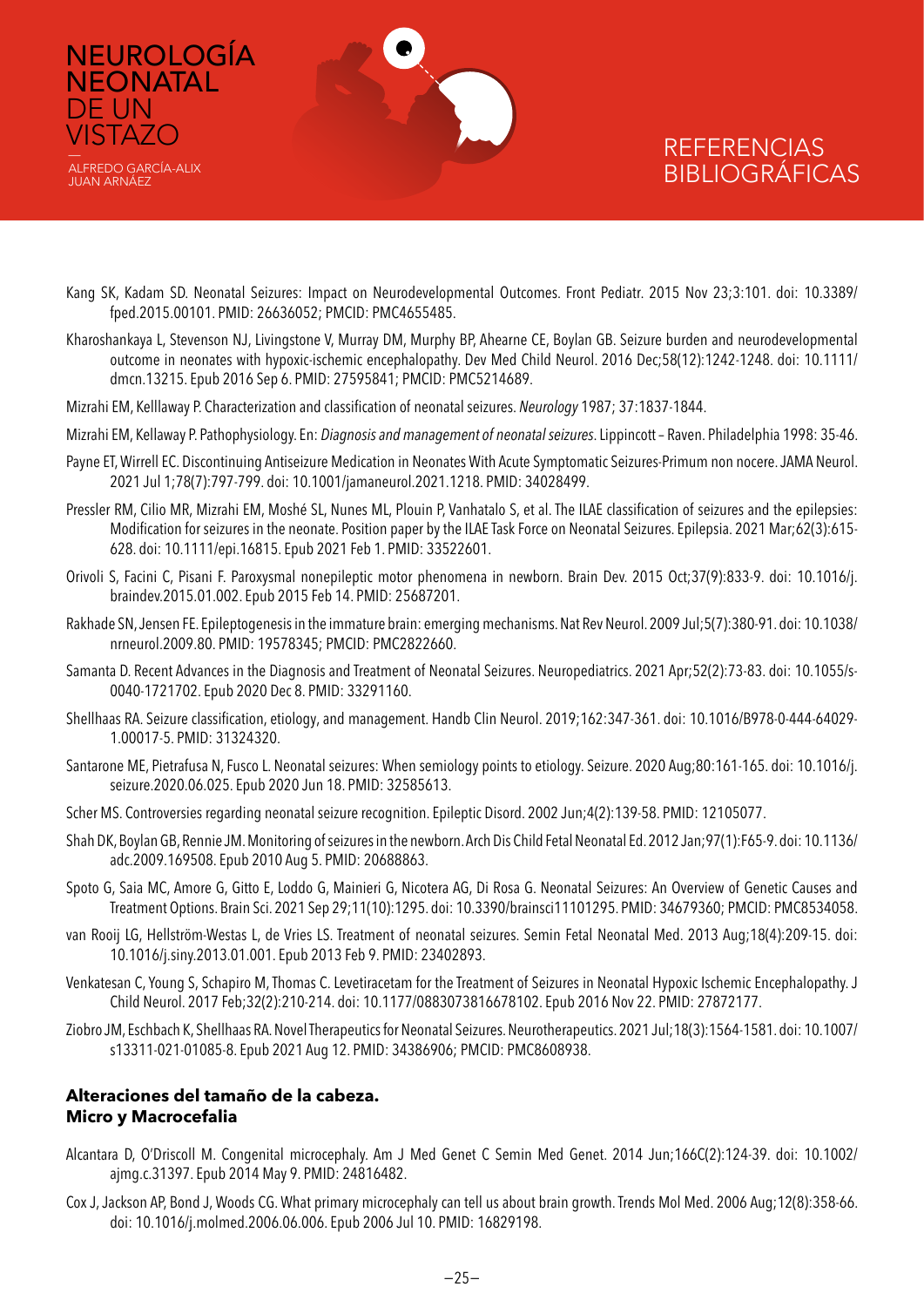Kang SK, Kadam SD. Neonatal Seizures: Impact on Neurodevelopmental Outcomes. Front Pediatr. 2015 Nov 23;3:101. doi: 10.3389/fped.2015.00101. PMID: 26636052; PMCID: PMC4655485.

Kharoshankaya L, Stevenson NJ, Livingstone V, Murray DM, Murphy BP, Ahearne CE, Boylan GB. Seizure burden and neurodevelopmental outcome in neonates with hypoxic-ischemic encephalopathy. Dev Med Child Neurol. 2016 Dec;58(12):1242-1248. doi: 10.1111/dmcn.13215. Epub 2016 Sep 6. PMID: 27595841; PMCID: PMC5214689.

Mizrahi EM, Kelllaway P. Characterization and classification of neonatal seizures. *Neurology* 1987; 37:1837-1844.

Mizrahi EM, Kellaway P. Pathophysiology. En: *Diagnosis and management of neonatal seizures*. Lippincott – Raven. Philadelphia 1998: 35-46.

Payne ET, Wirrell EC. Discontinuing Antiseizure Medication in Neonates With Acute Symptomatic Seizures-Primum non nocere. JAMA Neurol. 2021 Jul 1;78(7):797-799. doi: 10.1001/jamaneurol.2021.1218. PMID: 34028499.

Pressler RM, Cilio MR, Mizrahi EM, Moshé SL, Nunes ML, Plouin P, Vanhatalo S, et al. The ILAE classification of seizures and the epilepsies: Modification for seizures in the neonate. Position paper by the ILAE Task Force on Neonatal Seizures. Epilepsia. 2021 Mar;62(3):615-628. doi: 10.1111/epi.16815. Epub 2021 Feb 1. PMID: 33522601.

Orivoli S, Facini C, Pisani F. Paroxysmal nonepileptic motor phenomena in newborn. Brain Dev. 2015 Oct;37(9):833-9. doi: 10.1016/j.braindev.2015.01.002. Epub 2015 Feb 14. PMID: 25687201.

Rakhade SN, Jensen FE. Epileptogenesis in the immature brain: emerging mechanisms. Nat Rev Neurol. 2009 Jul;5(7):380-91. doi: 10.1038/nrneurol.2009.80. PMID: 19578345; PMCID: PMC2822660.

Samanta D. Recent Advances in the Diagnosis and Treatment of Neonatal Seizures. Neuropediatrics. 2021 Apr;52(2):73-83. doi: 10.1055/s-0040-1721702. Epub 2020 Dec 8. PMID: 33291160.

Shellhaas RA. Seizure classification, etiology, and management. Handb Clin Neurol. 2019;162:347-361. doi: 10.1016/B978-0-444-64029-1.00017-5. PMID: 31324320.

Santarone ME, Pietrafusa N, Fusco L. Neonatal seizures: When semiology points to etiology. Seizure. 2020 Aug;80:161-165. doi: 10.1016/j.seizure.2020.06.025. Epub 2020 Jun 18. PMID: 32585613.

Scher MS. Controversies regarding neonatal seizure recognition. Epileptic Disord. 2002 Jun;4(2):139-58. PMID: 12105077.

Shah DK, Boylan GB, Rennie JM. Monitoring of seizures in the newborn. Arch Dis Child Fetal Neonatal Ed. 2012 Jan;97(1):F65-9. doi: 10.1136/adc.2009.169508. Epub 2010 Aug 5. PMID: 20688863.

Spoto G, Saia MC, Amore G, Gitto E, Loddo G, Mainieri G, Nicotera AG, Di Rosa G. Neonatal Seizures: An Overview of Genetic Causes and Treatment Options. Brain Sci. 2021 Sep 29;11(10):1295. doi: 10.3390/brainsci11101295. PMID: 34679360; PMCID: PMC8534058.

van Rooij LG, Hellström-Westas L, de Vries LS. Treatment of neonatal seizures. Semin Fetal Neonatal Med. 2013 Aug;18(4):209-15. doi: 10.1016/j.siny.2013.01.001. Epub 2013 Feb 9. PMID: 23402893.

Venkatesan C, Young S, Schapiro M, Thomas C. Levetiracetam for the Treatment of Seizures in Neonatal Hypoxic Ischemic Encephalopathy. J Child Neurol. 2017 Feb;32(2):210-214. doi: 10.1177/0883073816678102. Epub 2016 Nov 22. PMID: 27872177.

Ziobro JM, Eschbach K, Shellhaas RA. Novel Therapeutics for Neonatal Seizures. Neurotherapeutics. 2021 Jul;18(3):1564-1581. doi: 10.1007/s13311-021-01085-8. Epub 2021 Aug 12. PMID: 34386906; PMCID: PMC8608938.

## Alteraciones del tamaño de la cabeza. Micro y Macrocefalia

Alcantara D, O'Driscoll M. Congenital microcephaly. Am J Med Genet C Semin Med Genet. 2014 Jun;166C(2):124-39. doi: 10.1002/ajmg.c.31397. Epub 2014 May 9. PMID: 24816482.

Cox J, Jackson AP, Bond J, Woods CG. What primary microcephaly can tell us about brain growth. Trends Mol Med. 2006 Aug;12(8):358-66. doi: 10.1016/j.molmed.2006.06.006. Epub 2006 Jul 10. PMID: 16829198.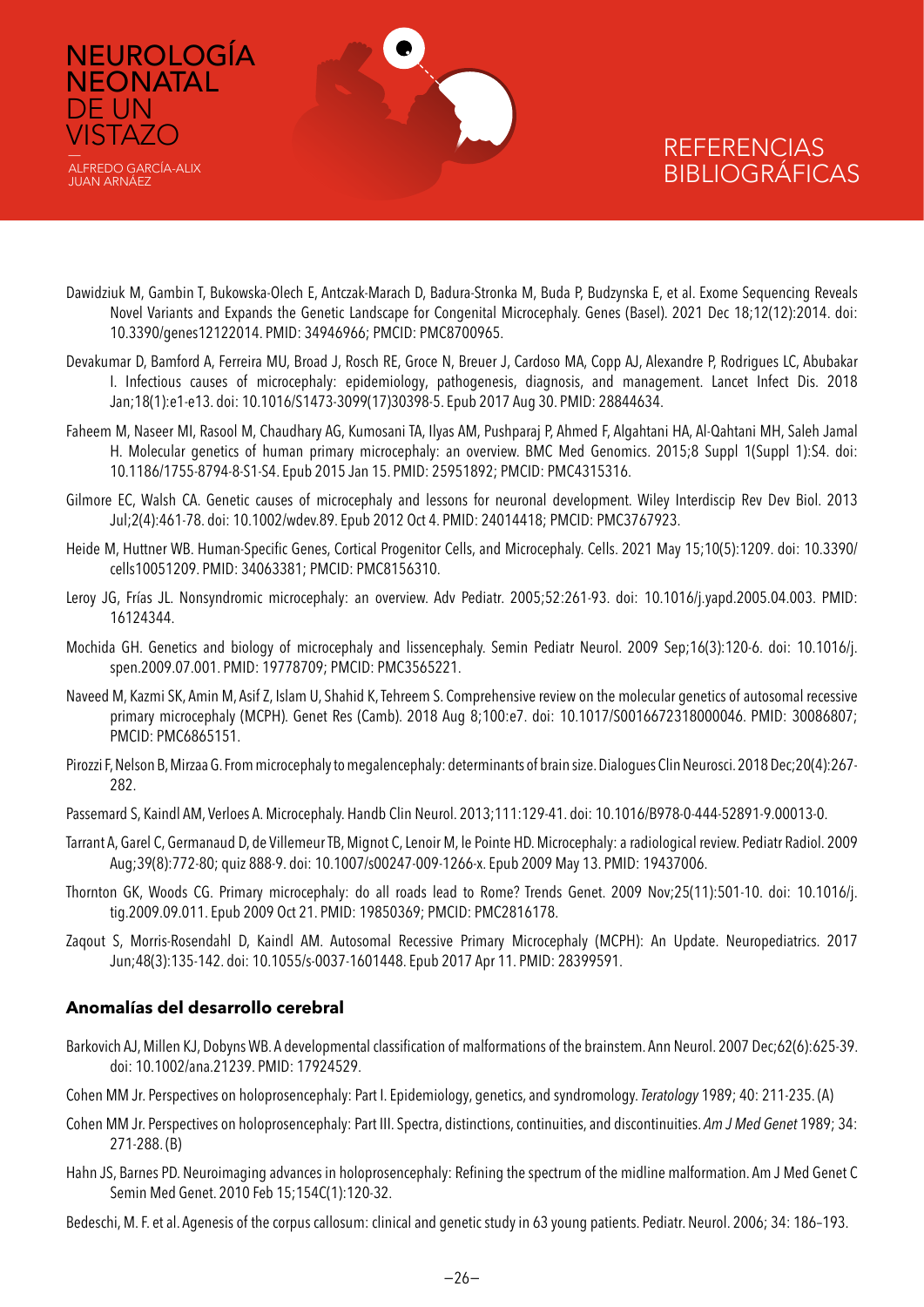Dawidziuk M, Gambin T, Bukowska-Olech E, Antczak-Marach D, Badura-Stronka M, Buda P, Budzynska E, et al. Exome Sequencing Reveals Novel Variants and Expands the Genetic Landscape for Congenital Microcephaly. Genes (Basel). 2021 Dec 18;12(12):2014. doi: 10.3390/genes12122014. PMID: 34946966; PMCID: PMC8700965.

Devakumar D, Bamford A, Ferreira MU, Broad J, Rosch RE, Groce N, Breuer J, Cardoso MA, Copp AJ, Alexandre P, Rodrigues LC, Abubakar I. Infectious causes of microcephaly: epidemiology, pathogenesis, diagnosis, and management. Lancet Infect Dis. 2018 Jan;18(1):e1-e13. doi: 10.1016/S1473-3099(17)30398-5. Epub 2017 Aug 30. PMID: 28844634.

Faheem M, Naseer MI, Rasool M, Chaudhary AG, Kumosani TA, Ilyas AM, Pushparaj P, Ahmed F, Algahtani HA, Al-Qahtani MH, Saleh Jamal H. Molecular genetics of human primary microcephaly: an overview. BMC Med Genomics. 2015;8 Suppl 1(Suppl 1):S4. doi: 10.1186/1755-8794-8-S1-S4. Epub 2015 Jan 15. PMID: 25951892; PMCID: PMC4315316.

Gilmore EC, Walsh CA. Genetic causes of microcephaly and lessons for neuronal development. Wiley Interdiscip Rev Dev Biol. 2013 Jul;2(4):461-78. doi: 10.1002/wdev.89. Epub 2012 Oct 4. PMID: 24014418; PMCID: PMC3767923.

Heide M, Huttner WB. Human-Specific Genes, Cortical Progenitor Cells, and Microcephaly. Cells. 2021 May 15;10(5):1209. doi: 10.3390/cells10051209. PMID: 34063381; PMCID: PMC8156310.

Leroy JG, Frías JL. Nonsyndromic microcephaly: an overview. Adv Pediatr. 2005;52:261-93. doi: 10.1016/j.yapd.2005.04.003. PMID: 16124344.

Mochida GH. Genetics and biology of microcephaly and lissencephaly. Semin Pediatr Neurol. 2009 Sep;16(3):120-6. doi: 10.1016/j.spen.2009.07.001. PMID: 19778709; PMCID: PMC3565221.

Naveed M, Kazmi SK, Amin M, Asif Z, Islam U, Shahid K, Tehreem S. Comprehensive review on the molecular genetics of autosomal recessive primary microcephaly (MCPH). Genet Res (Camb). 2018 Aug 8;100:e7. doi: 10.1017/S0016672318000046. PMID: 30086807; PMCID: PMC6865151.

Pirozzi F, Nelson B, Mirzaa G. From microcephaly to megalencephaly: determinants of brain size. Dialogues Clin Neurosci. 2018 Dec;20(4):267-282.

Passemard S, Kaindl AM, Verloes A. Microcephaly. Handb Clin Neurol. 2013;111:129-41. doi: 10.1016/B978-0-444-52891-9.00013-0.

Tarrant A, Garel C, Germanaud D, de Villemeur TB, Mignot C, Lenoir M, le Pointe HD. Microcephaly: a radiological review. Pediatr Radiol. 2009 Aug;39(8):772-80; quiz 888-9. doi: 10.1007/s00247-009-1266-x. Epub 2009 May 13. PMID: 19437006.

Thornton GK, Woods CG. Primary microcephaly: do all roads lead to Rome? Trends Genet. 2009 Nov;25(11):501-10. doi: 10.1016/j.tig.2009.09.011. Epub 2009 Oct 21. PMID: 19850369; PMCID: PMC2816178.

Zaqout S, Morris-Rosendahl D, Kaindl AM. Autosomal Recessive Primary Microcephaly (MCPH): An Update. Neuropediatrics. 2017 Jun;48(3):135-142. doi: 10.1055/s-0037-1601448. Epub 2017 Apr 11. PMID: 28399591.

### Anomalías del desarrollo cerebral

Barkovich AJ, Millen KJ, Dobyns WB. A developmental classification of malformations of the brainstem. Ann Neurol. 2007 Dec;62(6):625-39. doi: 10.1002/ana.21239. PMID: 17924529.

Cohen MM Jr. Perspectives on holoprosencephaly: Part I. Epidemiology, genetics, and syndromology. *Teratology* 1989; 40: 211-235. (A)

Cohen MM Jr. Perspectives on holoprosencephaly: Part III. Spectra, distinctions, continuities, and discontinuities. *Am J Med Genet* 1989; 34: 271-288. (B)

Hahn JS, Barnes PD. Neuroimaging advances in holoprosencephaly: Refining the spectrum of the midline malformation. Am J Med Genet C Semin Med Genet. 2010 Feb 15;154C(1):120-32.

Bedeschi, M. F. et al. Agenesis of the corpus callosum: clinical and genetic study in 63 young patients. Pediatr. Neurol. 2006; 34: 186–193.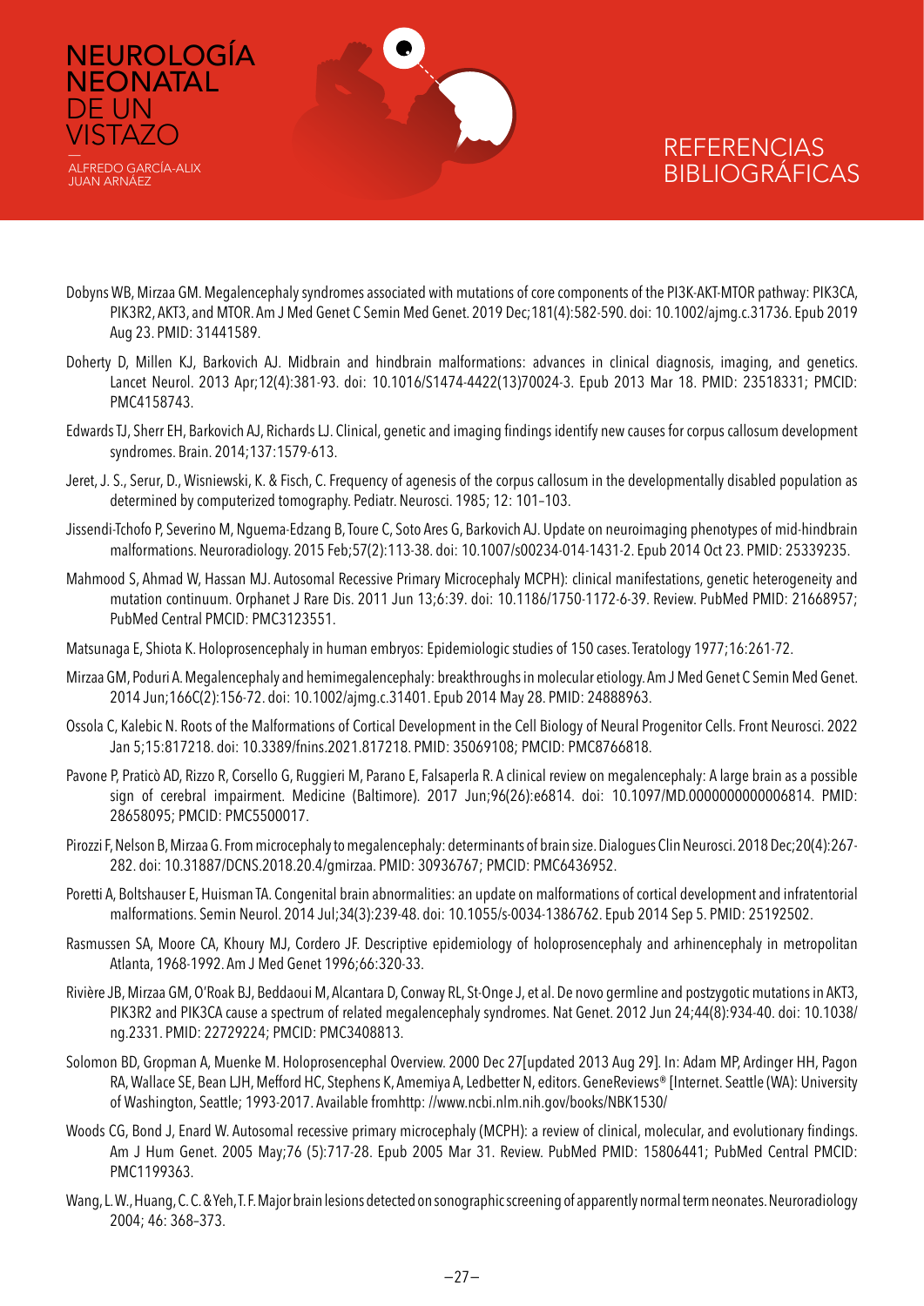# REFERENCIAS BIBLIOGRÁFICAS

Dobyns WB, Mirzaa GM. Megalencephaly syndromes associated with mutations of core components of the PI3K-AKT-MTOR pathway: PIK3CA, PIK3R2, AKT3, and MTOR. Am J Med Genet C Semin Med Genet. 2019 Dec;181(4):582-590. doi: 10.1002/ajmg.c.31736. Epub 2019 Aug 23. PMID: 31441589.

Doherty D, Millen KJ, Barkovich AJ. Midbrain and hindbrain malformations: advances in clinical diagnosis, imaging, and genetics. Lancet Neurol. 2013 Apr;12(4):381-93. doi: 10.1016/S1474-4422(13)70024-3. Epub 2013 Mar 18. PMID: 23518331; PMCID: PMC4158743.

Edwards TJ, Sherr EH, Barkovich AJ, Richards LJ. Clinical, genetic and imaging findings identify new causes for corpus callosum development syndromes. Brain. 2014;137:1579-613.

Jeret, J. S., Serur, D., Wisniewski, K. & Fisch, C. Frequency of agenesis of the corpus callosum in the developmentally disabled population as determined by computerized tomography. Pediatr. Neurosci. 1985; 12: 101–103.

Jissendi-Tchofo P, Severino M, Nguema-Edzang B, Toure C, Soto Ares G, Barkovich AJ. Update on neuroimaging phenotypes of mid-hindbrain malformations. Neuroradiology. 2015 Feb;57(2):113-38. doi: 10.1007/s00234-014-1431-2. Epub 2014 Oct 23. PMID: 25339235.

Mahmood S, Ahmad W, Hassan MJ. Autosomal Recessive Primary Microcephaly MCPH): clinical manifestations, genetic heterogeneity and mutation continuum. Orphanet J Rare Dis. 2011 Jun 13;6:39. doi: 10.1186/1750-1172-6-39. Review. PubMed PMID: 21668957; PubMed Central PMCID: PMC3123551.

Matsunaga E, Shiota K. Holoprosencephaly in human embryos: Epidemiologic studies of 150 cases. Teratology 1977;16:261-72.

Mirzaa GM, Poduri A. Megalencephaly and hemimegalencephaly: breakthroughs in molecular etiology. Am J Med Genet C Semin Med Genet. 2014 Jun;166C(2):156-72. doi: 10.1002/ajmg.c.31401. Epub 2014 May 28. PMID: 24888963.

Ossola C, Kalebic N. Roots of the Malformations of Cortical Development in the Cell Biology of Neural Progenitor Cells. Front Neurosci. 2022 Jan 5;15:817218. doi: 10.3389/fnins.2021.817218. PMID: 35069108; PMCID: PMC8766818.

Pavone P, Praticò AD, Rizzo R, Corsello G, Ruggieri M, Parano E, Falsaperla R. A clinical review on megalencephaly: A large brain as a possible sign of cerebral impairment. Medicine (Baltimore). 2017 Jun;96(26):e6814. doi: 10.1097/MD.0000000000006814. PMID: 28658095; PMCID: PMC5500017.

Pirozzi F, Nelson B, Mirzaa G. From microcephaly to megalencephaly: determinants of brain size. Dialogues Clin Neurosci. 2018 Dec;20(4):267-282. doi: 10.31887/DCNS.2018.20.4/gmirzaa. PMID: 30936767; PMCID: PMC6436952.

Poretti A, Boltshauser E, Huisman TA. Congenital brain abnormalities: an update on malformations of cortical development and infratentorial malformations. Semin Neurol. 2014 Jul;34(3):239-48. doi: 10.1055/s-0034-1386762. Epub 2014 Sep 5. PMID: 25192502.

Rasmussen SA, Moore CA, Khoury MJ, Cordero JF. Descriptive epidemiology of holoprosencephaly and arhinencephaly in metropolitan Atlanta, 1968-1992. Am J Med Genet 1996;66:320-33.

Rivière JB, Mirzaa GM, O'Roak BJ, Beddaoui M, Alcantara D, Conway RL, St-Onge J, et al. De novo germline and postzygotic mutations in AKT3, PIK3R2 and PIK3CA cause a spectrum of related megalencephaly syndromes. Nat Genet. 2012 Jun 24;44(8):934-40. doi: 10.1038/ng.2331. PMID: 22729224; PMCID: PMC3408813.

Solomon BD, Gropman A, Muenke M. Holoprosencephal Overview. 2000 Dec 27[updated 2013 Aug 29]. In: Adam MP, Ardinger HH, Pagon RA, Wallace SE, Bean LJH, Mefford HC, Stephens K, Amemiya A, Ledbetter N, editors. GeneReviews® [Internet. Seattle (WA): University of Washington, Seattle; 1993-2017. Available fromhttp: //www.ncbi.nlm.nih.gov/books/NBK1530/

Woods CG, Bond J, Enard W. Autosomal recessive primary microcephaly (MCPH): a review of clinical, molecular, and evolutionary findings. Am J Hum Genet. 2005 May;76 (5):717-28. Epub 2005 Mar 31. Review. PubMed PMID: 15806441; PubMed Central PMCID: PMC1199363.

Wang, L.W., Huang, C.C. & Yeh, T.F. Major brain lesions detected on sonographic screening of apparently normal term neonates. Neuroradiology 2004; 46: 368–373.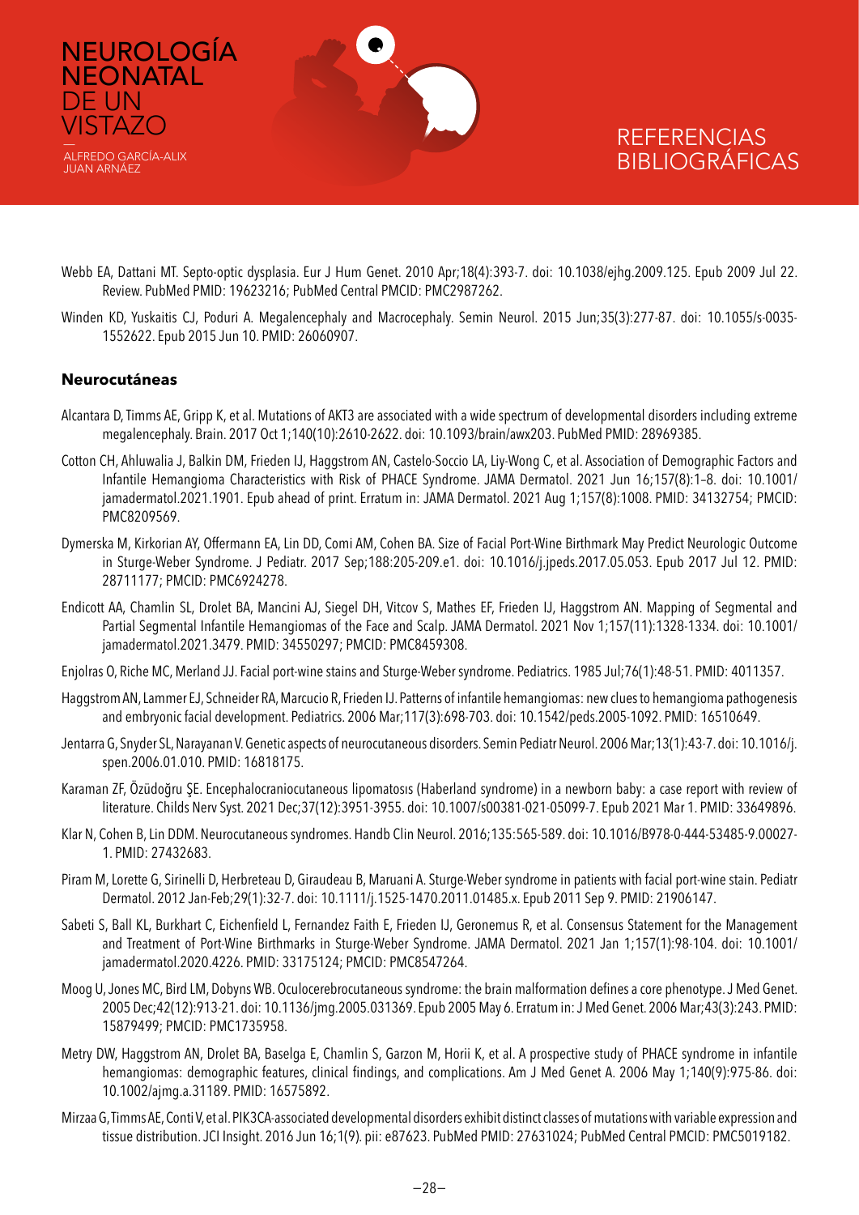Webb EA, Dattani MT. Septo-optic dysplasia. Eur J Hum Genet. 2010 Apr;18(4):393-7. doi: 10.1038/ejhg.2009.125. Epub 2009 Jul 22. Review. PubMed PMID: 19623216; PubMed Central PMCID: PMC2987262.

Winden KD, Yuskaitis CJ, Poduri A. Megalencephaly and Macrocephaly. Semin Neurol. 2015 Jun;35(3):277-87. doi: 10.1055/s-0035-1552622. Epub 2015 Jun 10. PMID: 26060907.

### Neurocutáneas

Alcantara D, Timms AE, Gripp K, et al. Mutations of AKT3 are associated with a wide spectrum of developmental disorders including extreme megalencephaly. Brain. 2017 Oct 1;140(10):2610-2622. doi: 10.1093/brain/awx203. PubMed PMID: 28969385.

Cotton CH, Ahluwalia J, Balkin DM, Frieden IJ, Haggstrom AN, Castelo-Soccio LA, Liy-Wong C, et al. Association of Demographic Factors and Infantile Hemangioma Characteristics with Risk of PHACE Syndrome. JAMA Dermatol. 2021 Jun 16;157(8):1–8. doi: 10.1001/jamadermatol.2021.1901. Epub ahead of print. Erratum in: JAMA Dermatol. 2021 Aug 1;157(8):1008. PMID: 34132754; PMCID: PMC8209569.

Dymerska M, Kirkorian AY, Offermann EA, Lin DD, Comi AM, Cohen BA. Size of Facial Port-Wine Birthmark May Predict Neurologic Outcome in Sturge-Weber Syndrome. J Pediatr. 2017 Sep;188:205-209.e1. doi: 10.1016/j.jpeds.2017.05.053. Epub 2017 Jul 12. PMID: 28711177; PMCID: PMC6924278.

Endicott AA, Chamlin SL, Drolet BA, Mancini AJ, Siegel DH, Vitcov S, Mathes EF, Frieden IJ, Haggstrom AN. Mapping of Segmental and Partial Segmental Infantile Hemangiomas of the Face and Scalp. JAMA Dermatol. 2021 Nov 1;157(11):1328-1334. doi: 10.1001/jamadermatol.2021.3479. PMID: 34550297; PMCID: PMC8459308.

Enjolras O, Riche MC, Merland JJ. Facial port-wine stains and Sturge-Weber syndrome. Pediatrics. 1985 Jul;76(1):48-51. PMID: 4011357.

Haggstrom AN, Lammer EJ, Schneider RA, Marcucio R, Frieden IJ. Patterns of infantile hemangiomas: new clues to hemangioma pathogenesis and embryonic facial development. Pediatrics. 2006 Mar;117(3):698-703. doi: 10.1542/peds.2005-1092. PMID: 16510649.

Jentarra G, Snyder SL, Narayanan V. Genetic aspects of neurocutaneous disorders. Semin Pediatr Neurol. 2006 Mar;13(1):43-7. doi: 10.1016/j.spen.2006.01.010. PMID: 16818175.

Karaman ZF, Özüdoğru ŞE. Encephalocraniocutaneous lipomatosıs (Haberland syndrome) in a newborn baby: a case report with review of literature. Childs Nerv Syst. 2021 Dec;37(12):3951-3955. doi: 10.1007/s00381-021-05099-7. Epub 2021 Mar 1. PMID: 33649896.

Klar N, Cohen B, Lin DDM. Neurocutaneous syndromes. Handb Clin Neurol. 2016;135:565-589. doi: 10.1016/B978-0-444-53485-9.00027-1. PMID: 27432683.

Piram M, Lorette G, Sirinelli D, Herbreteau D, Giraudeau B, Maruani A. Sturge-Weber syndrome in patients with facial port-wine stain. Pediatr Dermatol. 2012 Jan-Feb;29(1):32-7. doi: 10.1111/j.1525-1470.2011.01485.x. Epub 2011 Sep 9. PMID: 21906147.

Sabeti S, Ball KL, Burkhart C, Eichenfield L, Fernandez Faith E, Frieden IJ, Geronemus R, et al. Consensus Statement for the Management and Treatment of Port-Wine Birthmarks in Sturge-Weber Syndrome. JAMA Dermatol. 2021 Jan 1;157(1):98-104. doi: 10.1001/jamadermatol.2020.4226. PMID: 33175124; PMCID: PMC8547264.

Moog U, Jones MC, Bird LM, Dobyns WB. Oculocerebrocutaneous syndrome: the brain malformation defines a core phenotype. J Med Genet. 2005 Dec;42(12):913-21. doi: 10.1136/jmg.2005.031369. Epub 2005 May 6. Erratum in: J Med Genet. 2006 Mar;43(3):243. PMID: 15879499; PMCID: PMC1735958.

Metry DW, Haggstrom AN, Drolet BA, Baselga E, Chamlin S, Garzon M, Horii K, et al. A prospective study of PHACE syndrome in infantile hemangiomas: demographic features, clinical findings, and complications. Am J Med Genet A. 2006 May 1;140(9):975-86. doi: 10.1002/ajmg.a.31189. PMID: 16575892.

Mirzaa G, Timms AE, Conti V, et al. PIK3CA-associated developmental disorders exhibit distinct classes of mutations with variable expression and tissue distribution. JCI Insight. 2016 Jun 16;1(9). pii: e87623. PubMed PMID: 27631024; PubMed Central PMCID: PMC5019182.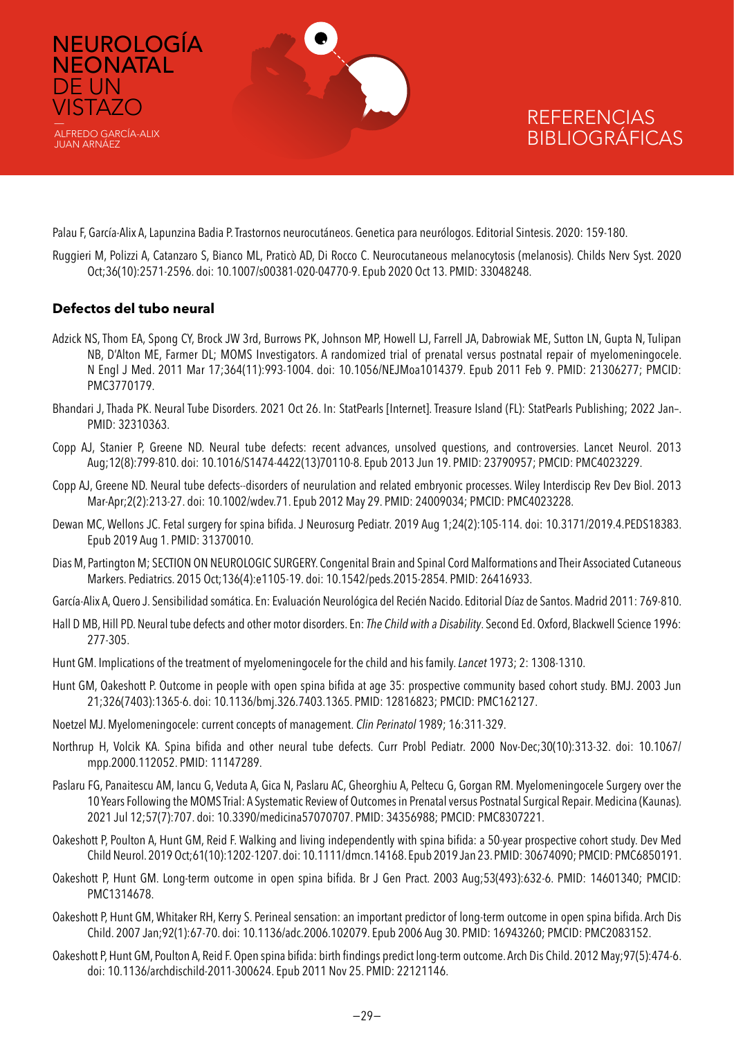Palau F, García-Alix A, Lapunzina Badia P. Trastornos neurocutáneos. Genetica para neurólogos. Editorial Sintesis. 2020: 159-180.

Ruggieri M, Polizzi A, Catanzaro S, Bianco ML, Praticò AD, Di Rocco C. Neurocutaneous melanocytosis (melanosis). Childs Nerv Syst. 2020 Oct;36(10):2571-2596. doi: 10.1007/s00381-020-04770-9. Epub 2020 Oct 13. PMID: 33048248.

## Defectos del tubo neural

Adzick NS, Thom EA, Spong CY, Brock JW 3rd, Burrows PK, Johnson MP, Howell LJ, Farrell JA, Dabrowiak ME, Sutton LN, Gupta N, Tulipan NB, D'Alton ME, Farmer DL; MOMS Investigators. A randomized trial of prenatal versus postnatal repair of myelomeningocele. N Engl J Med. 2011 Mar 17;364(11):993-1004. doi: 10.1056/NEJMoa1014379. Epub 2011 Feb 9. PMID: 21306277; PMCID: PMC3770179.

Bhandari J, Thada PK. Neural Tube Disorders. 2021 Oct 26. In: StatPearls [Internet]. Treasure Island (FL): StatPearls Publishing; 2022 Jan–. PMID: 32310363.

Copp AJ, Stanier P, Greene ND. Neural tube defects: recent advances, unsolved questions, and controversies. Lancet Neurol. 2013 Aug;12(8):799-810. doi: 10.1016/S1474-4422(13)70110-8. Epub 2013 Jun 19. PMID: 23790957; PMCID: PMC4023229.

Copp AJ, Greene ND. Neural tube defects--disorders of neurulation and related embryonic processes. Wiley Interdiscip Rev Dev Biol. 2013 Mar-Apr;2(2):213-27. doi: 10.1002/wdev.71. Epub 2012 May 29. PMID: 24009034; PMCID: PMC4023228.

Dewan MC, Wellons JC. Fetal surgery for spina bifida. J Neurosurg Pediatr. 2019 Aug 1;24(2):105-114. doi: 10.3171/2019.4.PEDS18383. Epub 2019 Aug 1. PMID: 31370010.

Dias M, Partington M; SECTION ON NEUROLOGIC SURGERY. Congenital Brain and Spinal Cord Malformations and Their Associated Cutaneous Markers. Pediatrics. 2015 Oct;136(4):e1105-19. doi: 10.1542/peds.2015-2854. PMID: 26416933.

García-Alix A, Quero J. Sensibilidad somática. En: Evaluación Neurológica del Recién Nacido. Editorial Díaz de Santos. Madrid 2011: 769-810.

Hall D MB, Hill PD. Neural tube defects and other motor disorders. En: *The Child with a Disability*. Second Ed. Oxford, Blackwell Science 1996: 277-305.

Hunt GM. Implications of the treatment of myelomeningocele for the child and his family. *Lancet* 1973; 2: 1308-1310.

Hunt GM, Oakeshott P. Outcome in people with open spina bifida at age 35: prospective community based cohort study. BMJ. 2003 Jun 21;326(7403):1365-6. doi: 10.1136/bmj.326.7403.1365. PMID: 12816823; PMCID: PMC162127.

Noetzel MJ. Myelomeningocele: current concepts of management. *Clin Perinatol* 1989; 16:311-329.

Northrup H, Volcik KA. Spina bifida and other neural tube defects. Curr Probl Pediatr. 2000 Nov-Dec;30(10):313-32. doi: 10.1067/mpp.2000.112052. PMID: 11147289.

Paslaru FG, Panaitescu AM, Iancu G, Veduta A, Gica N, Paslaru AC, Gheorghiu A, Peltecu G, Gorgan RM. Myelomeningocele Surgery over the 10 Years Following the MOMS Trial: A Systematic Review of Outcomes in Prenatal versus Postnatal Surgical Repair. Medicina (Kaunas). 2021 Jul 12;57(7):707. doi: 10.3390/medicina57070707. PMID: 34356988; PMCID: PMC8307221.

Oakeshott P, Poulton A, Hunt GM, Reid F. Walking and living independently with spina bifida: a 50-year prospective cohort study. Dev Med Child Neurol. 2019 Oct;61(10):1202-1207. doi: 10.1111/dmcn.14168. Epub 2019 Jan 23. PMID: 30674090; PMCID: PMC6850191.

Oakeshott P, Hunt GM. Long-term outcome in open spina bifida. Br J Gen Pract. 2003 Aug;53(493):632-6. PMID: 14601340; PMCID: PMC1314678.

Oakeshott P, Hunt GM, Whitaker RH, Kerry S. Perineal sensation: an important predictor of long-term outcome in open spina bifida. Arch Dis Child. 2007 Jan;92(1):67-70. doi: 10.1136/adc.2006.102079. Epub 2006 Aug 30. PMID: 16943260; PMCID: PMC2083152.

Oakeshott P, Hunt GM, Poulton A, Reid F. Open spina bifida: birth findings predict long-term outcome. Arch Dis Child. 2012 May;97(5):474-6. doi: 10.1136/archdischild-2011-300624. Epub 2011 Nov 25. PMID: 22121146.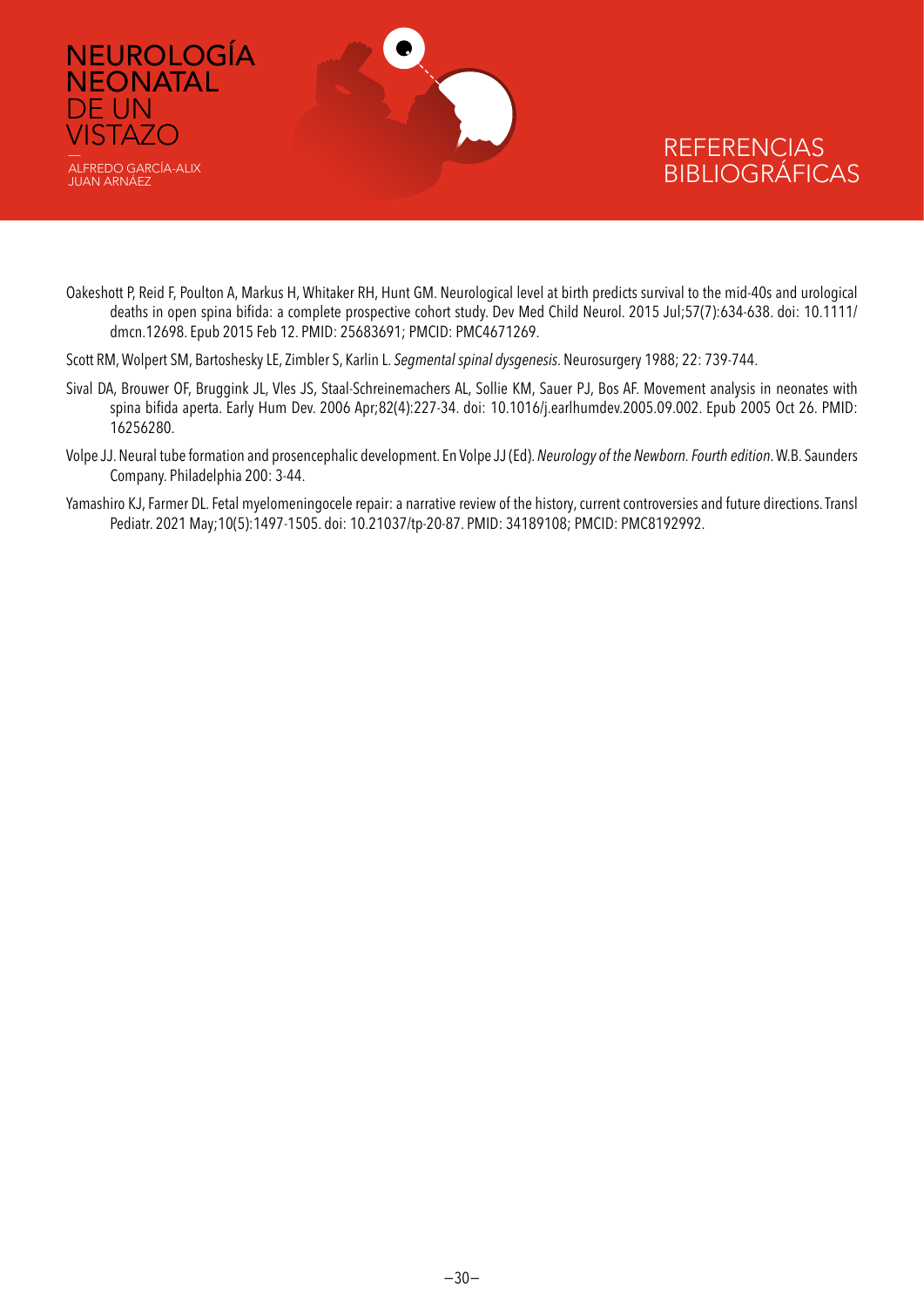# REFERENCIAS BIBLIOGRÁFICAS

Oakeshott P, Reid F, Poulton A, Markus H, Whitaker RH, Hunt GM. Neurological level at birth predicts survival to the mid-40s and urological deaths in open spina bifida: a complete prospective cohort study. Dev Med Child Neurol. 2015 Jul;57(7):634-638. doi: 10.1111/dmcn.12698. Epub 2015 Feb 12. PMID: 25683691; PMCID: PMC4671269.

Scott RM, Wolpert SM, Bartoshesky LE, Zimbler S, Karlin L. *Segmental spinal dysgenesis*. Neurosurgery 1988; 22: 739-744.

Sival DA, Brouwer OF, Bruggink JL, Vles JS, Staal-Schreinemachers AL, Sollie KM, Sauer PJ, Bos AF. Movement analysis in neonates with spina bifida aperta. Early Hum Dev. 2006 Apr;82(4):227-34. doi: 10.1016/j.earlhumdev.2005.09.002. Epub 2005 Oct 26. PMID: 16256280.

Volpe JJ. Neural tube formation and prosencephalic development. En Volpe JJ (Ed). *Neurology of the Newborn. Fourth edition*. W.B. Saunders Company. Philadelphia 200: 3-44.

Yamashiro KJ, Farmer DL. Fetal myelomeningocele repair: a narrative review of the history, current controversies and future directions. Transl Pediatr. 2021 May;10(5):1497-1505. doi: 10.21037/tp-20-87. PMID: 34189108; PMCID: PMC8192992.